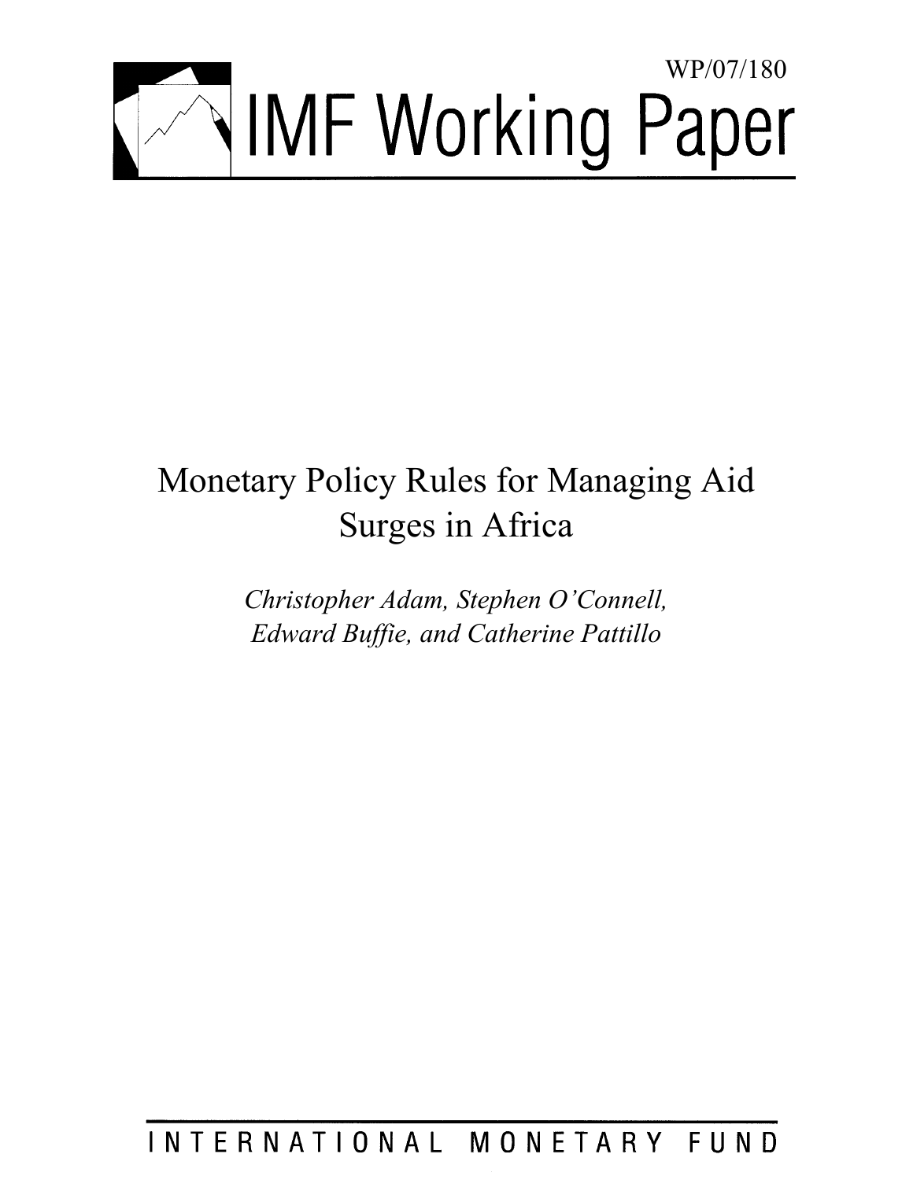WP/07/180

# IMF Working Paper

# Monetary Policy Rules for Managing Aid Surges in Africa

*Christopher Adam, Stephen O'Connell, Edward Buffie, and Catherine Pattillo*

INTERNATIONAL MONETARY FUND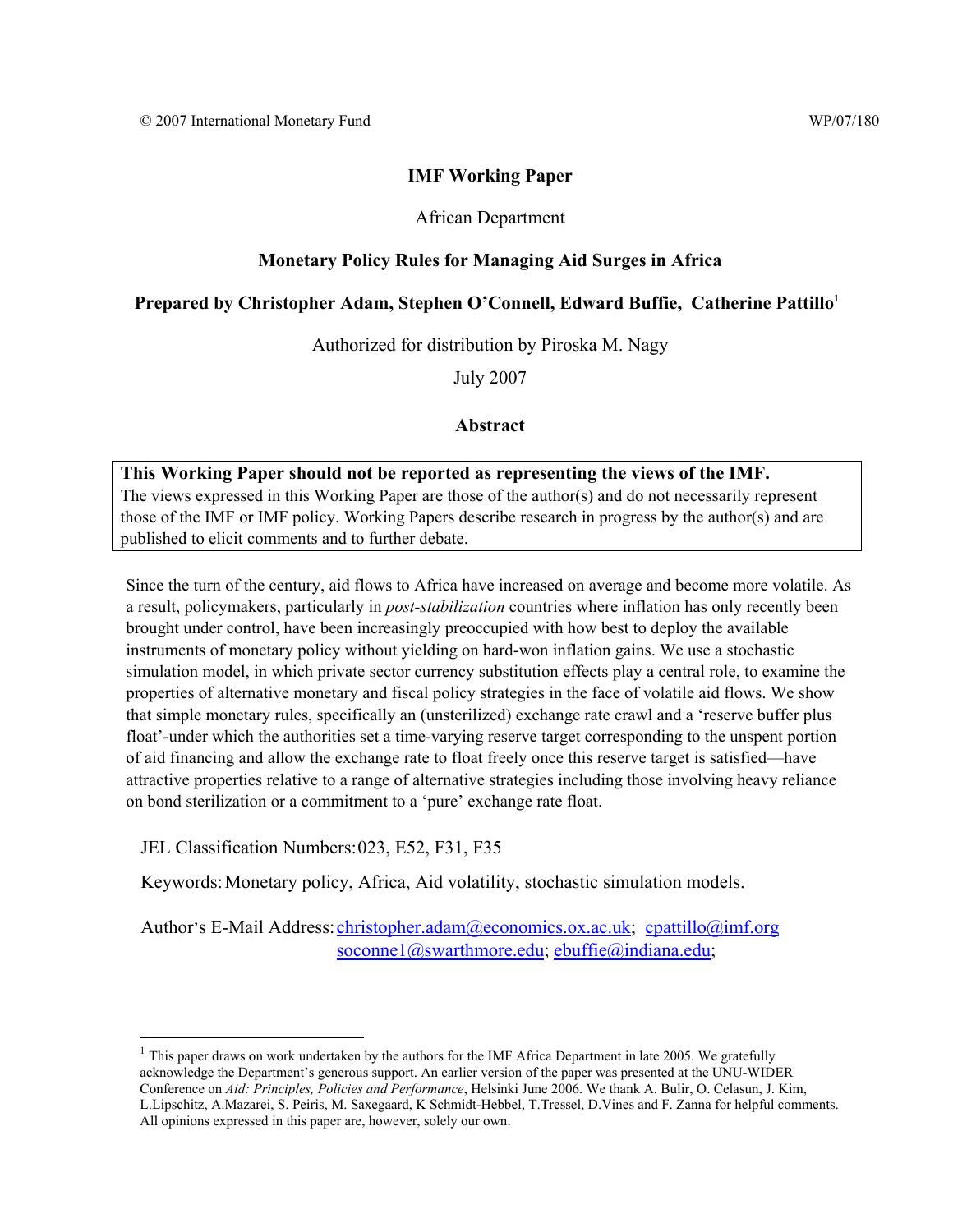© 2007 International Monetary Fund WP/07/180

**IMF Working Paper**

African Department

**Monetary Policy Rules for Managing Aid Surges in Africa**

**Prepared by Christopher Adam, Stephen O'Connell, Edward Buffie, Catherine Pattillo**[1]

Authorized for distribution by Piroska M. Nagy

July 2007

**Abstract**

> **This Working Paper should not be reported as representing the views of the IMF.**
> The views expressed in this Working Paper are those of the author(s) and do not necessarily represent those of the IMF or IMF policy. Working Papers describe research in progress by the author(s) and are published to elicit comments and to further debate.

Since the turn of the century, aid flows to Africa have increased on average and become more volatile. As a result, policymakers, particularly in *post-stabilization* countries where inflation has only recently been brought under control, have been increasingly preoccupied with how best to deploy the available instruments of monetary policy without yielding on hard-won inflation gains. We use a stochastic simulation model, in which private sector currency substitution effects play a central role, to examine the properties of alternative monetary and fiscal policy strategies in the face of volatile aid flows. We show that simple monetary rules, specifically an (unsterilized) exchange rate crawl and a 'reserve buffer plus float'-under which the authorities set a time-varying reserve target corresponding to the unspent portion of aid financing and allow the exchange rate to float freely once this reserve target is satisfied—have attractive properties relative to a range of alternative strategies including those involving heavy reliance on bond sterilization or a commitment to a 'pure' exchange rate float.

JEL Classification Numbers: 023, E52, F31, F35

Keywords: Monetary policy, Africa, Aid volatility, stochastic simulation models.

Author's E-Mail Address: christopher.adam@economics.ox.ac.uk; cpattillo@imf.org; soconne1@swarthmore.edu; ebuffie@indiana.edu;

---

[1] This paper draws on work undertaken by the authors for the IMF Africa Department in late 2005. We gratefully acknowledge the Department's generous support. An earlier version of the paper was presented at the UNU-WIDER Conference on *Aid: Principles, Policies and Performance*, Helsinki June 2006. We thank A. Bulir, O. Celasun, J. Kim, L.Lipschitz, A.Mazarei, S. Peiris, M. Saxegaard, K Schmidt-Hebbel, T.Tressel, D.Vines and F. Zanna for helpful comments. All opinions expressed in this paper are, however, solely our own.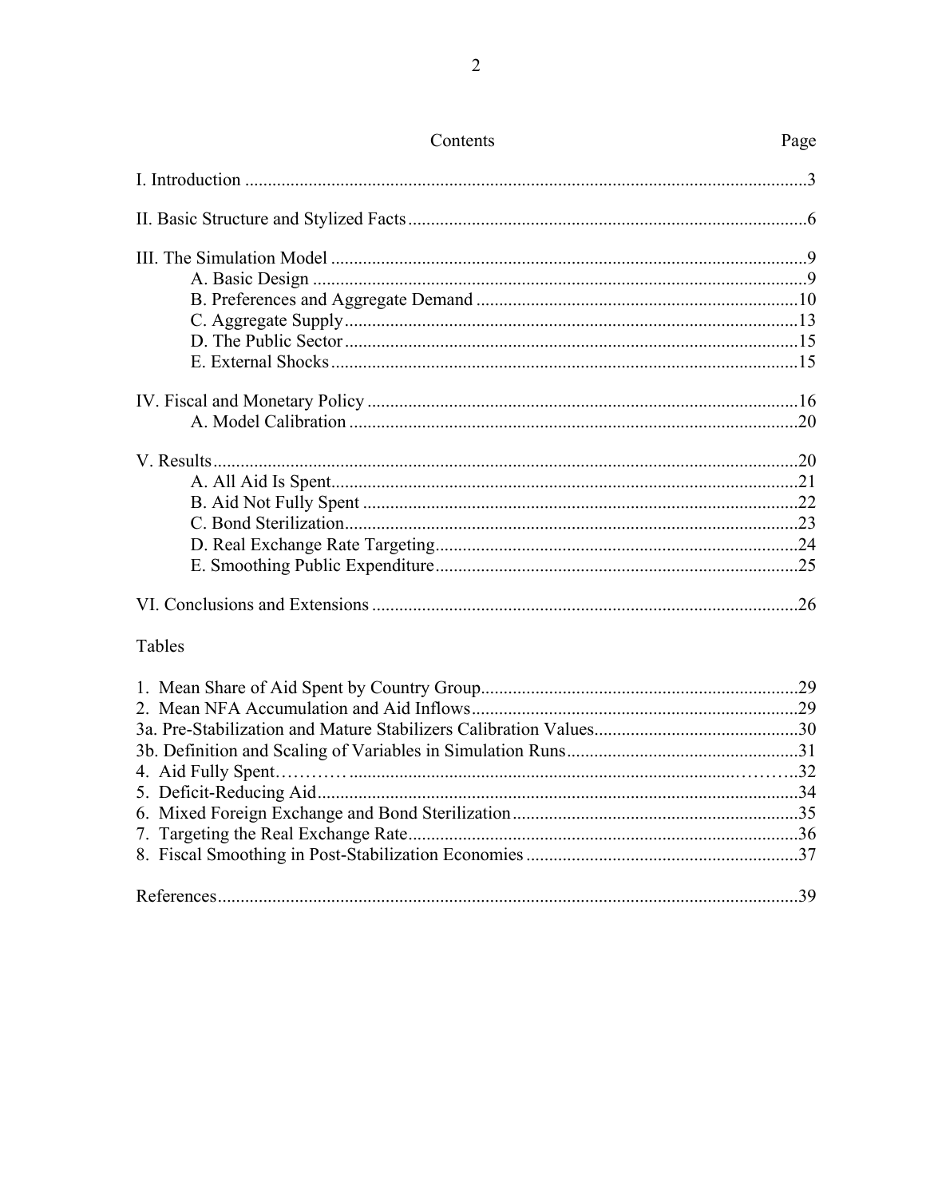Contents | Page

I. Introduction ..........3

II. Basic Structure and Stylized Facts ..........6

III. The Simulation Model ..........9
- A. Basic Design ..........9
- B. Preferences and Aggregate Demand ..........10
- C. Aggregate Supply ..........13
- D. The Public Sector ..........15
- E. External Shocks ..........15

IV. Fiscal and Monetary Policy ..........16
- A. Model Calibration ..........20

V. Results ..........20
- A. All Aid Is Spent ..........21
- B. Aid Not Fully Spent ..........22
- C. Bond Sterilization ..........23
- D. Real Exchange Rate Targeting ..........24
- E. Smoothing Public Expenditure ..........25

VI. Conclusions and Extensions ..........26

Tables

1. Mean Share of Aid Spent by Country Group ..........29
2. Mean NFA Accumulation and Aid Inflows ..........29

3a. Pre-Stabilization and Mature Stabilizers Calibration Values ..........30

3b. Definition and Scaling of Variables in Simulation Runs ..........31

4. Aid Fully Spent ..........32
5. Deficit-Reducing Aid ..........34
6. Mixed Foreign Exchange and Bond Sterilization ..........35
7. Targeting the Real Exchange Rate ..........36
8. Fiscal Smoothing in Post-Stabilization Economies ..........37

References ..........39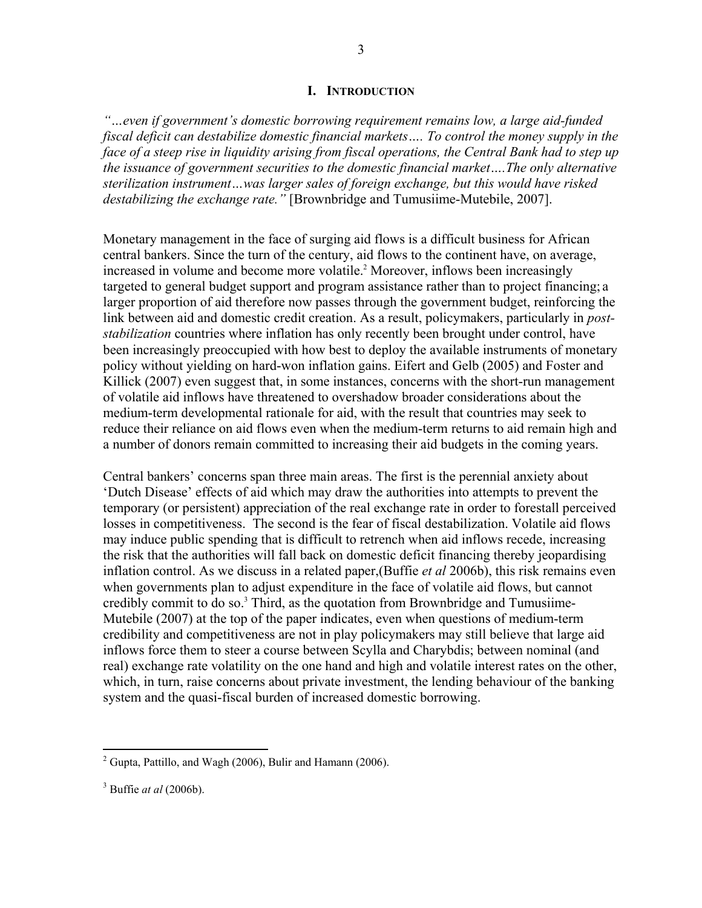# I. INTRODUCTION

*"…even if government's domestic borrowing requirement remains low, a large aid-funded fiscal deficit can destabilize domestic financial markets…. To control the money supply in the face of a steep rise in liquidity arising from fiscal operations, the Central Bank had to step up the issuance of government securities to the domestic financial market….The only alternative sterilization instrument…was larger sales of foreign exchange, but this would have risked destabilizing the exchange rate."* [Brownbridge and Tumusiime-Mutebile, 2007].

Monetary management in the face of surging aid flows is a difficult business for African central bankers. Since the turn of the century, aid flows to the continent have, on average, increased in volume and become more volatile.[2] Moreover, inflows been increasingly targeted to general budget support and program assistance rather than to project financing; a larger proportion of aid therefore now passes through the government budget, reinforcing the link between aid and domestic credit creation. As a result, policymakers, particularly in *post-stabilization* countries where inflation has only recently been brought under control, have been increasingly preoccupied with how best to deploy the available instruments of monetary policy without yielding on hard-won inflation gains. Eifert and Gelb (2005) and Foster and Killick (2007) even suggest that, in some instances, concerns with the short-run management of volatile aid inflows have threatened to overshadow broader considerations about the medium-term developmental rationale for aid, with the result that countries may seek to reduce their reliance on aid flows even when the medium-term returns to aid remain high and a number of donors remain committed to increasing their aid budgets in the coming years.

Central bankers' concerns span three main areas. The first is the perennial anxiety about 'Dutch Disease' effects of aid which may draw the authorities into attempts to prevent the temporary (or persistent) appreciation of the real exchange rate in order to forestall perceived losses in competitiveness. The second is the fear of fiscal destabilization. Volatile aid flows may induce public spending that is difficult to retrench when aid inflows recede, increasing the risk that the authorities will fall back on domestic deficit financing thereby jeopardising inflation control. As we discuss in a related paper,(Buffie *et al* 2006b), this risk remains even when governments plan to adjust expenditure in the face of volatile aid flows, but cannot credibly commit to do so.[3] Third, as the quotation from Brownbridge and Tumusiime-Mutebile (2007) at the top of the paper indicates, even when questions of medium-term credibility and competitiveness are not in play policymakers may still believe that large aid inflows force them to steer a course between Scylla and Charybdis; between nominal (and real) exchange rate volatility on the one hand and high and volatile interest rates on the other, which, in turn, raise concerns about private investment, the lending behaviour of the banking system and the quasi-fiscal burden of increased domestic borrowing.

---

[2] Gupta, Pattillo, and Wagh (2006), Bulir and Hamann (2006).

[3] Buffie *at al* (2006b).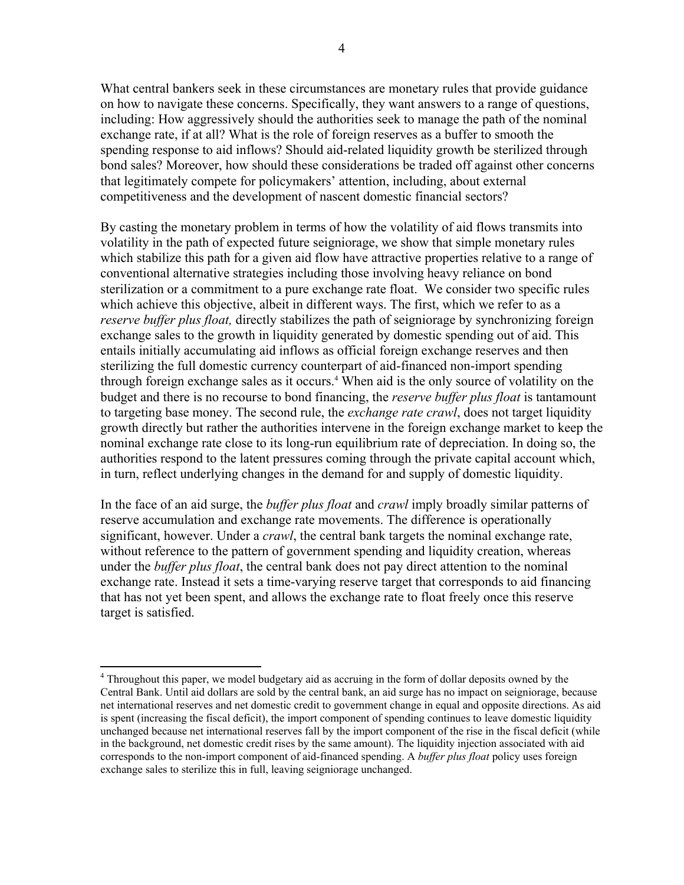What central bankers seek in these circumstances are monetary rules that provide guidance on how to navigate these concerns. Specifically, they want answers to a range of questions, including: How aggressively should the authorities seek to manage the path of the nominal exchange rate, if at all? What is the role of foreign reserves as a buffer to smooth the spending response to aid inflows? Should aid-related liquidity growth be sterilized through bond sales? Moreover, how should these considerations be traded off against other concerns that legitimately compete for policymakers' attention, including, about external competitiveness and the development of nascent domestic financial sectors?

By casting the monetary problem in terms of how the volatility of aid flows transmits into volatility in the path of expected future seigniorage, we show that simple monetary rules which stabilize this path for a given aid flow have attractive properties relative to a range of conventional alternative strategies including those involving heavy reliance on bond sterilization or a commitment to a pure exchange rate float. We consider two specific rules which achieve this objective, albeit in different ways. The first, which we refer to as a *reserve buffer plus float,* directly stabilizes the path of seigniorage by synchronizing foreign exchange sales to the growth in liquidity generated by domestic spending out of aid. This entails initially accumulating aid inflows as official foreign exchange reserves and then sterilizing the full domestic currency counterpart of aid-financed non-import spending through foreign exchange sales as it occurs.[4] When aid is the only source of volatility on the budget and there is no recourse to bond financing, the *reserve buffer plus float* is tantamount to targeting base money. The second rule, the *exchange rate crawl*, does not target liquidity growth directly but rather the authorities intervene in the foreign exchange market to keep the nominal exchange rate close to its long-run equilibrium rate of depreciation. In doing so, the authorities respond to the latent pressures coming through the private capital account which, in turn, reflect underlying changes in the demand for and supply of domestic liquidity.

In the face of an aid surge, the *buffer plus float* and *crawl* imply broadly similar patterns of reserve accumulation and exchange rate movements. The difference is operationally significant, however. Under a *crawl*, the central bank targets the nominal exchange rate, without reference to the pattern of government spending and liquidity creation, whereas under the *buffer plus float*, the central bank does not pay direct attention to the nominal exchange rate. Instead it sets a time-varying reserve target that corresponds to aid financing that has not yet been spent, and allows the exchange rate to float freely once this reserve target is satisfied.

[4] Throughout this paper, we model budgetary aid as accruing in the form of dollar deposits owned by the Central Bank. Until aid dollars are sold by the central bank, an aid surge has no impact on seigniorage, because net international reserves and net domestic credit to government change in equal and opposite directions. As aid is spent (increasing the fiscal deficit), the import component of spending continues to leave domestic liquidity unchanged because net international reserves fall by the import component of the rise in the fiscal deficit (while in the background, net domestic credit rises by the same amount). The liquidity injection associated with aid corresponds to the non-import component of aid-financed spending. A *buffer plus float* policy uses foreign exchange sales to sterilize this in full, leaving seigniorage unchanged.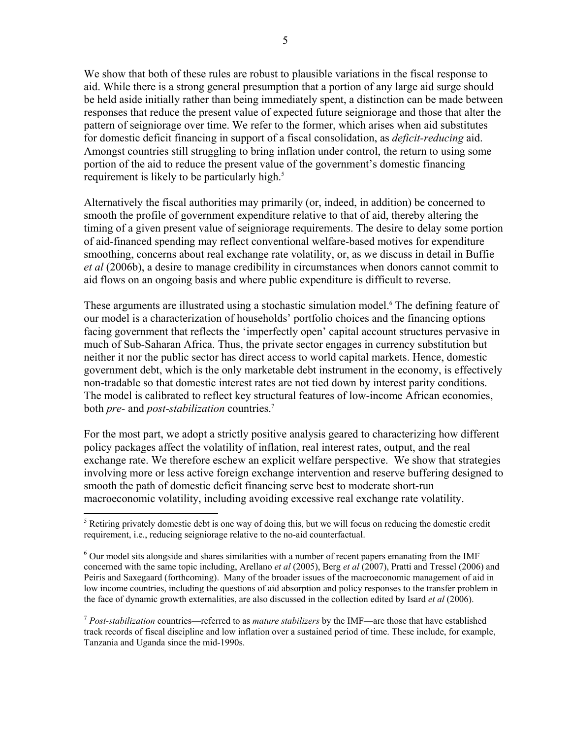We show that both of these rules are robust to plausible variations in the fiscal response to aid. While there is a strong general presumption that a portion of any large aid surge should be held aside initially rather than being immediately spent, a distinction can be made between responses that reduce the present value of expected future seigniorage and those that alter the pattern of seigniorage over time. We refer to the former, which arises when aid substitutes for domestic deficit financing in support of a fiscal consolidation, as *deficit-reducing* aid. Amongst countries still struggling to bring inflation under control, the return to using some portion of the aid to reduce the present value of the government's domestic financing requirement is likely to be particularly high.[5]

Alternatively the fiscal authorities may primarily (or, indeed, in addition) be concerned to smooth the profile of government expenditure relative to that of aid, thereby altering the timing of a given present value of seigniorage requirements. The desire to delay some portion of aid-financed spending may reflect conventional welfare-based motives for expenditure smoothing, concerns about real exchange rate volatility, or, as we discuss in detail in Buffie *et al* (2006b), a desire to manage credibility in circumstances when donors cannot commit to aid flows on an ongoing basis and where public expenditure is difficult to reverse.

These arguments are illustrated using a stochastic simulation model.[6] The defining feature of our model is a characterization of households' portfolio choices and the financing options facing government that reflects the 'imperfectly open' capital account structures pervasive in much of Sub-Saharan Africa. Thus, the private sector engages in currency substitution but neither it nor the public sector has direct access to world capital markets. Hence, domestic government debt, which is the only marketable debt instrument in the economy, is effectively non-tradable so that domestic interest rates are not tied down by interest parity conditions. The model is calibrated to reflect key structural features of low-income African economies, both *pre-* and *post-stabilization* countries.[7]

For the most part, we adopt a strictly positive analysis geared to characterizing how different policy packages affect the volatility of inflation, real interest rates, output, and the real exchange rate. We therefore eschew an explicit welfare perspective. We show that strategies involving more or less active foreign exchange intervention and reserve buffering designed to smooth the path of domestic deficit financing serve best to moderate short-run macroeconomic volatility, including avoiding excessive real exchange rate volatility.

---

[5] Retiring privately domestic debt is one way of doing this, but we will focus on reducing the domestic credit requirement, i.e., reducing seigniorage relative to the no-aid counterfactual.

[6] Our model sits alongside and shares similarities with a number of recent papers emanating from the IMF concerned with the same topic including, Arellano *et al* (2005), Berg *et al* (2007), Pratti and Tressel (2006) and Peiris and Saxegaard (forthcoming). Many of the broader issues of the macroeconomic management of aid in low income countries, including the questions of aid absorption and policy responses to the transfer problem in the face of dynamic growth externalities, are also discussed in the collection edited by Isard *et al* (2006).

[7] *Post-stabilization* countries—referred to as *mature stabilizers* by the IMF—are those that have established track records of fiscal discipline and low inflation over a sustained period of time. These include, for example, Tanzania and Uganda since the mid-1990s.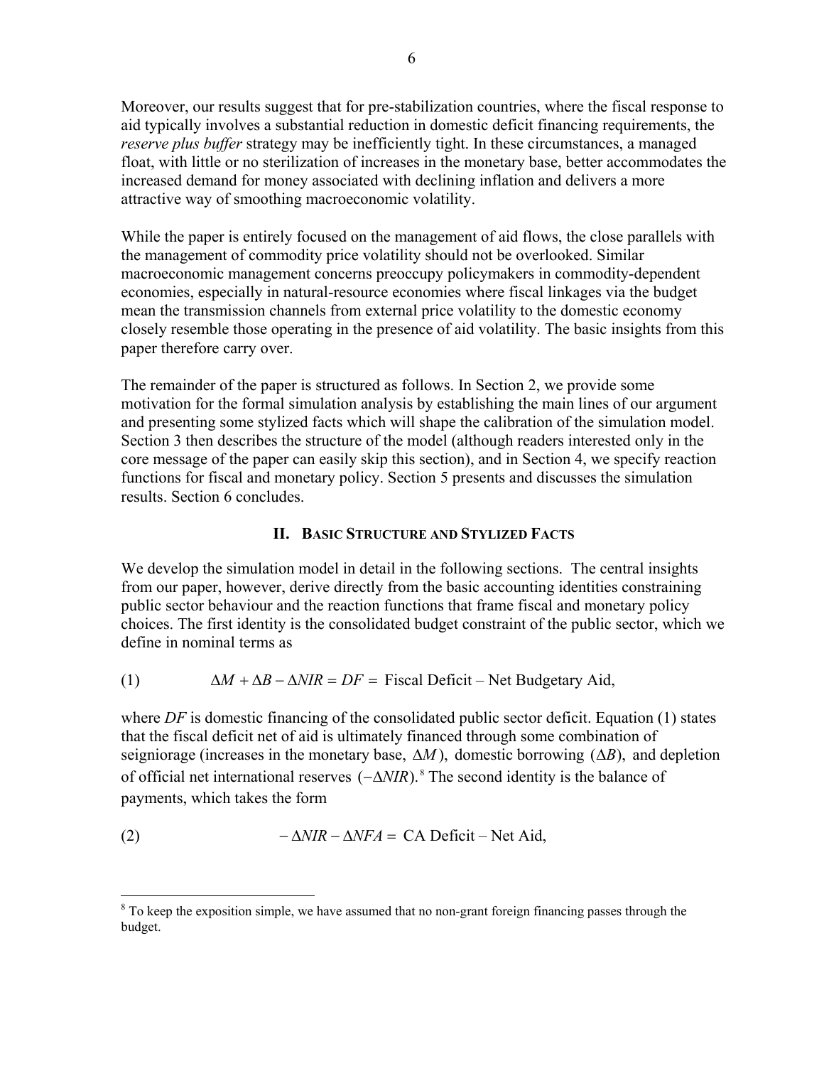Moreover, our results suggest that for pre-stabilization countries, where the fiscal response to aid typically involves a substantial reduction in domestic deficit financing requirements, the *reserve plus buffer* strategy may be inefficiently tight. In these circumstances, a managed float, with little or no sterilization of increases in the monetary base, better accommodates the increased demand for money associated with declining inflation and delivers a more attractive way of smoothing macroeconomic volatility.

While the paper is entirely focused on the management of aid flows, the close parallels with the management of commodity price volatility should not be overlooked. Similar macroeconomic management concerns preoccupy policymakers in commodity-dependent economies, especially in natural-resource economies where fiscal linkages via the budget mean the transmission channels from external price volatility to the domestic economy closely resemble those operating in the presence of aid volatility. The basic insights from this paper therefore carry over.

The remainder of the paper is structured as follows. In Section 2, we provide some motivation for the formal simulation analysis by establishing the main lines of our argument and presenting some stylized facts which will shape the calibration of the simulation model. Section 3 then describes the structure of the model (although readers interested only in the core message of the paper can easily skip this section), and in Section 4, we specify reaction functions for fiscal and monetary policy. Section 5 presents and discusses the simulation results. Section 6 concludes.

## II. Basic Structure and Stylized Facts

We develop the simulation model in detail in the following sections. The central insights from our paper, however, derive directly from the basic accounting identities constraining public sector behaviour and the reaction functions that frame fiscal and monetary policy choices. The first identity is the consolidated budget constraint of the public sector, which we define in nominal terms as

$$(1) \qquad \Delta M + \Delta B - \Delta NIR = DF = \text{Fiscal Deficit} - \text{Net Budgetary Aid},$$

where $DF$ is domestic financing of the consolidated public sector deficit. Equation (1) states that the fiscal deficit net of aid is ultimately financed through some combination of seigniorage (increases in the monetary base, $\Delta M$), domestic borrowing $(\Delta B)$, and depletion of official net international reserves $(-\Delta NIR)$.[8] The second identity is the balance of payments, which takes the form

$$(2) \qquad -\Delta NIR - \Delta NFA = \text{CA Deficit} - \text{Net Aid},$$

[8] To keep the exposition simple, we have assumed that no non-grant foreign financing passes through the budget.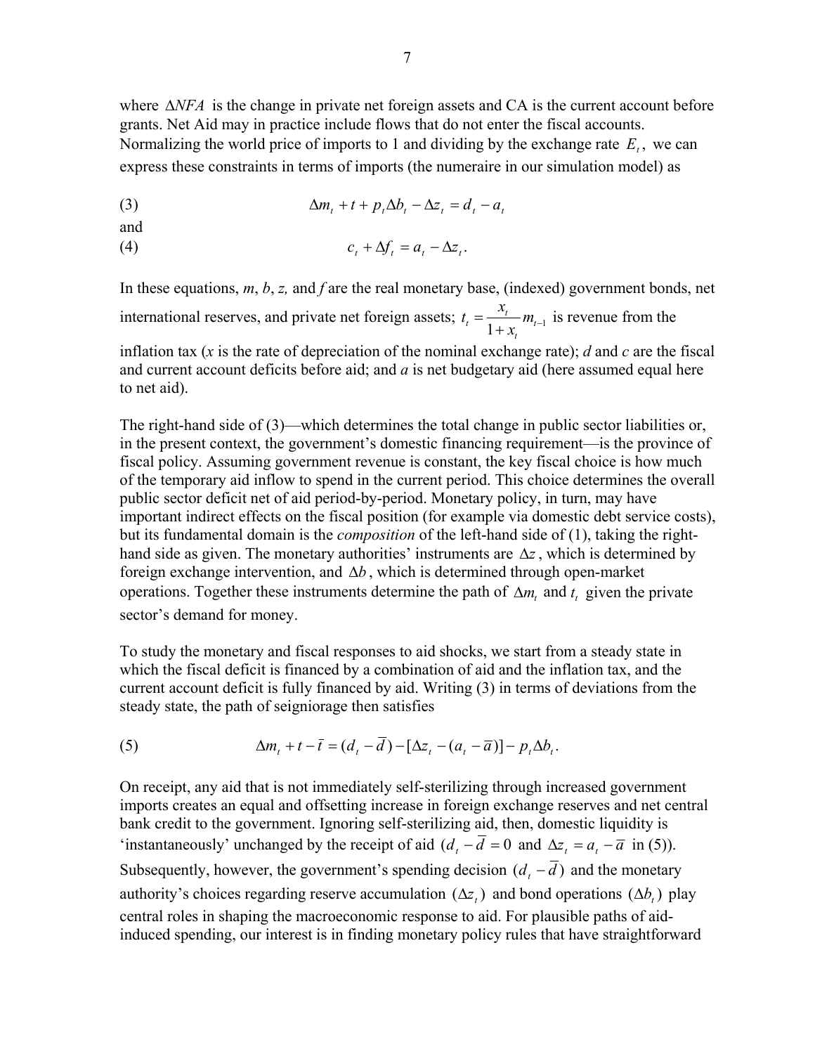where $\Delta NFA$ is the change in private net foreign assets and CA is the current account before grants. Net Aid may in practice include flows that do not enter the fiscal accounts. Normalizing the world price of imports to 1 and dividing by the exchange rate $E_t$, we can express these constraints in terms of imports (the numeraire in our simulation model) as

$$\Delta m_t + t + p_t \Delta b_t - \Delta z_t = d_t - a_t \tag{3}$$

and

$$c_t + \Delta f_t = a_t - \Delta z_t. \tag{4}$$

In these equations, *m*, *b*, *z,* and *f* are the real monetary base, (indexed) government bonds, net international reserves, and private net foreign assets; $t_t = \frac{x_t}{1+x_t} m_{t-1}$ is revenue from the inflation tax (*x* is the rate of depreciation of the nominal exchange rate); *d* and *c* are the fiscal and current account deficits before aid; and *a* is net budgetary aid (here assumed equal here to net aid).

The right-hand side of (3)—which determines the total change in public sector liabilities or, in the present context, the government's domestic financing requirement—is the province of fiscal policy. Assuming government revenue is constant, the key fiscal choice is how much of the temporary aid inflow to spend in the current period. This choice determines the overall public sector deficit net of aid period-by-period. Monetary policy, in turn, may have important indirect effects on the fiscal position (for example via domestic debt service costs), but its fundamental domain is the *composition* of the left-hand side of (1), taking the right-hand side as given. The monetary authorities' instruments are $\Delta z$, which is determined by foreign exchange intervention, and $\Delta b$, which is determined through open-market operations. Together these instruments determine the path of $\Delta m_t$ and $t_t$ given the private sector's demand for money.

To study the monetary and fiscal responses to aid shocks, we start from a steady state in which the fiscal deficit is financed by a combination of aid and the inflation tax, and the current account deficit is fully financed by aid. Writing (3) in terms of deviations from the steady state, the path of seigniorage then satisfies

$$\Delta m_t + t - \bar{t} = (d_t - \bar{d}) - [\Delta z_t - (a_t - \bar{a})] - p_t \Delta b_t. \tag{5}$$

On receipt, any aid that is not immediately self-sterilizing through increased government imports creates an equal and offsetting increase in foreign exchange reserves and net central bank credit to the government. Ignoring self-sterilizing aid, then, domestic liquidity is 'instantaneously' unchanged by the receipt of aid ($d_t - \bar{d} = 0$ and $\Delta z_t = a_t - \bar{a}$ in (5)). Subsequently, however, the government's spending decision $(d_t - \bar{d})$ and the monetary authority's choices regarding reserve accumulation $(\Delta z_t)$ and bond operations $(\Delta b_t)$ play central roles in shaping the macroeconomic response to aid. For plausible paths of aid-induced spending, our interest is in finding monetary policy rules that have straightforward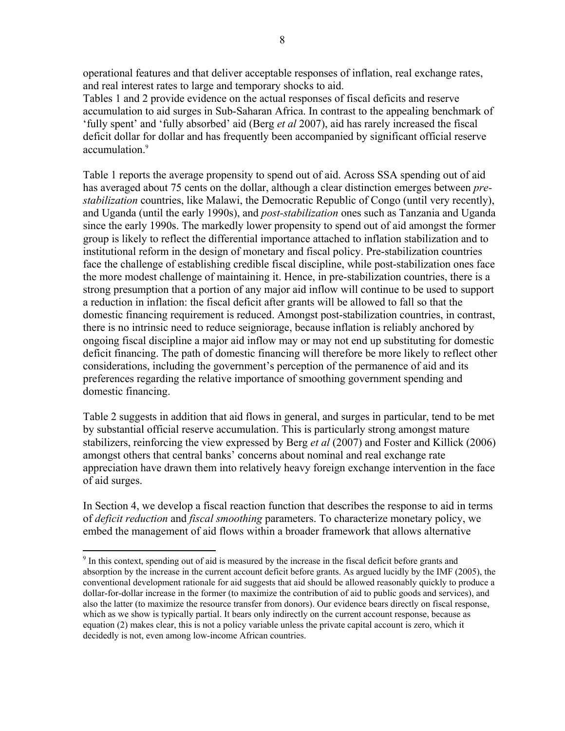operational features and that deliver acceptable responses of inflation, real exchange rates, and real interest rates to large and temporary shocks to aid.

Tables 1 and 2 provide evidence on the actual responses of fiscal deficits and reserve accumulation to aid surges in Sub-Saharan Africa. In contrast to the appealing benchmark of 'fully spent' and 'fully absorbed' aid (Berg *et al* 2007), aid has rarely increased the fiscal deficit dollar for dollar and has frequently been accompanied by significant official reserve accumulation.[9]

Table 1 reports the average propensity to spend out of aid. Across SSA spending out of aid has averaged about 75 cents on the dollar, although a clear distinction emerges between *pre-stabilization* countries, like Malawi, the Democratic Republic of Congo (until very recently), and Uganda (until the early 1990s), and *post-stabilization* ones such as Tanzania and Uganda since the early 1990s. The markedly lower propensity to spend out of aid amongst the former group is likely to reflect the differential importance attached to inflation stabilization and to institutional reform in the design of monetary and fiscal policy. Pre-stabilization countries face the challenge of establishing credible fiscal discipline, while post-stabilization ones face the more modest challenge of maintaining it. Hence, in pre-stabilization countries, there is a strong presumption that a portion of any major aid inflow will continue to be used to support a reduction in inflation: the fiscal deficit after grants will be allowed to fall so that the domestic financing requirement is reduced. Amongst post-stabilization countries, in contrast, there is no intrinsic need to reduce seigniorage, because inflation is reliably anchored by ongoing fiscal discipline a major aid inflow may or may not end up substituting for domestic deficit financing. The path of domestic financing will therefore be more likely to reflect other considerations, including the government's perception of the permanence of aid and its preferences regarding the relative importance of smoothing government spending and domestic financing.

Table 2 suggests in addition that aid flows in general, and surges in particular, tend to be met by substantial official reserve accumulation. This is particularly strong amongst mature stabilizers, reinforcing the view expressed by Berg *et al* (2007) and Foster and Killick (2006) amongst others that central banks' concerns about nominal and real exchange rate appreciation have drawn them into relatively heavy foreign exchange intervention in the face of aid surges.

In Section 4, we develop a fiscal reaction function that describes the response to aid in terms of *deficit reduction* and *fiscal smoothing* parameters. To characterize monetary policy, we embed the management of aid flows within a broader framework that allows alternative

[9] In this context, spending out of aid is measured by the increase in the fiscal deficit before grants and absorption by the increase in the current account deficit before grants. As argued lucidly by the IMF (2005), the conventional development rationale for aid suggests that aid should be allowed reasonably quickly to produce a dollar-for-dollar increase in the former (to maximize the contribution of aid to public goods and services), and also the latter (to maximize the resource transfer from donors). Our evidence bears directly on fiscal response, which as we show is typically partial. It bears only indirectly on the current account response, because as equation (2) makes clear, this is not a policy variable unless the private capital account is zero, which it decidedly is not, even among low-income African countries.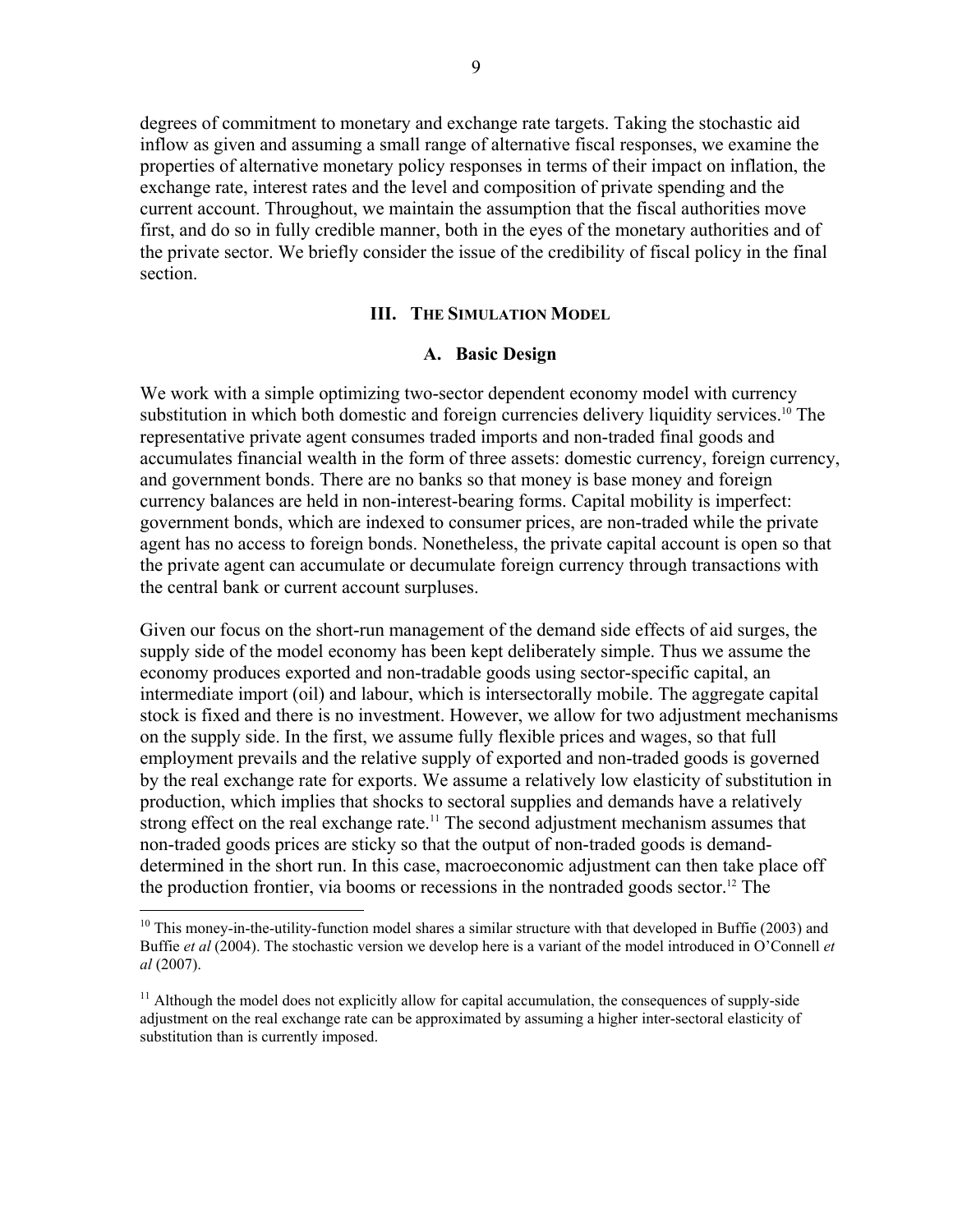degrees of commitment to monetary and exchange rate targets. Taking the stochastic aid inflow as given and assuming a small range of alternative fiscal responses, we examine the properties of alternative monetary policy responses in terms of their impact on inflation, the exchange rate, interest rates and the level and composition of private spending and the current account. Throughout, we maintain the assumption that the fiscal authorities move first, and do so in fully credible manner, both in the eyes of the monetary authorities and of the private sector. We briefly consider the issue of the credibility of fiscal policy in the final section.

## III. The Simulation Model

### A. Basic Design

We work with a simple optimizing two-sector dependent economy model with currency substitution in which both domestic and foreign currencies delivery liquidity services.[10] The representative private agent consumes traded imports and non-traded final goods and accumulates financial wealth in the form of three assets: domestic currency, foreign currency, and government bonds. There are no banks so that money is base money and foreign currency balances are held in non-interest-bearing forms. Capital mobility is imperfect: government bonds, which are indexed to consumer prices, are non-traded while the private agent has no access to foreign bonds. Nonetheless, the private capital account is open so that the private agent can accumulate or decumulate foreign currency through transactions with the central bank or current account surpluses.

Given our focus on the short-run management of the demand side effects of aid surges, the supply side of the model economy has been kept deliberately simple. Thus we assume the economy produces exported and non-tradable goods using sector-specific capital, an intermediate import (oil) and labour, which is intersectorally mobile. The aggregate capital stock is fixed and there is no investment. However, we allow for two adjustment mechanisms on the supply side. In the first, we assume fully flexible prices and wages, so that full employment prevails and the relative supply of exported and non-traded goods is governed by the real exchange rate for exports. We assume a relatively low elasticity of substitution in production, which implies that shocks to sectoral supplies and demands have a relatively strong effect on the real exchange rate.[11] The second adjustment mechanism assumes that non-traded goods prices are sticky so that the output of non-traded goods is demand-determined in the short run. In this case, macroeconomic adjustment can then take place off the production frontier, via booms or recessions in the nontraded goods sector.[12] The

---

[10] This money-in-the-utility-function model shares a similar structure with that developed in Buffie (2003) and Buffie *et al* (2004). The stochastic version we develop here is a variant of the model introduced in O'Connell *et al* (2007).

[11] Although the model does not explicitly allow for capital accumulation, the consequences of supply-side adjustment on the real exchange rate can be approximated by assuming a higher inter-sectoral elasticity of substitution than is currently imposed.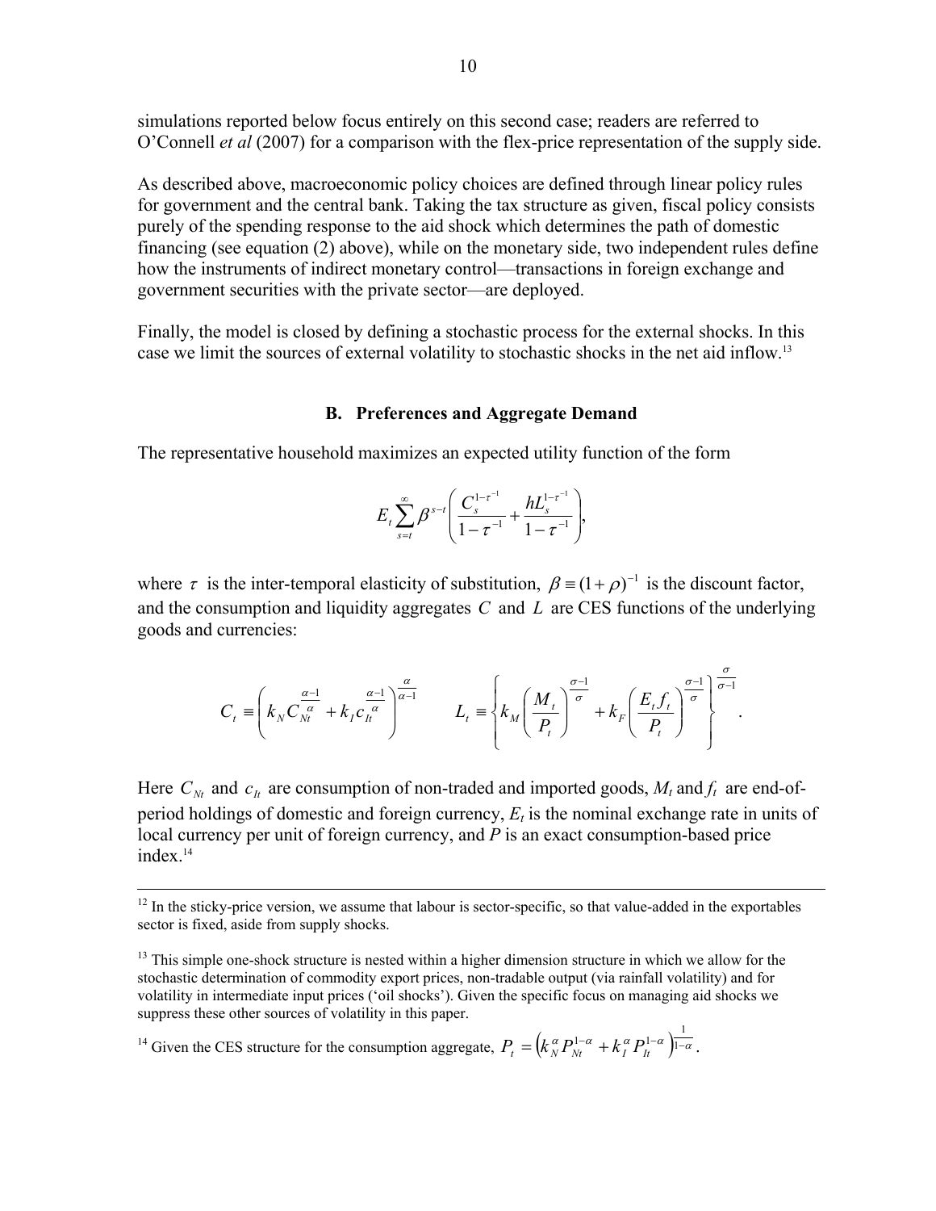simulations reported below focus entirely on this second case; readers are referred to O'Connell *et al* (2007) for a comparison with the flex-price representation of the supply side.

As described above, macroeconomic policy choices are defined through linear policy rules for government and the central bank. Taking the tax structure as given, fiscal policy consists purely of the spending response to the aid shock which determines the path of domestic financing (see equation (2) above), while on the monetary side, two independent rules define how the instruments of indirect monetary control—transactions in foreign exchange and government securities with the private sector—are deployed.

Finally, the model is closed by defining a stochastic process for the external shocks. In this case we limit the sources of external volatility to stochastic shocks in the net aid inflow.[13]

### B. Preferences and Aggregate Demand

The representative household maximizes an expected utility function of the form

$$E_t \sum_{s=t}^{\infty} \beta^{s-t} \left( \frac{C_s^{1-\tau^{-1}}}{1-\tau^{-1}} + \frac{hL_s^{1-\tau^{-1}}}{1-\tau^{-1}} \right),$$

where $\tau$ is the inter-temporal elasticity of substitution, $\beta \equiv (1+\rho)^{-1}$ is the discount factor, and the consumption and liquidity aggregates $C$ and $L$ are CES functions of the underlying goods and currencies:

$$C_t \equiv \left( k_N C_{Nt}^{\frac{\alpha-1}{\alpha}} + k_I c_{It}^{\frac{\alpha-1}{\alpha}} \right)^{\frac{\alpha}{\alpha-1}} \qquad L_t \equiv \left\{ k_M \left( \frac{M_t}{P_t} \right)^{\frac{\sigma-1}{\sigma}} + k_F \left( \frac{E_t f_t}{P_t} \right)^{\frac{\sigma-1}{\sigma}} \right\}^{\frac{\sigma}{\sigma-1}}.$$

Here $C_{Nt}$ and $c_{It}$ are consumption of non-traded and imported goods, $M_t$ and $f_t$ are end-of-period holdings of domestic and foreign currency, $E_t$ is the nominal exchange rate in units of local currency per unit of foreign currency, and $P$ is an exact consumption-based price index.[14]

---

[12] In the sticky-price version, we assume that labour is sector-specific, so that value-added in the exportables sector is fixed, aside from supply shocks.

[13] This simple one-shock structure is nested within a higher dimension structure in which we allow for the stochastic determination of commodity export prices, non-tradable output (via rainfall volatility) and for volatility in intermediate input prices ('oil shocks'). Given the specific focus on managing aid shocks we suppress these other sources of volatility in this paper.

[14] Given the CES structure for the consumption aggregate, $P_t = \left( k_N^{\alpha} P_{Nt}^{1-\alpha} + k_I^{\alpha} P_{It}^{1-\alpha} \right)^{\frac{1}{1-\alpha}}$.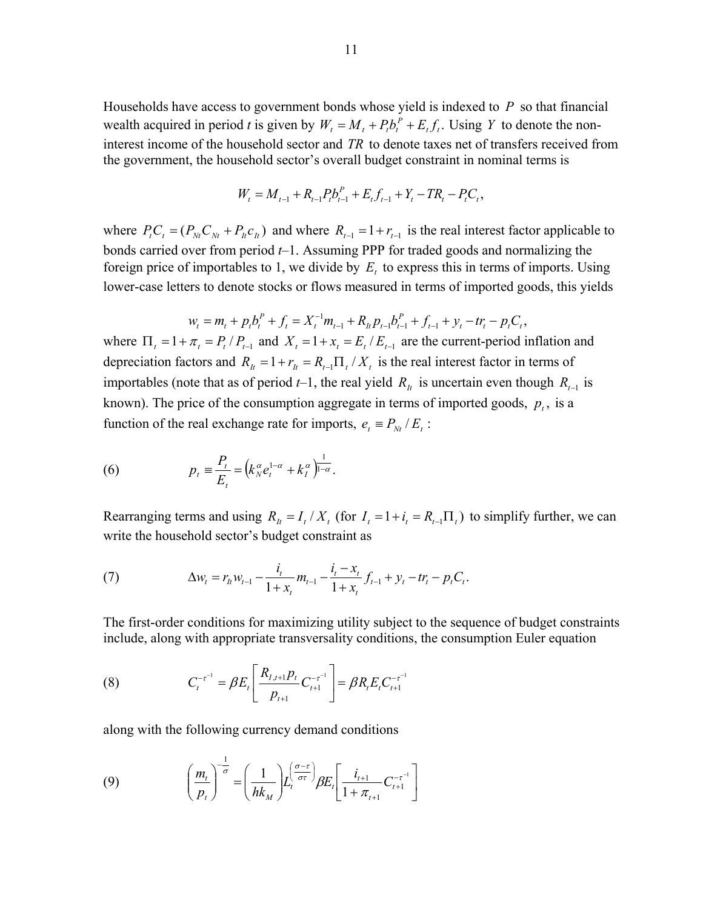Households have access to government bonds whose yield is indexed to $P$ so that financial wealth acquired in period *t* is given by $W_t = M_t + P_t b_t^P + E_t f_t$. Using $Y$ to denote the non-interest income of the household sector and $TR$ to denote taxes net of transfers received from the government, the household sector's overall budget constraint in nominal terms is

$$W_t = M_{t-1} + R_{t-1} P_t b_{t-1}^P + E_t f_{t-1} + Y_t - TR_t - P_t C_t,$$

where $P_t C_t = (P_{Nt} C_{Nt} + P_{It} c_{It})$ and where $R_{t-1} = 1 + r_{t-1}$ is the real interest factor applicable to bonds carried over from period *t*–1. Assuming PPP for traded goods and normalizing the foreign price of importables to 1, we divide by $E_t$ to express this in terms of imports. Using lower-case letters to denote stocks or flows measured in terms of imported goods, this yields

$$w_t = m_t + p_t b_t^P + f_t = X_t^{-1} m_{t-1} + R_{It} p_{t-1} b_{t-1}^P + f_{t-1} + y_t - tr_t - p_t C_t,$$

where $\Pi_t = 1 + \pi_t = P_t / P_{t-1}$ and $X_t = 1 + x_t = E_t / E_{t-1}$ are the current-period inflation and depreciation factors and $R_{It} = 1 + r_{It} = R_{t-1} \Pi_t / X_t$ is the real interest factor in terms of importables (note that as of period *t*–1, the real yield $R_{It}$ is uncertain even though $R_{t-1}$ is known). The price of the consumption aggregate in terms of imported goods, $p_t$, is a function of the real exchange rate for imports, $e_t \equiv P_{Nt} / E_t$:

$$p_t \equiv \frac{P_t}{E_t} = \left(k_N^\alpha e_t^{1-\alpha} + k_I^\alpha\right)^{\frac{1}{1-\alpha}}. \tag{6}$$

Rearranging terms and using $R_{It} = I_t / X_t$ (for $I_t = 1 + i_t = R_{t-1} \Pi_t$) to simplify further, we can write the household sector's budget constraint as

$$\Delta w_t = r_{It} w_{t-1} - \frac{i_t}{1 + x_t} m_{t-1} - \frac{i_t - x_t}{1 + x_t} f_{t-1} + y_t - tr_t - p_t C_t. \tag{7}$$

The first-order conditions for maximizing utility subject to the sequence of budget constraints include, along with appropriate transversality conditions, the consumption Euler equation

$$C_t^{-\tau^{-1}} = \beta E_t \left[ \frac{R_{I,t+1} p_t}{p_{t+1}} C_{t+1}^{-\tau^{-1}} \right] = \beta R_t E_t C_{t+1}^{-\tau^{-1}} \tag{8}$$

along with the following currency demand conditions

$$\left(\frac{m_t}{p_t}\right)^{-\frac{1}{\sigma}} = \left(\frac{1}{hk_M}\right) L_t^{\left(\frac{\sigma - \tau}{\sigma\tau}\right)} \beta E_t \left[ \frac{i_{t+1}}{1 + \pi_{t+1}} C_{t+1}^{-\tau^{-1}} \right] \tag{9}$$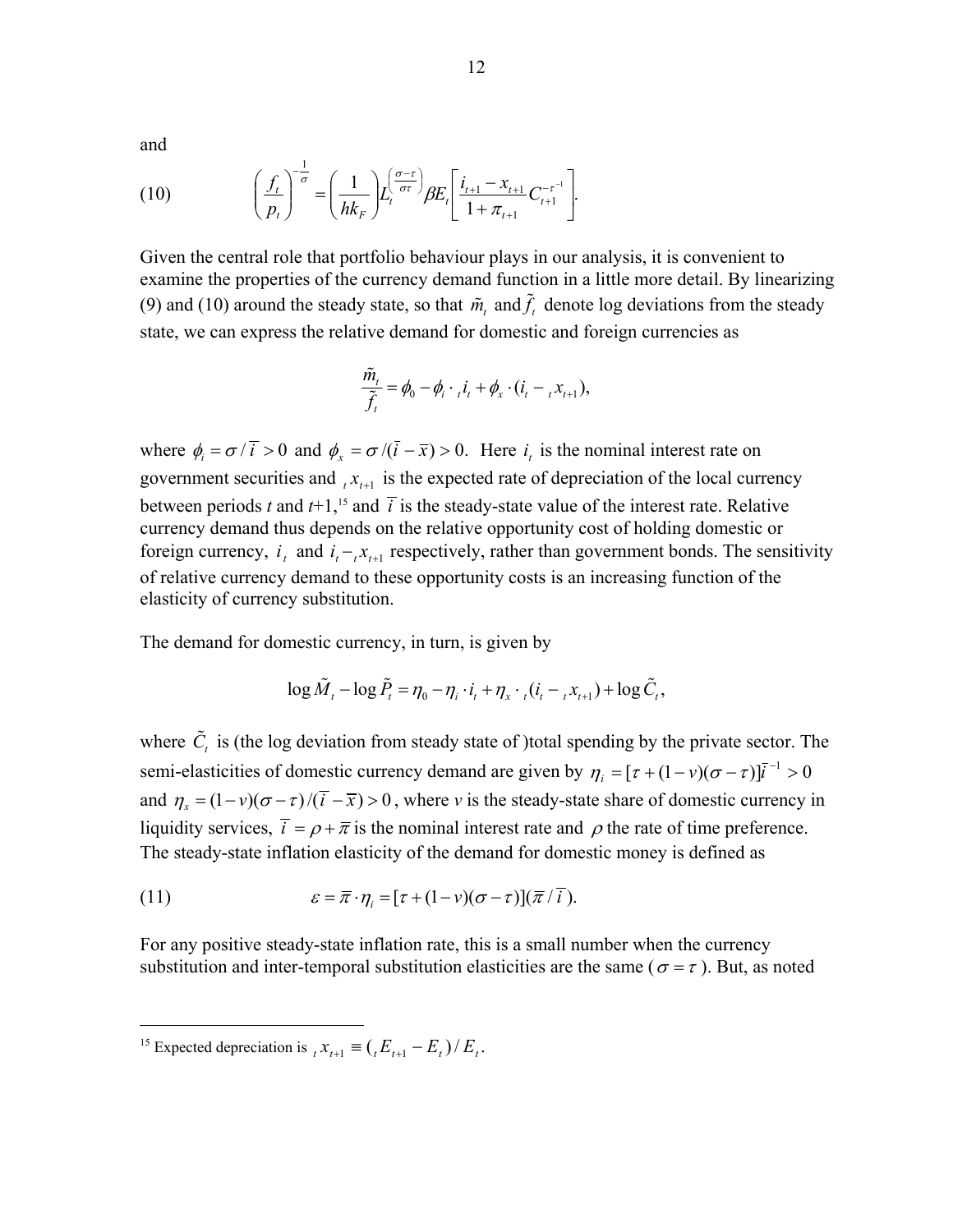and

$$(10) \qquad \left(\frac{f_t}{p_t}\right)^{-\frac{1}{\sigma}} = \left(\frac{1}{hk_F}\right) L_t^{\left(\frac{\sigma-\tau}{\sigma\tau}\right)} \beta E_t \left[\frac{i_{t+1} - x_{t+1}}{1+\pi_{t+1}} C_{t+1}^{-\tau^{-1}}\right].$$

Given the central role that portfolio behaviour plays in our analysis, it is convenient to examine the properties of the currency demand function in a little more detail. By linearizing (9) and (10) around the steady state, so that $\tilde{m}_t$ and $\tilde{f}_t$ denote log deviations from the steady state, we can express the relative demand for domestic and foreign currencies as

$$\frac{\tilde{m}_t}{\tilde{f}_t} = \phi_0 - \phi_i \cdot {}_t i_t + \phi_x \cdot (i_t - {}_t x_{t+1}),$$

where $\phi_i = \sigma / \bar{i} > 0$ and $\phi_x = \sigma / (\bar{i} - \bar{x}) > 0$. Here $i_t$ is the nominal interest rate on government securities and ${}_t x_{t+1}$ is the expected rate of depreciation of the local currency between periods $t$ and $t$+1,[15] and $\bar{i}$ is the steady-state value of the interest rate. Relative currency demand thus depends on the relative opportunity cost of holding domestic or foreign currency, $i_t$ and $i_t - {}_t x_{t+1}$ respectively, rather than government bonds. The sensitivity of relative currency demand to these opportunity costs is an increasing function of the elasticity of currency substitution.

The demand for domestic currency, in turn, is given by

$$\log \tilde{M}_t - \log \tilde{P}_t = \eta_0 - \eta_i \cdot i_t + \eta_x \cdot {}_t(i_t - {}_t x_{t+1}) + \log \tilde{C}_t,$$

where $\tilde{C}_t$ is (the log deviation from steady state of )total spending by the private sector. The semi-elasticities of domestic currency demand are given by $\eta_i = [\tau + (1-v)(\sigma - \tau)]\bar{i}^{-1} > 0$ and $\eta_x = (1-v)(\sigma - \tau)/(\bar{i} - \bar{x}) > 0$, where $v$ is the steady-state share of domestic currency in liquidity services, $\bar{i} = \rho + \bar{\pi}$ is the nominal interest rate and $\rho$ the rate of time preference. The steady-state inflation elasticity of the demand for domestic money is defined as

$$(11) \qquad \varepsilon = \bar{\pi} \cdot \eta_i = [\tau + (1-v)(\sigma - \tau)](\bar{\pi} / \bar{i}).$$

For any positive steady-state inflation rate, this is a small number when the currency substitution and inter-temporal substitution elasticities are the same ($\sigma = \tau$). But, as noted

[15] Expected depreciation is ${}_t x_{t+1} \equiv ({}_t E_{t+1} - E_t)/E_t$.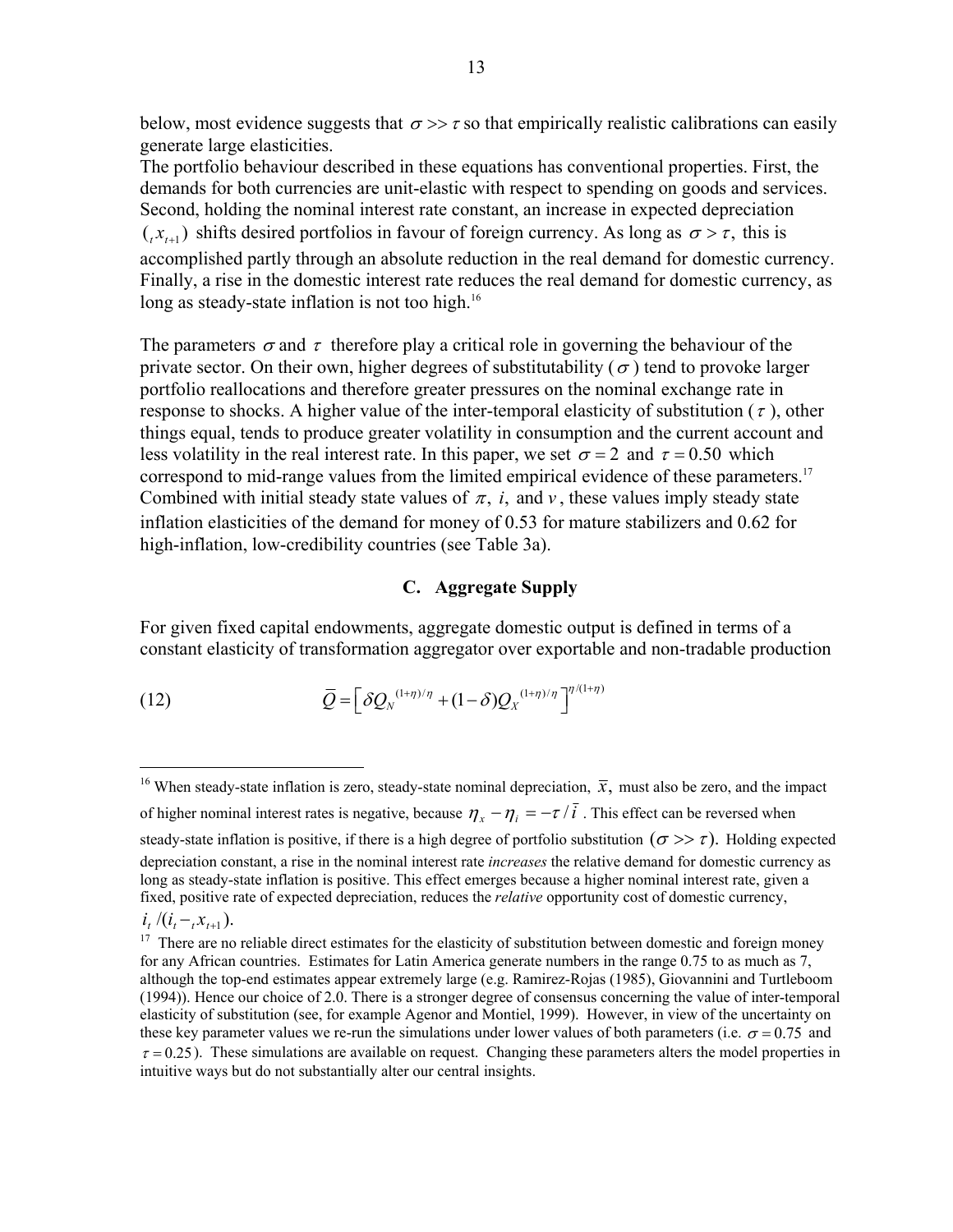below, most evidence suggests that $\sigma >> \tau$ so that empirically realistic calibrations can easily generate large elasticities.
The portfolio behaviour described in these equations has conventional properties. First, the demands for both currencies are unit-elastic with respect to spending on goods and services. Second, holding the nominal interest rate constant, an increase in expected depreciation $({}_t x_{t+1})$ shifts desired portfolios in favour of foreign currency. As long as $\sigma > \tau$, this is accomplished partly through an absolute reduction in the real demand for domestic currency. Finally, a rise in the domestic interest rate reduces the real demand for domestic currency, as long as steady-state inflation is not too high.[16]

The parameters $\sigma$ and $\tau$ therefore play a critical role in governing the behaviour of the private sector. On their own, higher degrees of substitutability ($\sigma$) tend to provoke larger portfolio reallocations and therefore greater pressures on the nominal exchange rate in response to shocks. A higher value of the inter-temporal elasticity of substitution ($\tau$), other things equal, tends to produce greater volatility in consumption and the current account and less volatility in the real interest rate. In this paper, we set $\sigma = 2$ and $\tau = 0.50$ which correspond to mid-range values from the limited empirical evidence of these parameters.[17] Combined with initial steady state values of $\pi$, $i$, and $v$, these values imply steady state inflation elasticities of the demand for money of 0.53 for mature stabilizers and 0.62 for high-inflation, low-credibility countries (see Table 3a).

### C. Aggregate Supply

For given fixed capital endowments, aggregate domestic output is defined in terms of a constant elasticity of transformation aggregator over exportable and non-tradable production

$$\bar{Q} = \left[ \delta Q_N^{(1+\eta)/\eta} + (1-\delta) Q_X^{(1+\eta)/\eta} \right]^{\eta/(1+\eta)} \tag{12}$$

---

[16] When steady-state inflation is zero, steady-state nominal depreciation, $\bar{x}$, must also be zero, and the impact of higher nominal interest rates is negative, because $\eta_x - \eta_i = -\tau / \bar{i}$. This effect can be reversed when steady-state inflation is positive, if there is a high degree of portfolio substitution $(\sigma >> \tau)$. Holding expected depreciation constant, a rise in the nominal interest rate *increases* the relative demand for domestic currency as long as steady-state inflation is positive. This effect emerges because a higher nominal interest rate, given a fixed, positive rate of expected depreciation, reduces the *relative* opportunity cost of domestic currency, $i_t / (i_t - {}_t x_{t+1})$.

[17] There are no reliable direct estimates for the elasticity of substitution between domestic and foreign money for any African countries. Estimates for Latin America generate numbers in the range 0.75 to as much as 7, although the top-end estimates appear extremely large (e.g. Ramirez-Rojas (1985), Giovannini and Turtleboom (1994)). Hence our choice of 2.0. There is a stronger degree of consensus concerning the value of inter-temporal elasticity of substitution (see, for example Agenor and Montiel, 1999). However, in view of the uncertainty on these key parameter values we re-run the simulations under lower values of both parameters (i.e. $\sigma = 0.75$ and $\tau = 0.25$). These simulations are available on request. Changing these parameters alters the model properties in intuitive ways but do not substantially alter our central insights.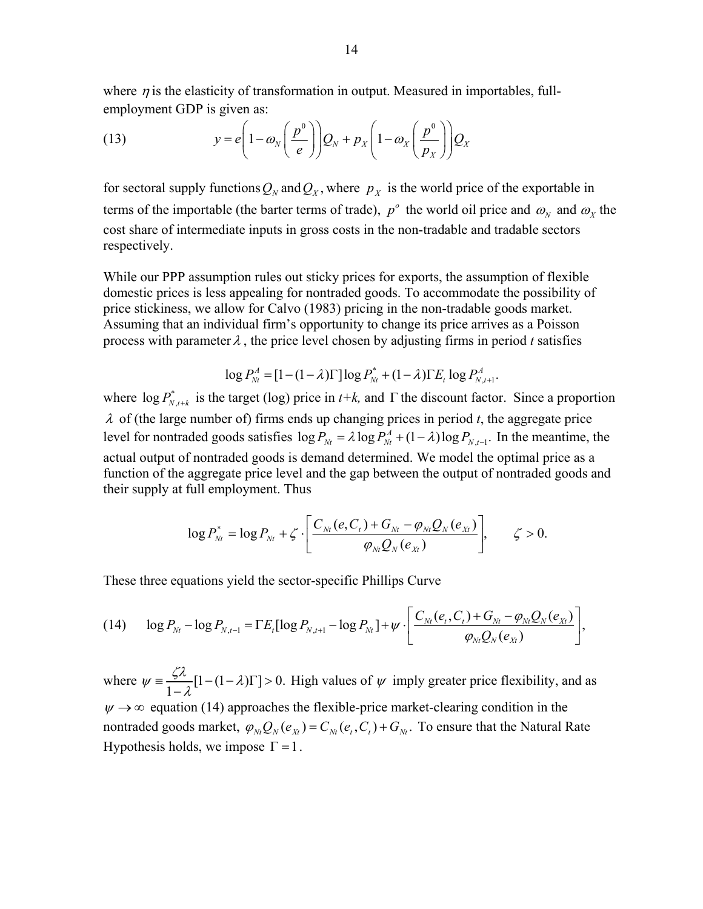where $\eta$ is the elasticity of transformation in output. Measured in importables, full-employment GDP is given as:

$$y = e\left(1-\omega_N\left(\frac{p^0}{e}\right)\right)Q_N + p_X\left(1-\omega_X\left(\frac{p^0}{p_X}\right)\right)Q_X \tag{13}$$

for sectoral supply functions $Q_N$ and $Q_X$, where $p_X$ is the world price of the exportable in terms of the importable (the barter terms of trade), $p^o$ the world oil price and $\omega_N$ and $\omega_X$ the cost share of intermediate inputs in gross costs in the non-tradable and tradable sectors respectively.

While our PPP assumption rules out sticky prices for exports, the assumption of flexible domestic prices is less appealing for nontraded goods. To accommodate the possibility of price stickiness, we allow for Calvo (1983) pricing in the non-tradable goods market. Assuming that an individual firm's opportunity to change its price arrives as a Poisson process with parameter $\lambda$, the price level chosen by adjusting firms in period $t$ satisfies

$$\log P_{Nt}^A = [1-(1-\lambda)\Gamma]\log P_{Nt}^* + (1-\lambda)\Gamma E_t \log P_{N,t+1}^A.$$

where $\log P_{N,t+k}^*$ is the target (log) price in $t+k$, and $\Gamma$ the discount factor. Since a proportion $\lambda$ of (the large number of) firms ends up changing prices in period $t$, the aggregate price level for nontraded goods satisfies $\log P_{Nt} = \lambda \log P_{Nt}^A + (1-\lambda)\log P_{N,t-1}$. In the meantime, the actual output of nontraded goods is demand determined. We model the optimal price as a function of the aggregate price level and the gap between the output of nontraded goods and their supply at full employment. Thus

$$\log P_{Nt}^* = \log P_{Nt} + \zeta \cdot \left[\frac{C_{Nt}(e, C_t) + G_{Nt} - \varphi_{Nt} Q_N(e_{Xt})}{\varphi_{Nt} Q_N(e_{Xt})}\right], \qquad \zeta > 0.$$

These three equations yield the sector-specific Phillips Curve

$$\log P_{Nt} - \log P_{N,t-1} = \Gamma E_t[\log P_{N,t+1} - \log P_{Nt}] + \psi \cdot \left[\frac{C_{Nt}(e_t, C_t) + G_{Nt} - \varphi_{Nt} Q_N(e_{Xt})}{\varphi_{Nt} Q_N(e_{Xt})}\right], \tag{14}$$

where $\psi \equiv \frac{\zeta\lambda}{1-\lambda}[1-(1-\lambda)\Gamma] > 0$. High values of $\psi$ imply greater price flexibility, and as $\psi \to \infty$ equation (14) approaches the flexible-price market-clearing condition in the nontraded goods market, $\varphi_{Nt} Q_N(e_{Xt}) = C_{Nt}(e_t, C_t) + G_{Nt}$. To ensure that the Natural Rate Hypothesis holds, we impose $\Gamma = 1$.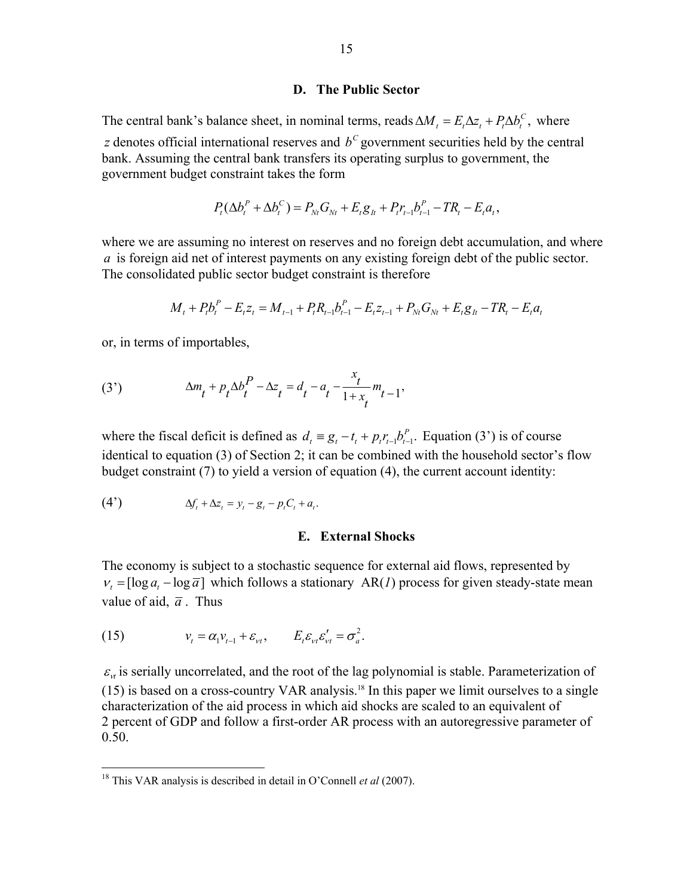### D. The Public Sector

The central bank's balance sheet, in nominal terms, reads $\Delta M_t = E_t \Delta z_t + P_t \Delta b_t^C$, where $z$ denotes official international reserves and $b^C$ government securities held by the central bank. Assuming the central bank transfers its operating surplus to government, the government budget constraint takes the form

$$P_t(\Delta b_t^P + \Delta b_t^C) = P_{Nt}G_{Nt} + E_t g_{It} + P_t r_{t-1} b_{t-1}^P - TR_t - E_t a_t,$$

where we are assuming no interest on reserves and no foreign debt accumulation, and where $a$ is foreign aid net of interest payments on any existing foreign debt of the public sector. The consolidated public sector budget constraint is therefore

$$M_t + P_t b_t^P - E_t z_t = M_{t-1} + P_t R_{t-1} b_{t-1}^P - E_t z_{t-1} + P_{Nt} G_{Nt} + E_t g_{It} - TR_t - E_t a_t$$

or, in terms of importables,

$$\Delta m_t + p_t \Delta b_t^P - \Delta z_t = d_t - a_t - \frac{x_t}{1+x_t} m_{t-1}, \tag{3'}$$

where the fiscal deficit is defined as $d_t \equiv g_t - t_t + p_t r_{t-1} b_{t-1}^P$. Equation (3') is of course identical to equation (3) of Section 2; it can be combined with the household sector's flow budget constraint (7) to yield a version of equation (4), the current account identity:

$$\Delta f_t + \Delta z_t = y_t - g_t - p_t C_t + a_t. \tag{4'}$$

### E. External Shocks

The economy is subject to a stochastic sequence for external aid flows, represented by $v_t = [\log a_t - \log \bar{a}]$ which follows a stationary AR(*1*) process for given steady-state mean value of aid, $\bar{a}$. Thus

$$v_t = \alpha_1 v_{t-1} + \varepsilon_{vt}, \qquad E_t \varepsilon_{vt} \varepsilon_{vt}' = \sigma_a^2. \tag{15}$$

$\varepsilon_{vt}$ is serially uncorrelated, and the root of the lag polynomial is stable. Parameterization of (15) is based on a cross-country VAR analysis.[18] In this paper we limit ourselves to a single characterization of the aid process in which aid shocks are scaled to an equivalent of 2 percent of GDP and follow a first-order AR process with an autoregressive parameter of 0.50.

[18] This VAR analysis is described in detail in O'Connell *et al* (2007).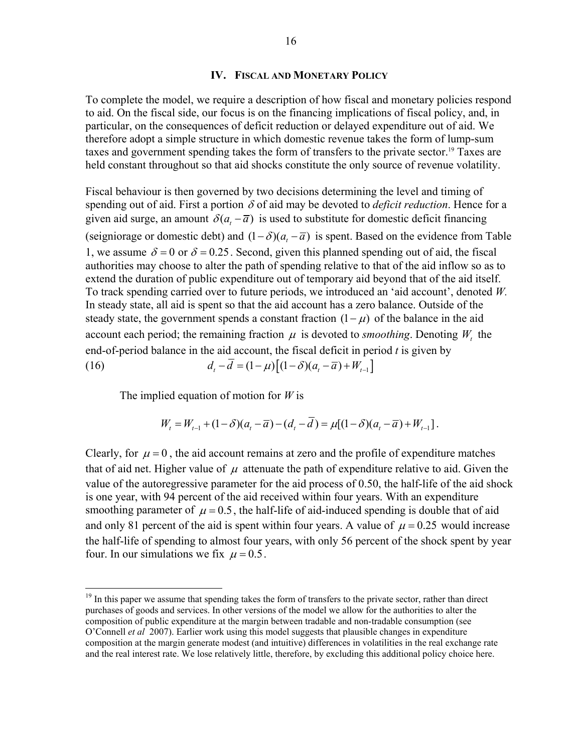## IV. Fiscal and Monetary Policy

To complete the model, we require a description of how fiscal and monetary policies respond to aid. On the fiscal side, our focus is on the financing implications of fiscal policy, and, in particular, on the consequences of deficit reduction or delayed expenditure out of aid. We therefore adopt a simple structure in which domestic revenue takes the form of lump-sum taxes and government spending takes the form of transfers to the private sector.[19] Taxes are held constant throughout so that aid shocks constitute the only source of revenue volatility.

Fiscal behaviour is then governed by two decisions determining the level and timing of spending out of aid. First a portion $\delta$ of aid may be devoted to *deficit reduction*. Hence for a given aid surge, an amount $\delta(a_t - \overline{a})$ is used to substitute for domestic deficit financing (seigniorage or domestic debt) and $(1-\delta)(a_t - \overline{a})$ is spent. Based on the evidence from Table 1, we assume $\delta = 0$ or $\delta = 0.25$. Second, given this planned spending out of aid, the fiscal authorities may choose to alter the path of spending relative to that of the aid inflow so as to extend the duration of public expenditure out of temporary aid beyond that of the aid itself. To track spending carried over to future periods, we introduced an 'aid account', denoted *W*. In steady state, all aid is spent so that the aid account has a zero balance. Outside of the steady state, the government spends a constant fraction $(1-\mu)$ of the balance in the aid account each period; the remaining fraction $\mu$ is devoted to *smoothing*. Denoting $W_t$ the end-of-period balance in the aid account, the fiscal deficit in period *t* is given by

$$d_t - \overline{d} = (1-\mu)\left[(1-\delta)(a_t - \overline{a}) + W_{t-1}\right] \tag{16}$$

The implied equation of motion for *W* is

$$W_t = W_{t-1} + (1-\delta)(a_t - \overline{a}) - (d_t - \overline{d}) = \mu[(1-\delta)(a_t - \overline{a}) + W_{t-1}].$$

Clearly, for $\mu = 0$, the aid account remains at zero and the profile of expenditure matches that of aid net. Higher value of $\mu$ attenuate the path of expenditure relative to aid. Given the value of the autoregressive parameter for the aid process of 0.50, the half-life of the aid shock is one year, with 94 percent of the aid received within four years. With an expenditure smoothing parameter of $\mu = 0.5$, the half-life of aid-induced spending is double that of aid and only 81 percent of the aid is spent within four years. A value of $\mu = 0.25$ would increase the half-life of spending to almost four years, with only 56 percent of the shock spent by year four. In our simulations we fix $\mu = 0.5$.

---

[19] In this paper we assume that spending takes the form of transfers to the private sector, rather than direct purchases of goods and services. In other versions of the model we allow for the authorities to alter the composition of public expenditure at the margin between tradable and non-tradable consumption (see O'Connell *et al* 2007). Earlier work using this model suggests that plausible changes in expenditure composition at the margin generate modest (and intuitive) differences in volatilities in the real exchange rate and the real interest rate. We lose relatively little, therefore, by excluding this additional policy choice here.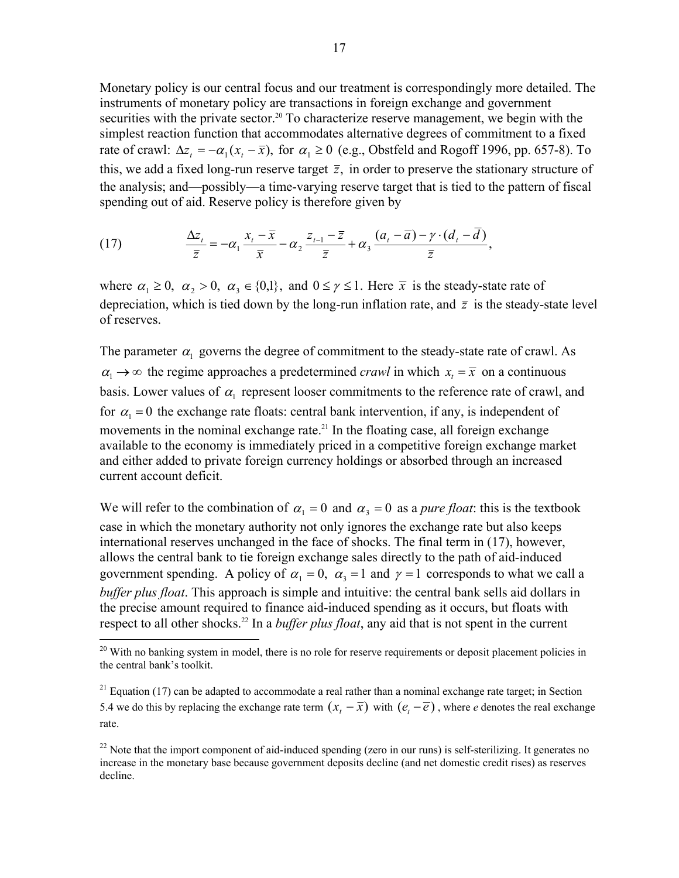Monetary policy is our central focus and our treatment is correspondingly more detailed. The instruments of monetary policy are transactions in foreign exchange and government securities with the private sector.[20] To characterize reserve management, we begin with the simplest reaction function that accommodates alternative degrees of commitment to a fixed rate of crawl: $\Delta z_t = -\alpha_1 (x_t - \bar{x}),$ for $\alpha_1 \geq 0$ (e.g., Obstfeld and Rogoff 1996, pp. 657-8). To this, we add a fixed long-run reserve target $\bar{z},$ in order to preserve the stationary structure of the analysis; and—possibly—a time-varying reserve target that is tied to the pattern of fiscal spending out of aid. Reserve policy is therefore given by

$$\text{(17)} \qquad \frac{\Delta z_t}{\bar{z}} = -\alpha_1 \frac{x_t - \bar{x}}{\bar{x}} - \alpha_2 \frac{z_{t-1} - \bar{z}}{\bar{z}} + \alpha_3 \frac{(a_t - \bar{a}) - \gamma \cdot (d_t - \bar{d})}{\bar{z}},$$

where $\alpha_1 \geq 0,\ \alpha_2 > 0,\ \alpha_3 \in \{0,1\},$ and $0 \leq \gamma \leq 1.$ Here $\bar{x}$ is the steady-state rate of depreciation, which is tied down by the long-run inflation rate, and $\bar{z}$ is the steady-state level of reserves.

The parameter $\alpha_1$ governs the degree of commitment to the steady-state rate of crawl. As $\alpha_1 \to \infty$ the regime approaches a predetermined *crawl* in which $x_t = \bar{x}$ on a continuous basis. Lower values of $\alpha_1$ represent looser commitments to the reference rate of crawl, and for $\alpha_1 = 0$ the exchange rate floats: central bank intervention, if any, is independent of movements in the nominal exchange rate.[21] In the floating case, all foreign exchange available to the economy is immediately priced in a competitive foreign exchange market and either added to private foreign currency holdings or absorbed through an increased current account deficit.

We will refer to the combination of $\alpha_1 = 0$ and $\alpha_3 = 0$ as a *pure float*: this is the textbook case in which the monetary authority not only ignores the exchange rate but also keeps international reserves unchanged in the face of shocks. The final term in (17), however, allows the central bank to tie foreign exchange sales directly to the path of aid-induced government spending. A policy of $\alpha_1 = 0,\ \alpha_3 = 1$ and $\gamma = 1$ corresponds to what we call a *buffer plus float*. This approach is simple and intuitive: the central bank sells aid dollars in the precise amount required to finance aid-induced spending as it occurs, but floats with respect to all other shocks.[22] In a *buffer plus float*, any aid that is not spent in the current

---

[20] With no banking system in model, there is no role for reserve requirements or deposit placement policies in the central bank's toolkit.

[21] Equation (17) can be adapted to accommodate a real rather than a nominal exchange rate target; in Section 5.4 we do this by replacing the exchange rate term $(x_t - \bar{x})$ with $(e_t - \bar{e})$, where *e* denotes the real exchange rate.

[22] Note that the import component of aid-induced spending (zero in our runs) is self-sterilizing. It generates no increase in the monetary base because government deposits decline (and net domestic credit rises) as reserves decline.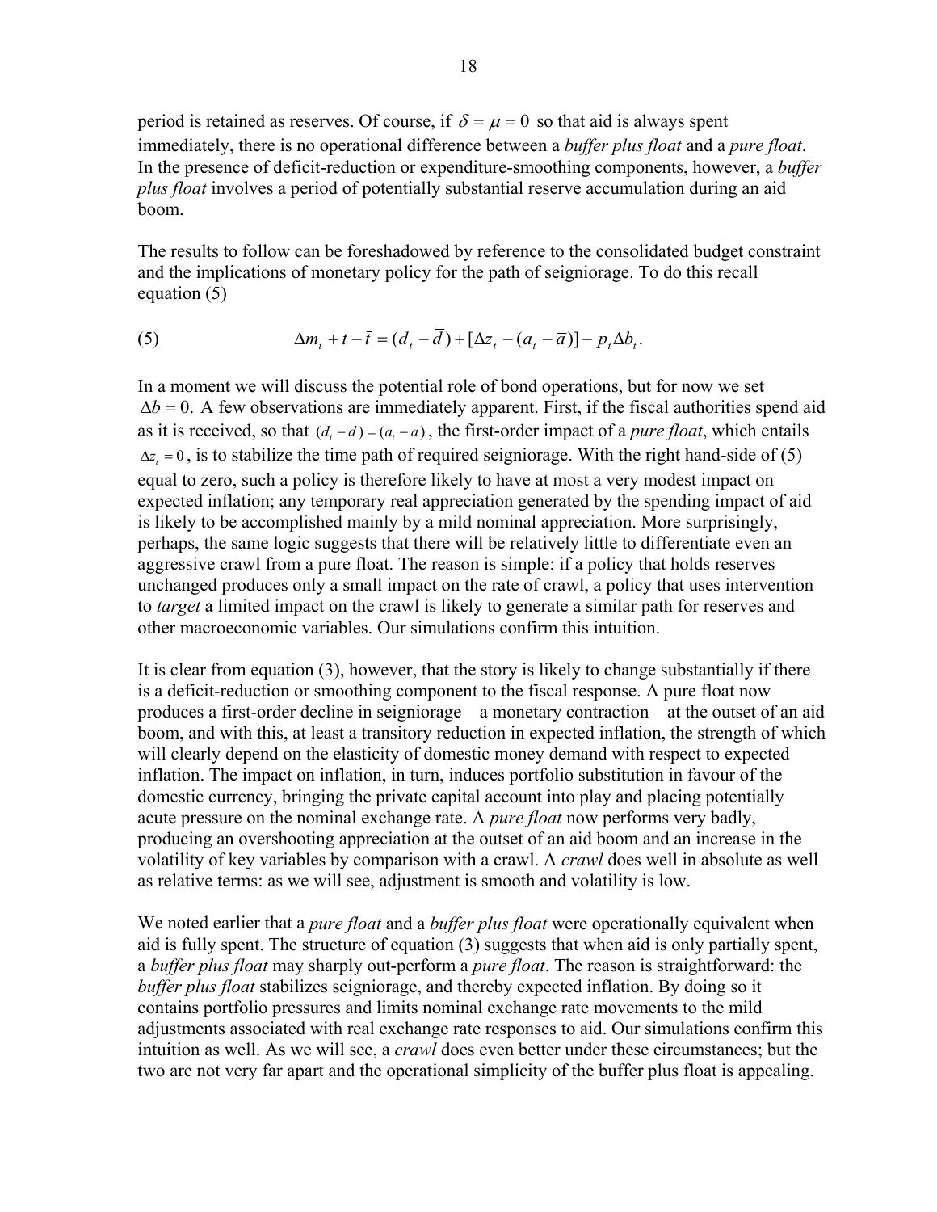period is retained as reserves. Of course, if $\delta = \mu = 0$ so that aid is always spent immediately, there is no operational difference between a *buffer plus float* and a *pure float*. In the presence of deficit-reduction or expenditure-smoothing components, however, a *buffer plus float* involves a period of potentially substantial reserve accumulation during an aid boom.

The results to follow can be foreshadowed by reference to the consolidated budget constraint and the implications of monetary policy for the path of seigniorage. To do this recall equation (5)

$$\Delta m_t + t - \bar{t} = (d_t - \bar{d}) + [\Delta z_t - (a_t - \bar{a})] - p_t \Delta b_t. \tag{5}$$

In a moment we will discuss the potential role of bond operations, but for now we set $\Delta b = 0$. A few observations are immediately apparent. First, if the fiscal authorities spend aid as it is received, so that $(d_t - \bar{d}) = (a_t - \bar{a})$, the first-order impact of a *pure float*, which entails $\Delta z_t = 0$, is to stabilize the time path of required seigniorage. With the right hand-side of (5) equal to zero, such a policy is therefore likely to have at most a very modest impact on expected inflation; any temporary real appreciation generated by the spending impact of aid is likely to be accomplished mainly by a mild nominal appreciation. More surprisingly, perhaps, the same logic suggests that there will be relatively little to differentiate even an aggressive crawl from a pure float. The reason is simple: if a policy that holds reserves unchanged produces only a small impact on the rate of crawl, a policy that uses intervention to *target* a limited impact on the crawl is likely to generate a similar path for reserves and other macroeconomic variables. Our simulations confirm this intuition.

It is clear from equation (3), however, that the story is likely to change substantially if there is a deficit-reduction or smoothing component to the fiscal response. A pure float now produces a first-order decline in seigniorage—a monetary contraction—at the outset of an aid boom, and with this, at least a transitory reduction in expected inflation, the strength of which will clearly depend on the elasticity of domestic money demand with respect to expected inflation. The impact on inflation, in turn, induces portfolio substitution in favour of the domestic currency, bringing the private capital account into play and placing potentially acute pressure on the nominal exchange rate. A *pure float* now performs very badly, producing an overshooting appreciation at the outset of an aid boom and an increase in the volatility of key variables by comparison with a crawl. A *crawl* does well in absolute as well as relative terms: as we will see, adjustment is smooth and volatility is low.

We noted earlier that a *pure float* and a *buffer plus float* were operationally equivalent when aid is fully spent. The structure of equation (3) suggests that when aid is only partially spent, a *buffer plus float* may sharply out-perform a *pure float*. The reason is straightforward: the *buffer plus float* stabilizes seigniorage, and thereby expected inflation. By doing so it contains portfolio pressures and limits nominal exchange rate movements to the mild adjustments associated with real exchange rate responses to aid. Our simulations confirm this intuition as well. As we will see, a *crawl* does even better under these circumstances; but the two are not very far apart and the operational simplicity of the buffer plus float is appealing.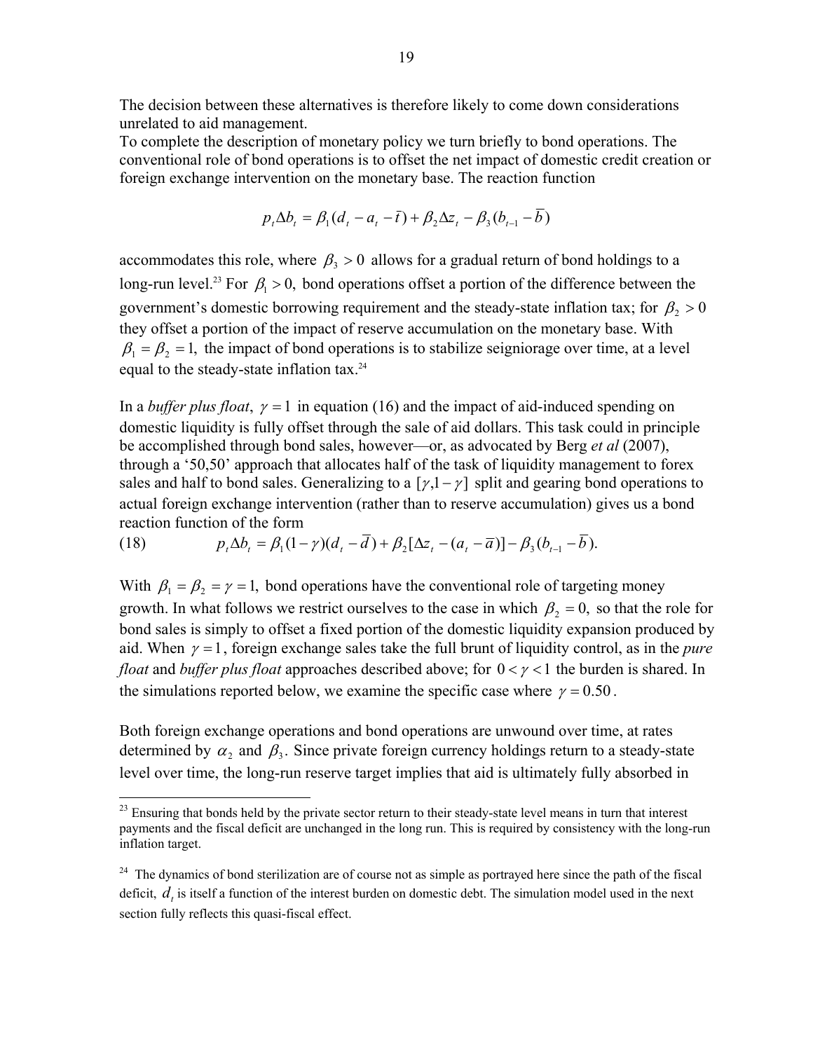The decision between these alternatives is therefore likely to come down considerations unrelated to aid management.

To complete the description of monetary policy we turn briefly to bond operations. The conventional role of bond operations is to offset the net impact of domestic credit creation or foreign exchange intervention on the monetary base. The reaction function

$$p_t \Delta b_t = \beta_1 (d_t - a_t - \bar{t}) + \beta_2 \Delta z_t - \beta_3 (b_{t-1} - \bar{b})$$

accommodates this role, where $\beta_3 > 0$ allows for a gradual return of bond holdings to a long-run level.[23] For $\beta_1 > 0,$ bond operations offset a portion of the difference between the government's domestic borrowing requirement and the steady-state inflation tax; for $\beta_2 > 0$ they offset a portion of the impact of reserve accumulation on the monetary base. With $\beta_1 = \beta_2 = 1,$ the impact of bond operations is to stabilize seigniorage over time, at a level equal to the steady-state inflation tax.[24]

In a *buffer plus float*, $\gamma = 1$ in equation (16) and the impact of aid-induced spending on domestic liquidity is fully offset through the sale of aid dollars. This task could in principle be accomplished through bond sales, however—or, as advocated by Berg *et al* (2007), through a '50,50' approach that allocates half of the task of liquidity management to forex sales and half to bond sales. Generalizing to a $[\gamma, 1-\gamma]$ split and gearing bond operations to actual foreign exchange intervention (rather than to reserve accumulation) gives us a bond reaction function of the form

$$p_t \Delta b_t = \beta_1 (1-\gamma)(d_t - \bar{d}) + \beta_2 [\Delta z_t - (a_t - \bar{a})] - \beta_3 (b_{t-1} - \bar{b}). \tag{18}$$

With $\beta_1 = \beta_2 = \gamma = 1,$ bond operations have the conventional role of targeting money growth. In what follows we restrict ourselves to the case in which $\beta_2 = 0,$ so that the role for bond sales is simply to offset a fixed portion of the domestic liquidity expansion produced by aid. When $\gamma = 1$, foreign exchange sales take the full brunt of liquidity control, as in the *pure float* and *buffer plus float* approaches described above; for $0 < \gamma < 1$ the burden is shared. In the simulations reported below, we examine the specific case where $\gamma = 0.50$.

Both foreign exchange operations and bond operations are unwound over time, at rates determined by $\alpha_2$ and $\beta_3$. Since private foreign currency holdings return to a steady-state level over time, the long-run reserve target implies that aid is ultimately fully absorbed in

---

[23] Ensuring that bonds held by the private sector return to their steady-state level means in turn that interest payments and the fiscal deficit are unchanged in the long run. This is required by consistency with the long-run inflation target.

[24] The dynamics of bond sterilization are of course not as simple as portrayed here since the path of the fiscal deficit, $d_t$ is itself a function of the interest burden on domestic debt. The simulation model used in the next section fully reflects this quasi-fiscal effect.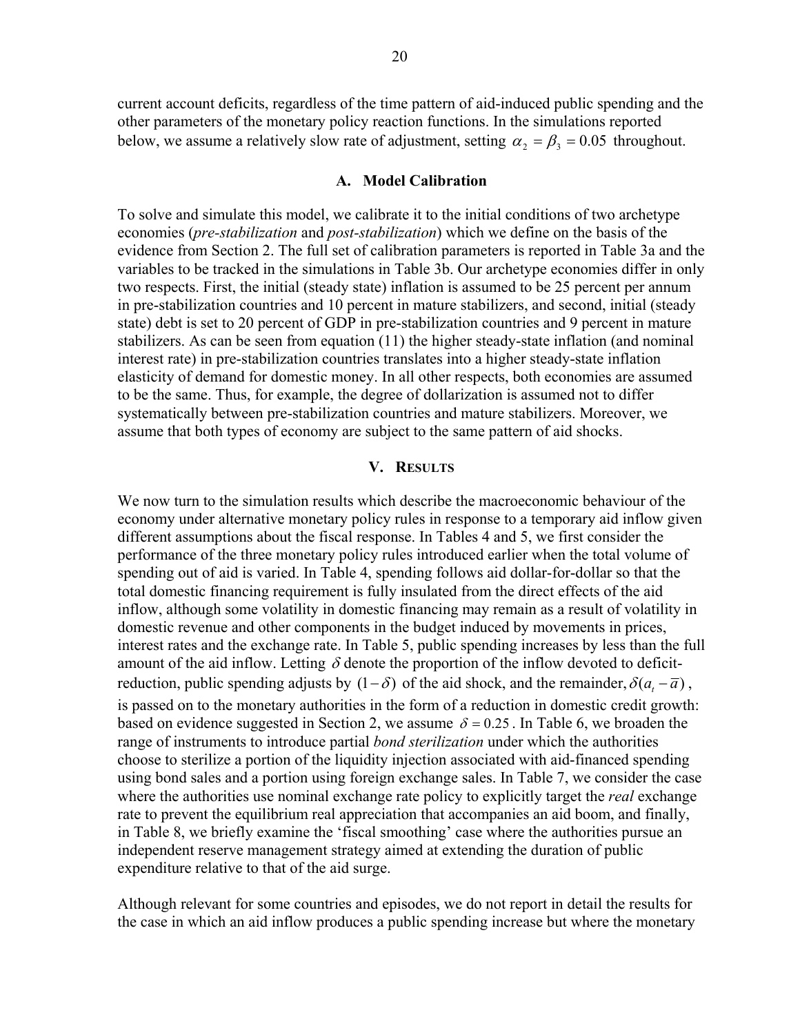current account deficits, regardless of the time pattern of aid-induced public spending and the other parameters of the monetary policy reaction functions. In the simulations reported below, we assume a relatively slow rate of adjustment, setting $\alpha_2 = \beta_3 = 0.05$ throughout.

### A. Model Calibration

To solve and simulate this model, we calibrate it to the initial conditions of two archetype economies (*pre-stabilization* and *post-stabilization*) which we define on the basis of the evidence from Section 2. The full set of calibration parameters is reported in Table 3a and the variables to be tracked in the simulations in Table 3b. Our archetype economies differ in only two respects. First, the initial (steady state) inflation is assumed to be 25 percent per annum in pre-stabilization countries and 10 percent in mature stabilizers, and second, initial (steady state) debt is set to 20 percent of GDP in pre-stabilization countries and 9 percent in mature stabilizers. As can be seen from equation (11) the higher steady-state inflation (and nominal interest rate) in pre-stabilization countries translates into a higher steady-state inflation elasticity of demand for domestic money. In all other respects, both economies are assumed to be the same. Thus, for example, the degree of dollarization is assumed not to differ systematically between pre-stabilization countries and mature stabilizers. Moreover, we assume that both types of economy are subject to the same pattern of aid shocks.

## V. Results

We now turn to the simulation results which describe the macroeconomic behaviour of the economy under alternative monetary policy rules in response to a temporary aid inflow given different assumptions about the fiscal response. In Tables 4 and 5, we first consider the performance of the three monetary policy rules introduced earlier when the total volume of spending out of aid is varied. In Table 4, spending follows aid dollar-for-dollar so that the total domestic financing requirement is fully insulated from the direct effects of the aid inflow, although some volatility in domestic financing may remain as a result of volatility in domestic revenue and other components in the budget induced by movements in prices, interest rates and the exchange rate. In Table 5, public spending increases by less than the full amount of the aid inflow. Letting $\delta$ denote the proportion of the inflow devoted to deficit-reduction, public spending adjusts by $(1-\delta)$ of the aid shock, and the remainder, $\delta(a_t - \overline{a})$, is passed on to the monetary authorities in the form of a reduction in domestic credit growth: based on evidence suggested in Section 2, we assume $\delta = 0.25$. In Table 6, we broaden the range of instruments to introduce partial *bond sterilization* under which the authorities choose to sterilize a portion of the liquidity injection associated with aid-financed spending using bond sales and a portion using foreign exchange sales. In Table 7, we consider the case where the authorities use nominal exchange rate policy to explicitly target the *real* exchange rate to prevent the equilibrium real appreciation that accompanies an aid boom, and finally, in Table 8, we briefly examine the 'fiscal smoothing' case where the authorities pursue an independent reserve management strategy aimed at extending the duration of public expenditure relative to that of the aid surge.

Although relevant for some countries and episodes, we do not report in detail the results for the case in which an aid inflow produces a public spending increase but where the monetary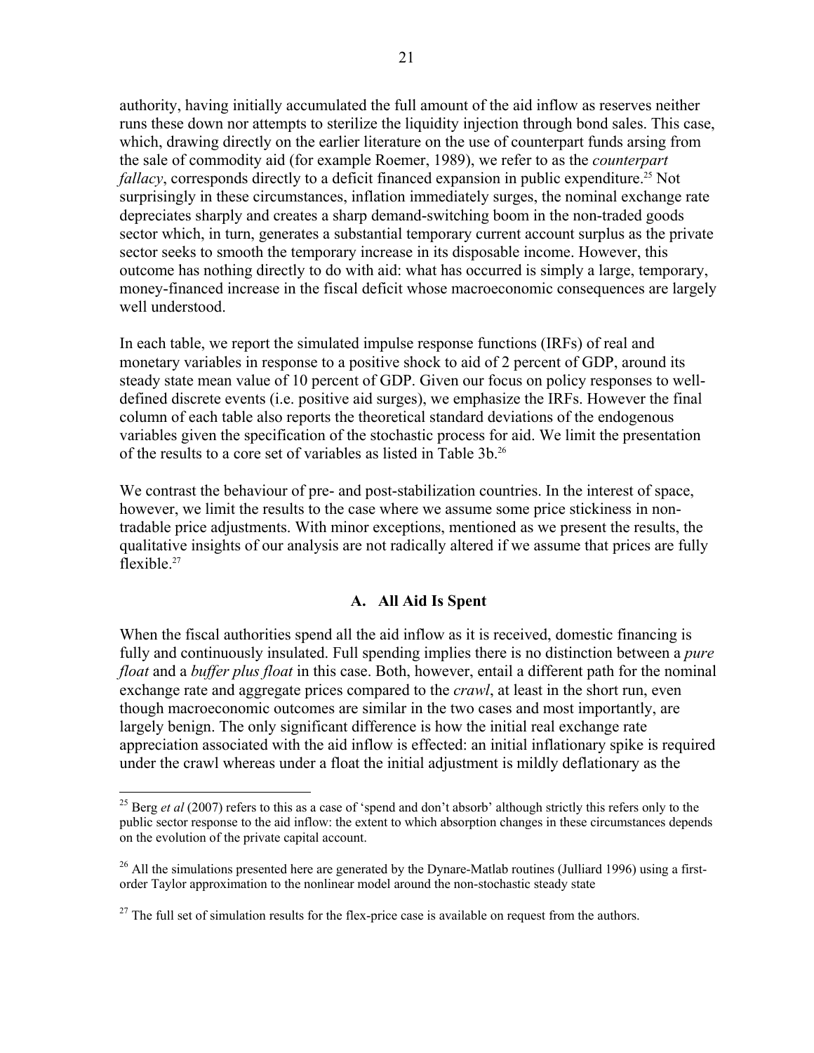authority, having initially accumulated the full amount of the aid inflow as reserves neither runs these down nor attempts to sterilize the liquidity injection through bond sales. This case, which, drawing directly on the earlier literature on the use of counterpart funds arsing from the sale of commodity aid (for example Roemer, 1989), we refer to as the *counterpart fallacy*, corresponds directly to a deficit financed expansion in public expenditure.[25] Not surprisingly in these circumstances, inflation immediately surges, the nominal exchange rate depreciates sharply and creates a sharp demand-switching boom in the non-traded goods sector which, in turn, generates a substantial temporary current account surplus as the private sector seeks to smooth the temporary increase in its disposable income. However, this outcome has nothing directly to do with aid: what has occurred is simply a large, temporary, money-financed increase in the fiscal deficit whose macroeconomic consequences are largely well understood.

In each table, we report the simulated impulse response functions (IRFs) of real and monetary variables in response to a positive shock to aid of 2 percent of GDP, around its steady state mean value of 10 percent of GDP. Given our focus on policy responses to well-defined discrete events (i.e. positive aid surges), we emphasize the IRFs. However the final column of each table also reports the theoretical standard deviations of the endogenous variables given the specification of the stochastic process for aid. We limit the presentation of the results to a core set of variables as listed in Table 3b.[26]

We contrast the behaviour of pre- and post-stabilization countries. In the interest of space, however, we limit the results to the case where we assume some price stickiness in non-tradable price adjustments. With minor exceptions, mentioned as we present the results, the qualitative insights of our analysis are not radically altered if we assume that prices are fully flexible.[27]

### A. All Aid Is Spent

When the fiscal authorities spend all the aid inflow as it is received, domestic financing is fully and continuously insulated. Full spending implies there is no distinction between a *pure float* and a *buffer plus float* in this case. Both, however, entail a different path for the nominal exchange rate and aggregate prices compared to the *crawl*, at least in the short run, even though macroeconomic outcomes are similar in the two cases and most importantly, are largely benign. The only significant difference is how the initial real exchange rate appreciation associated with the aid inflow is effected: an initial inflationary spike is required under the crawl whereas under a float the initial adjustment is mildly deflationary as the

---

[25] Berg *et al* (2007) refers to this as a case of 'spend and don't absorb' although strictly this refers only to the public sector response to the aid inflow: the extent to which absorption changes in these circumstances depends on the evolution of the private capital account.

[26] All the simulations presented here are generated by the Dynare-Matlab routines (Julliard 1996) using a first-order Taylor approximation to the nonlinear model around the non-stochastic steady state

[27] The full set of simulation results for the flex-price case is available on request from the authors.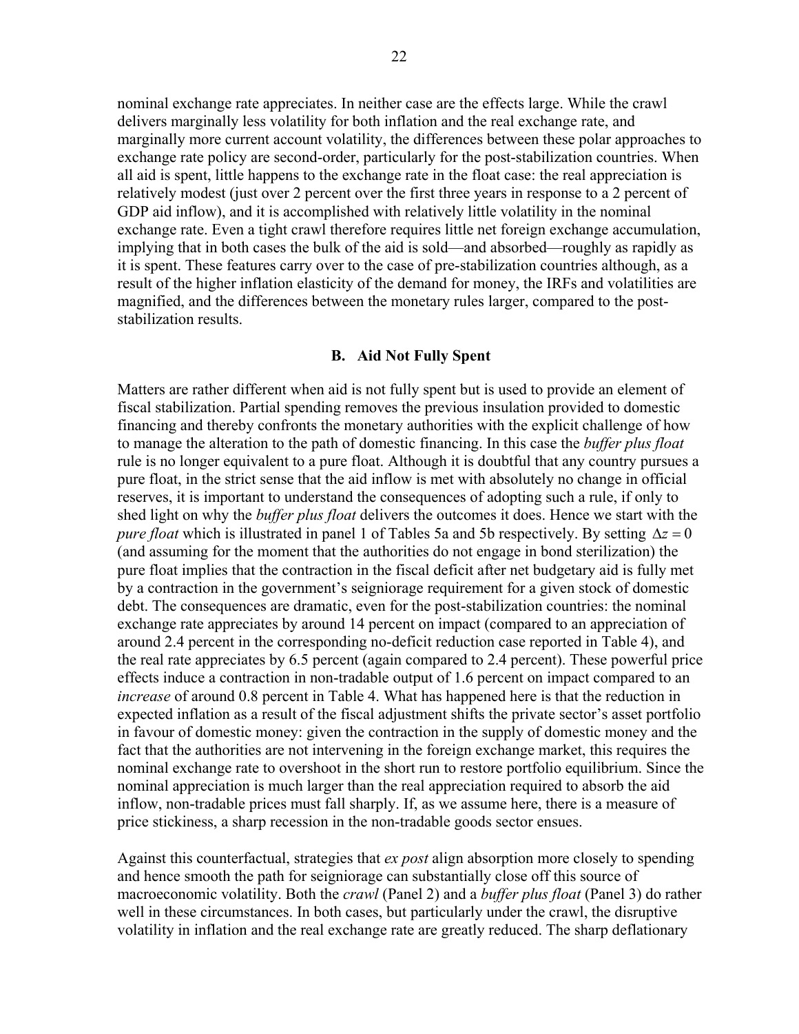nominal exchange rate appreciates. In neither case are the effects large. While the crawl delivers marginally less volatility for both inflation and the real exchange rate, and marginally more current account volatility, the differences between these polar approaches to exchange rate policy are second-order, particularly for the post-stabilization countries. When all aid is spent, little happens to the exchange rate in the float case: the real appreciation is relatively modest (just over 2 percent over the first three years in response to a 2 percent of GDP aid inflow), and it is accomplished with relatively little volatility in the nominal exchange rate. Even a tight crawl therefore requires little net foreign exchange accumulation, implying that in both cases the bulk of the aid is sold—and absorbed—roughly as rapidly as it is spent. These features carry over to the case of pre-stabilization countries although, as a result of the higher inflation elasticity of the demand for money, the IRFs and volatilities are magnified, and the differences between the monetary rules larger, compared to the post-stabilization results.

## B. Aid Not Fully Spent

Matters are rather different when aid is not fully spent but is used to provide an element of fiscal stabilization. Partial spending removes the previous insulation provided to domestic financing and thereby confronts the monetary authorities with the explicit challenge of how to manage the alteration to the path of domestic financing. In this case the *buffer plus float* rule is no longer equivalent to a pure float. Although it is doubtful that any country pursues a pure float, in the strict sense that the aid inflow is met with absolutely no change in official reserves, it is important to understand the consequences of adopting such a rule, if only to shed light on why the *buffer plus float* delivers the outcomes it does. Hence we start with the *pure float* which is illustrated in panel 1 of Tables 5a and 5b respectively. By setting $\Delta z = 0$ (and assuming for the moment that the authorities do not engage in bond sterilization) the pure float implies that the contraction in the fiscal deficit after net budgetary aid is fully met by a contraction in the government's seigniorage requirement for a given stock of domestic debt. The consequences are dramatic, even for the post-stabilization countries: the nominal exchange rate appreciates by around 14 percent on impact (compared to an appreciation of around 2.4 percent in the corresponding no-deficit reduction case reported in Table 4), and the real rate appreciates by 6.5 percent (again compared to 2.4 percent). These powerful price effects induce a contraction in non-tradable output of 1.6 percent on impact compared to an *increase* of around 0.8 percent in Table 4. What has happened here is that the reduction in expected inflation as a result of the fiscal adjustment shifts the private sector's asset portfolio in favour of domestic money: given the contraction in the supply of domestic money and the fact that the authorities are not intervening in the foreign exchange market, this requires the nominal exchange rate to overshoot in the short run to restore portfolio equilibrium. Since the nominal appreciation is much larger than the real appreciation required to absorb the aid inflow, non-tradable prices must fall sharply. If, as we assume here, there is a measure of price stickiness, a sharp recession in the non-tradable goods sector ensues.

Against this counterfactual, strategies that *ex post* align absorption more closely to spending and hence smooth the path for seigniorage can substantially close off this source of macroeconomic volatility. Both the *crawl* (Panel 2) and a *buffer plus float* (Panel 3) do rather well in these circumstances. In both cases, but particularly under the crawl, the disruptive volatility in inflation and the real exchange rate are greatly reduced. The sharp deflationary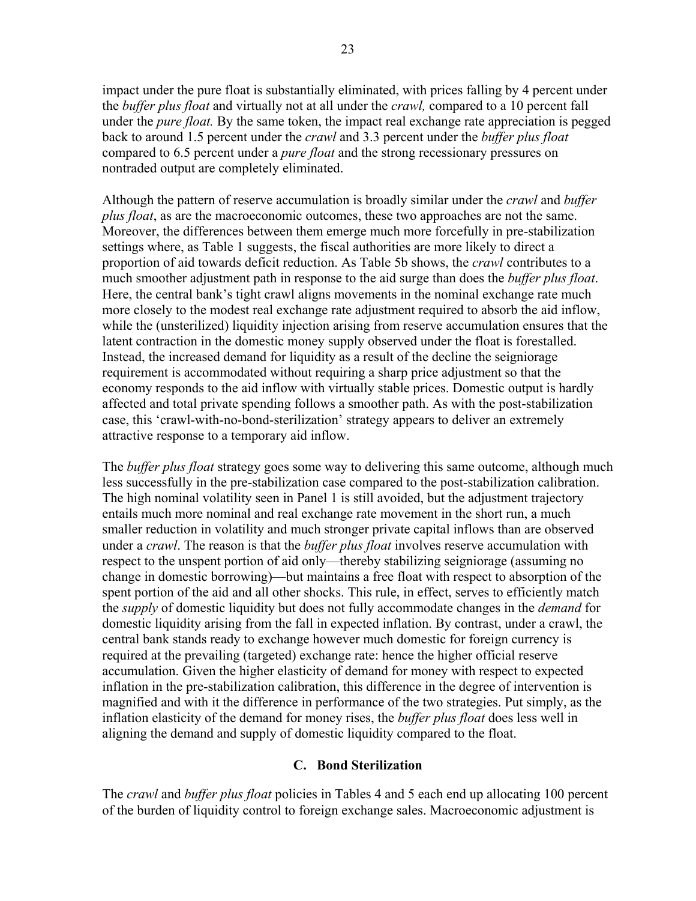impact under the pure float is substantially eliminated, with prices falling by 4 percent under the *buffer plus float* and virtually not at all under the *crawl,* compared to a 10 percent fall under the *pure float.* By the same token, the impact real exchange rate appreciation is pegged back to around 1.5 percent under the *crawl* and 3.3 percent under the *buffer plus float* compared to 6.5 percent under a *pure float* and the strong recessionary pressures on nontraded output are completely eliminated.

Although the pattern of reserve accumulation is broadly similar under the *crawl* and *buffer plus float*, as are the macroeconomic outcomes, these two approaches are not the same. Moreover, the differences between them emerge much more forcefully in pre-stabilization settings where, as Table 1 suggests, the fiscal authorities are more likely to direct a proportion of aid towards deficit reduction. As Table 5b shows, the *crawl* contributes to a much smoother adjustment path in response to the aid surge than does the *buffer plus float*. Here, the central bank's tight crawl aligns movements in the nominal exchange rate much more closely to the modest real exchange rate adjustment required to absorb the aid inflow, while the (unsterilized) liquidity injection arising from reserve accumulation ensures that the latent contraction in the domestic money supply observed under the float is forestalled. Instead, the increased demand for liquidity as a result of the decline the seigniorage requirement is accommodated without requiring a sharp price adjustment so that the economy responds to the aid inflow with virtually stable prices. Domestic output is hardly affected and total private spending follows a smoother path. As with the post-stabilization case, this 'crawl-with-no-bond-sterilization' strategy appears to deliver an extremely attractive response to a temporary aid inflow.

The *buffer plus float* strategy goes some way to delivering this same outcome, although much less successfully in the pre-stabilization case compared to the post-stabilization calibration. The high nominal volatility seen in Panel 1 is still avoided, but the adjustment trajectory entails much more nominal and real exchange rate movement in the short run, a much smaller reduction in volatility and much stronger private capital inflows than are observed under a *crawl*. The reason is that the *buffer plus float* involves reserve accumulation with respect to the unspent portion of aid only—thereby stabilizing seigniorage (assuming no change in domestic borrowing)—but maintains a free float with respect to absorption of the spent portion of the aid and all other shocks. This rule, in effect, serves to efficiently match the *supply* of domestic liquidity but does not fully accommodate changes in the *demand* for domestic liquidity arising from the fall in expected inflation. By contrast, under a crawl, the central bank stands ready to exchange however much domestic for foreign currency is required at the prevailing (targeted) exchange rate: hence the higher official reserve accumulation. Given the higher elasticity of demand for money with respect to expected inflation in the pre-stabilization calibration, this difference in the degree of intervention is magnified and with it the difference in performance of the two strategies. Put simply, as the inflation elasticity of the demand for money rises, the *buffer plus float* does less well in aligning the demand and supply of domestic liquidity compared to the float.

### C. Bond Sterilization

The *crawl* and *buffer plus float* policies in Tables 4 and 5 each end up allocating 100 percent of the burden of liquidity control to foreign exchange sales. Macroeconomic adjustment is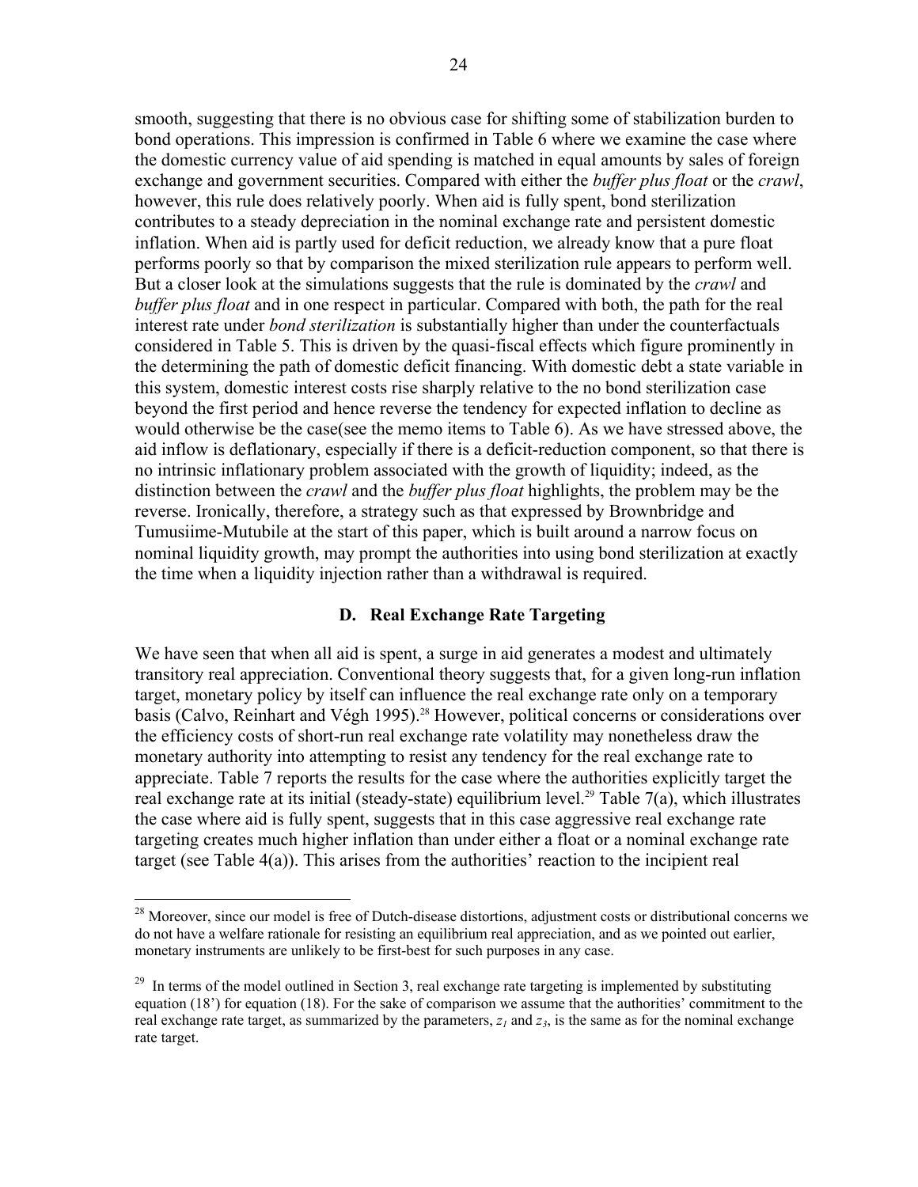smooth, suggesting that there is no obvious case for shifting some of stabilization burden to bond operations. This impression is confirmed in Table 6 where we examine the case where the domestic currency value of aid spending is matched in equal amounts by sales of foreign exchange and government securities. Compared with either the *buffer plus float* or the *crawl*, however, this rule does relatively poorly. When aid is fully spent, bond sterilization contributes to a steady depreciation in the nominal exchange rate and persistent domestic inflation. When aid is partly used for deficit reduction, we already know that a pure float performs poorly so that by comparison the mixed sterilization rule appears to perform well. But a closer look at the simulations suggests that the rule is dominated by the *crawl* and *buffer plus float* and in one respect in particular. Compared with both, the path for the real interest rate under *bond sterilization* is substantially higher than under the counterfactuals considered in Table 5. This is driven by the quasi-fiscal effects which figure prominently in the determining the path of domestic deficit financing. With domestic debt a state variable in this system, domestic interest costs rise sharply relative to the no bond sterilization case beyond the first period and hence reverse the tendency for expected inflation to decline as would otherwise be the case(see the memo items to Table 6). As we have stressed above, the aid inflow is deflationary, especially if there is a deficit-reduction component, so that there is no intrinsic inflationary problem associated with the growth of liquidity; indeed, as the distinction between the *crawl* and the *buffer plus float* highlights, the problem may be the reverse. Ironically, therefore, a strategy such as that expressed by Brownbridge and Tumusiime-Mutubile at the start of this paper, which is built around a narrow focus on nominal liquidity growth, may prompt the authorities into using bond sterilization at exactly the time when a liquidity injection rather than a withdrawal is required.

### D. Real Exchange Rate Targeting

We have seen that when all aid is spent, a surge in aid generates a modest and ultimately transitory real appreciation. Conventional theory suggests that, for a given long-run inflation target, monetary policy by itself can influence the real exchange rate only on a temporary basis (Calvo, Reinhart and Végh 1995).[28] However, political concerns or considerations over the efficiency costs of short-run real exchange rate volatility may nonetheless draw the monetary authority into attempting to resist any tendency for the real exchange rate to appreciate. Table 7 reports the results for the case where the authorities explicitly target the real exchange rate at its initial (steady-state) equilibrium level.[29] Table 7(a), which illustrates the case where aid is fully spent, suggests that in this case aggressive real exchange rate targeting creates much higher inflation than under either a float or a nominal exchange rate target (see Table 4(a)). This arises from the authorities' reaction to the incipient real

---

[28] Moreover, since our model is free of Dutch-disease distortions, adjustment costs or distributional concerns we do not have a welfare rationale for resisting an equilibrium real appreciation, and as we pointed out earlier, monetary instruments are unlikely to be first-best for such purposes in any case.

[29] In terms of the model outlined in Section 3, real exchange rate targeting is implemented by substituting equation (18') for equation (18). For the sake of comparison we assume that the authorities' commitment to the real exchange rate target, as summarized by the parameters, $z_1$ and $z_3$, is the same as for the nominal exchange rate target.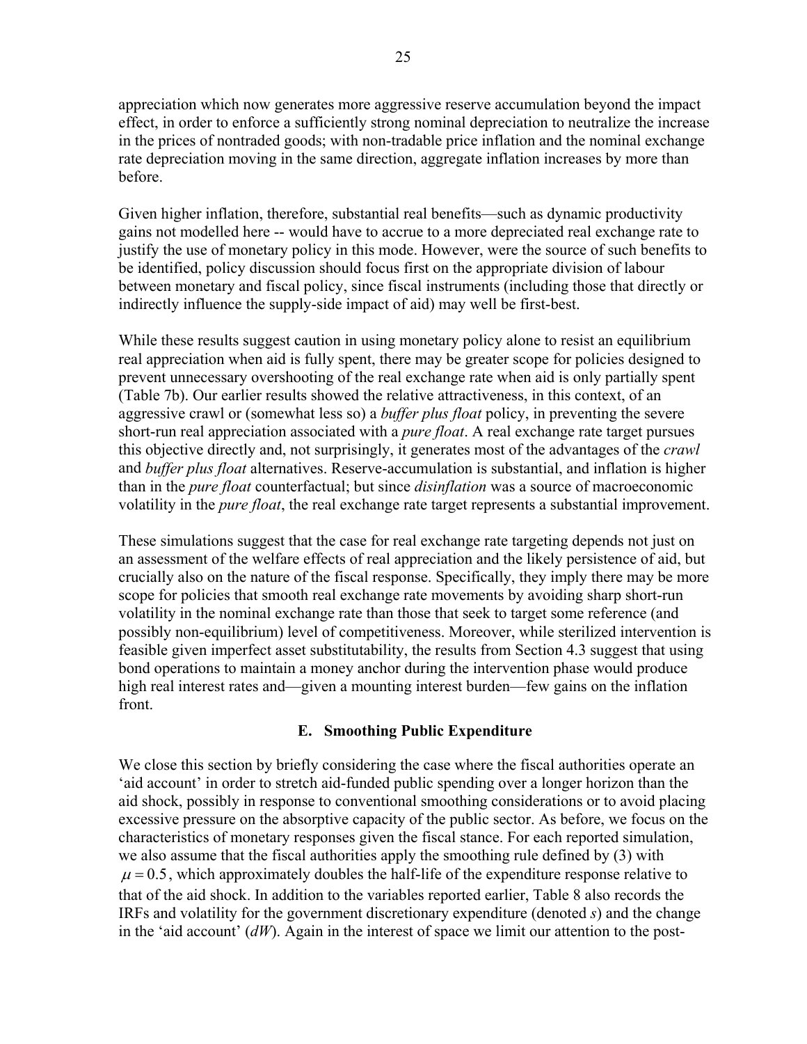appreciation which now generates more aggressive reserve accumulation beyond the impact effect, in order to enforce a sufficiently strong nominal depreciation to neutralize the increase in the prices of nontraded goods; with non-tradable price inflation and the nominal exchange rate depreciation moving in the same direction, aggregate inflation increases by more than before.

Given higher inflation, therefore, substantial real benefits—such as dynamic productivity gains not modelled here -- would have to accrue to a more depreciated real exchange rate to justify the use of monetary policy in this mode. However, were the source of such benefits to be identified, policy discussion should focus first on the appropriate division of labour between monetary and fiscal policy, since fiscal instruments (including those that directly or indirectly influence the supply-side impact of aid) may well be first-best.

While these results suggest caution in using monetary policy alone to resist an equilibrium real appreciation when aid is fully spent, there may be greater scope for policies designed to prevent unnecessary overshooting of the real exchange rate when aid is only partially spent (Table 7b). Our earlier results showed the relative attractiveness, in this context, of an aggressive crawl or (somewhat less so) a *buffer plus float* policy, in preventing the severe short-run real appreciation associated with a *pure float*. A real exchange rate target pursues this objective directly and, not surprisingly, it generates most of the advantages of the *crawl* and *buffer plus float* alternatives. Reserve-accumulation is substantial, and inflation is higher than in the *pure float* counterfactual; but since *disinflation* was a source of macroeconomic volatility in the *pure float*, the real exchange rate target represents a substantial improvement.

These simulations suggest that the case for real exchange rate targeting depends not just on an assessment of the welfare effects of real appreciation and the likely persistence of aid, but crucially also on the nature of the fiscal response. Specifically, they imply there may be more scope for policies that smooth real exchange rate movements by avoiding sharp short-run volatility in the nominal exchange rate than those that seek to target some reference (and possibly non-equilibrium) level of competitiveness. Moreover, while sterilized intervention is feasible given imperfect asset substitutability, the results from Section 4.3 suggest that using bond operations to maintain a money anchor during the intervention phase would produce high real interest rates and—given a mounting interest burden—few gains on the inflation front.

### E. Smoothing Public Expenditure

We close this section by briefly considering the case where the fiscal authorities operate an 'aid account' in order to stretch aid-funded public spending over a longer horizon than the aid shock, possibly in response to conventional smoothing considerations or to avoid placing excessive pressure on the absorptive capacity of the public sector. As before, we focus on the characteristics of monetary responses given the fiscal stance. For each reported simulation, we also assume that the fiscal authorities apply the smoothing rule defined by (3) with $\mu = 0.5$, which approximately doubles the half-life of the expenditure response relative to that of the aid shock. In addition to the variables reported earlier, Table 8 also records the IRFs and volatility for the government discretionary expenditure (denoted $s$) and the change in the 'aid account' ($dW$). Again in the interest of space we limit our attention to the post-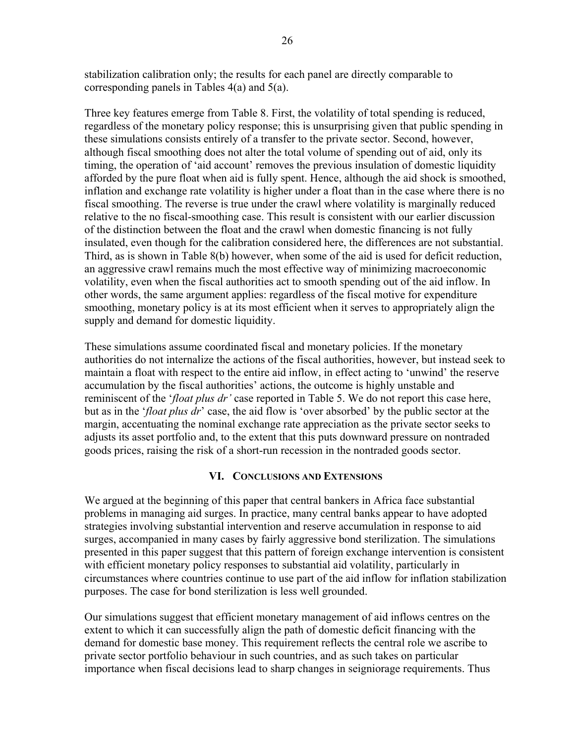stabilization calibration only; the results for each panel are directly comparable to corresponding panels in Tables 4(a) and 5(a).

Three key features emerge from Table 8. First, the volatility of total spending is reduced, regardless of the monetary policy response; this is unsurprising given that public spending in these simulations consists entirely of a transfer to the private sector. Second, however, although fiscal smoothing does not alter the total volume of spending out of aid, only its timing, the operation of 'aid account' removes the previous insulation of domestic liquidity afforded by the pure float when aid is fully spent. Hence, although the aid shock is smoothed, inflation and exchange rate volatility is higher under a float than in the case where there is no fiscal smoothing. The reverse is true under the crawl where volatility is marginally reduced relative to the no fiscal-smoothing case. This result is consistent with our earlier discussion of the distinction between the float and the crawl when domestic financing is not fully insulated, even though for the calibration considered here, the differences are not substantial. Third, as is shown in Table 8(b) however, when some of the aid is used for deficit reduction, an aggressive crawl remains much the most effective way of minimizing macroeconomic volatility, even when the fiscal authorities act to smooth spending out of the aid inflow. In other words, the same argument applies: regardless of the fiscal motive for expenditure smoothing, monetary policy is at its most efficient when it serves to appropriately align the supply and demand for domestic liquidity.

These simulations assume coordinated fiscal and monetary policies. If the monetary authorities do not internalize the actions of the fiscal authorities, however, but instead seek to maintain a float with respect to the entire aid inflow, in effect acting to 'unwind' the reserve accumulation by the fiscal authorities' actions, the outcome is highly unstable and reminiscent of the '*float plus dr'* case reported in Table 5. We do not report this case here, but as in the '*float plus dr*' case, the aid flow is 'over absorbed' by the public sector at the margin, accentuating the nominal exchange rate appreciation as the private sector seeks to adjusts its asset portfolio and, to the extent that this puts downward pressure on nontraded goods prices, raising the risk of a short-run recession in the nontraded goods sector.

## VI. Conclusions and Extensions

We argued at the beginning of this paper that central bankers in Africa face substantial problems in managing aid surges. In practice, many central banks appear to have adopted strategies involving substantial intervention and reserve accumulation in response to aid surges, accompanied in many cases by fairly aggressive bond sterilization. The simulations presented in this paper suggest that this pattern of foreign exchange intervention is consistent with efficient monetary policy responses to substantial aid volatility, particularly in circumstances where countries continue to use part of the aid inflow for inflation stabilization purposes. The case for bond sterilization is less well grounded.

Our simulations suggest that efficient monetary management of aid inflows centres on the extent to which it can successfully align the path of domestic deficit financing with the demand for domestic base money. This requirement reflects the central role we ascribe to private sector portfolio behaviour in such countries, and as such takes on particular importance when fiscal decisions lead to sharp changes in seigniorage requirements. Thus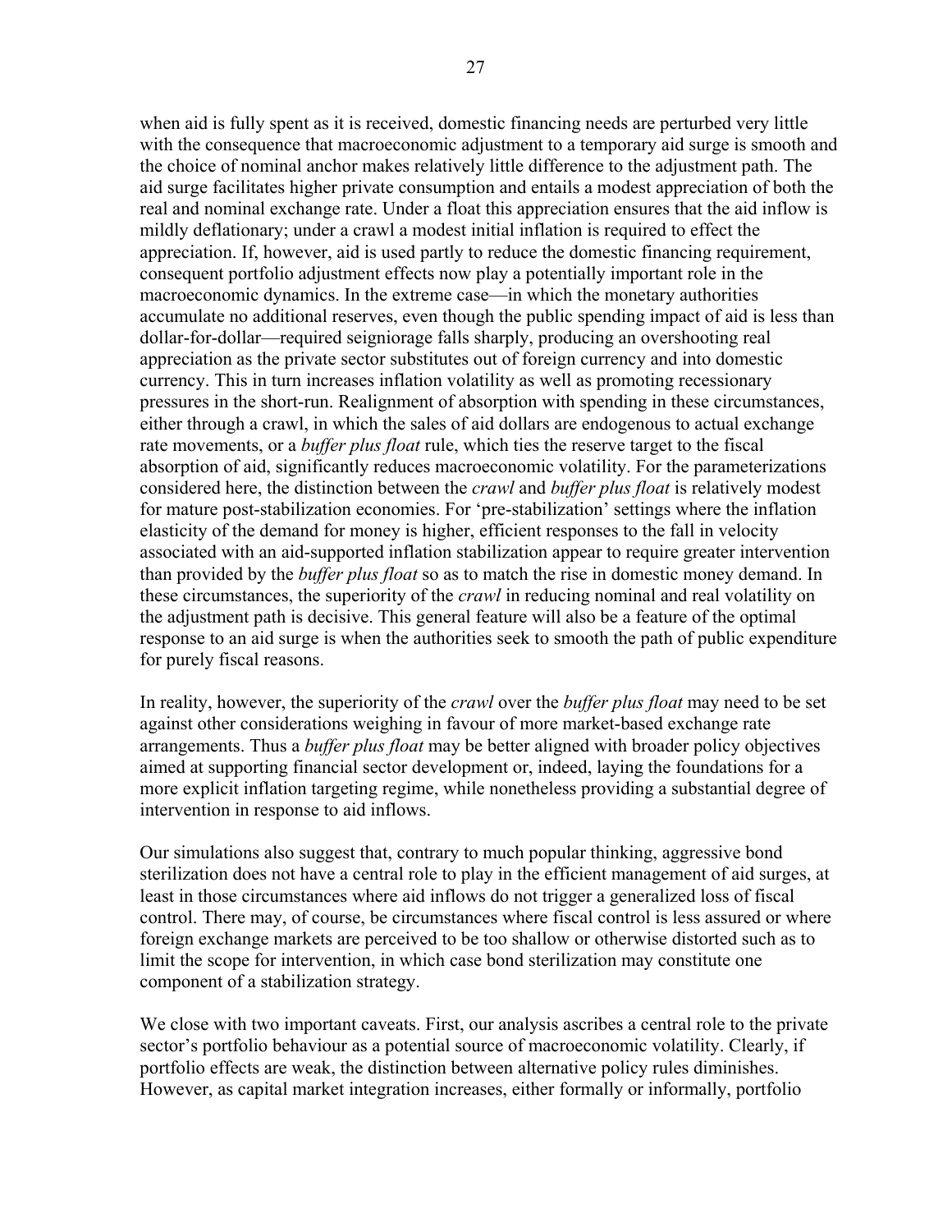when aid is fully spent as it is received, domestic financing needs are perturbed very little with the consequence that macroeconomic adjustment to a temporary aid surge is smooth and the choice of nominal anchor makes relatively little difference to the adjustment path. The aid surge facilitates higher private consumption and entails a modest appreciation of both the real and nominal exchange rate. Under a float this appreciation ensures that the aid inflow is mildly deflationary; under a crawl a modest initial inflation is required to effect the appreciation. If, however, aid is used partly to reduce the domestic financing requirement, consequent portfolio adjustment effects now play a potentially important role in the macroeconomic dynamics. In the extreme case—in which the monetary authorities accumulate no additional reserves, even though the public spending impact of aid is less than dollar-for-dollar—required seigniorage falls sharply, producing an overshooting real appreciation as the private sector substitutes out of foreign currency and into domestic currency. This in turn increases inflation volatility as well as promoting recessionary pressures in the short-run. Realignment of absorption with spending in these circumstances, either through a crawl, in which the sales of aid dollars are endogenous to actual exchange rate movements, or a *buffer plus float* rule, which ties the reserve target to the fiscal absorption of aid, significantly reduces macroeconomic volatility. For the parameterizations considered here, the distinction between the *crawl* and *buffer plus float* is relatively modest for mature post-stabilization economies. For 'pre-stabilization' settings where the inflation elasticity of the demand for money is higher, efficient responses to the fall in velocity associated with an aid-supported inflation stabilization appear to require greater intervention than provided by the *buffer plus float* so as to match the rise in domestic money demand. In these circumstances, the superiority of the *crawl* in reducing nominal and real volatility on the adjustment path is decisive. This general feature will also be a feature of the optimal response to an aid surge is when the authorities seek to smooth the path of public expenditure for purely fiscal reasons.

In reality, however, the superiority of the *crawl* over the *buffer plus float* may need to be set against other considerations weighing in favour of more market-based exchange rate arrangements. Thus a *buffer plus float* may be better aligned with broader policy objectives aimed at supporting financial sector development or, indeed, laying the foundations for a more explicit inflation targeting regime, while nonetheless providing a substantial degree of intervention in response to aid inflows.

Our simulations also suggest that, contrary to much popular thinking, aggressive bond sterilization does not have a central role to play in the efficient management of aid surges, at least in those circumstances where aid inflows do not trigger a generalized loss of fiscal control. There may, of course, be circumstances where fiscal control is less assured or where foreign exchange markets are perceived to be too shallow or otherwise distorted such as to limit the scope for intervention, in which case bond sterilization may constitute one component of a stabilization strategy.

We close with two important caveats. First, our analysis ascribes a central role to the private sector's portfolio behaviour as a potential source of macroeconomic volatility. Clearly, if portfolio effects are weak, the distinction between alternative policy rules diminishes. However, as capital market integration increases, either formally or informally, portfolio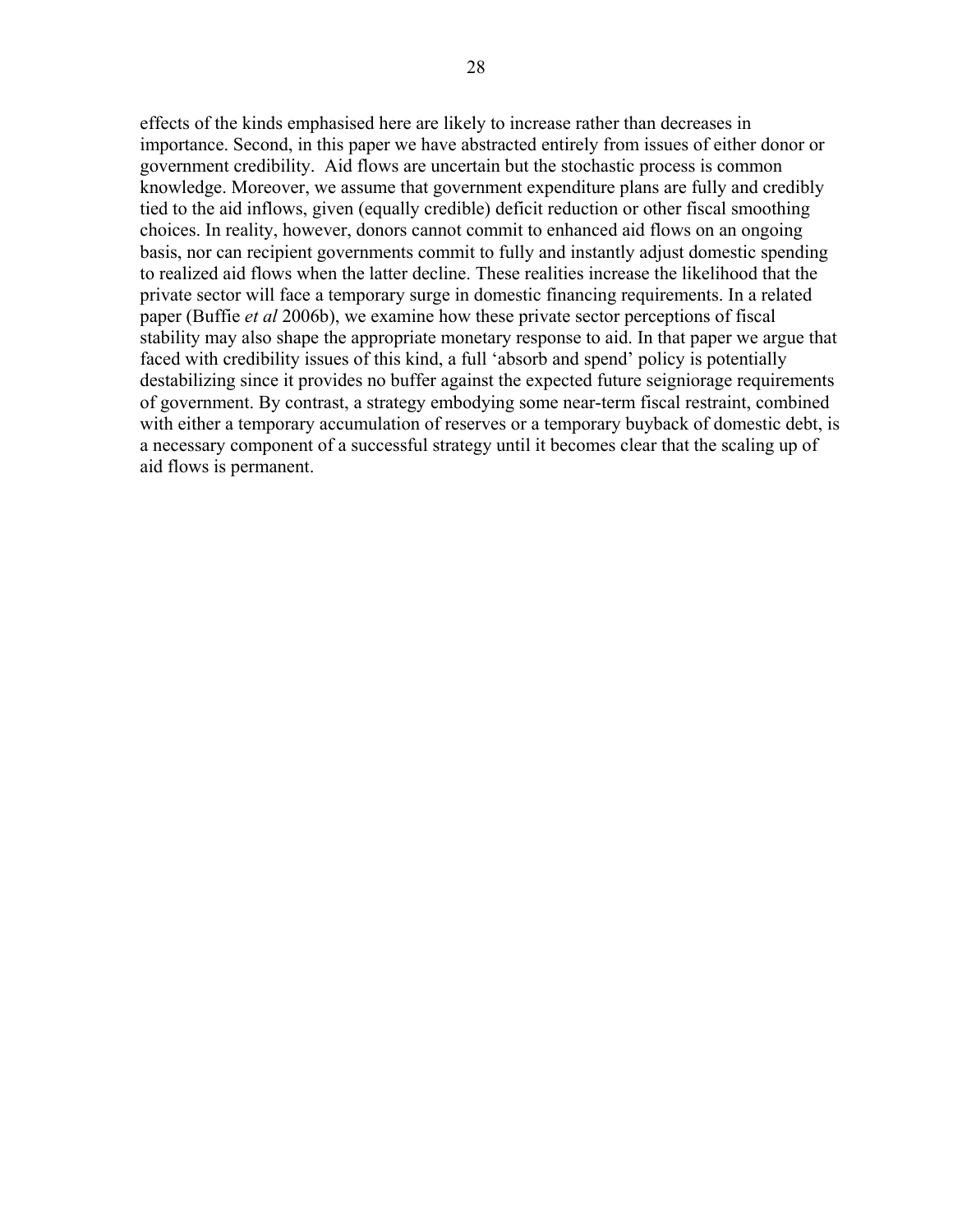effects of the kinds emphasised here are likely to increase rather than decreases in importance. Second, in this paper we have abstracted entirely from issues of either donor or government credibility. Aid flows are uncertain but the stochastic process is common knowledge. Moreover, we assume that government expenditure plans are fully and credibly tied to the aid inflows, given (equally credible) deficit reduction or other fiscal smoothing choices. In reality, however, donors cannot commit to enhanced aid flows on an ongoing basis, nor can recipient governments commit to fully and instantly adjust domestic spending to realized aid flows when the latter decline. These realities increase the likelihood that the private sector will face a temporary surge in domestic financing requirements. In a related paper (Buffie *et al* 2006b), we examine how these private sector perceptions of fiscal stability may also shape the appropriate monetary response to aid. In that paper we argue that faced with credibility issues of this kind, a full 'absorb and spend' policy is potentially destabilizing since it provides no buffer against the expected future seigniorage requirements of government. By contrast, a strategy embodying some near-term fiscal restraint, combined with either a temporary accumulation of reserves or a temporary buyback of domestic debt, is a necessary component of a successful strategy until it becomes clear that the scaling up of aid flows is permanent.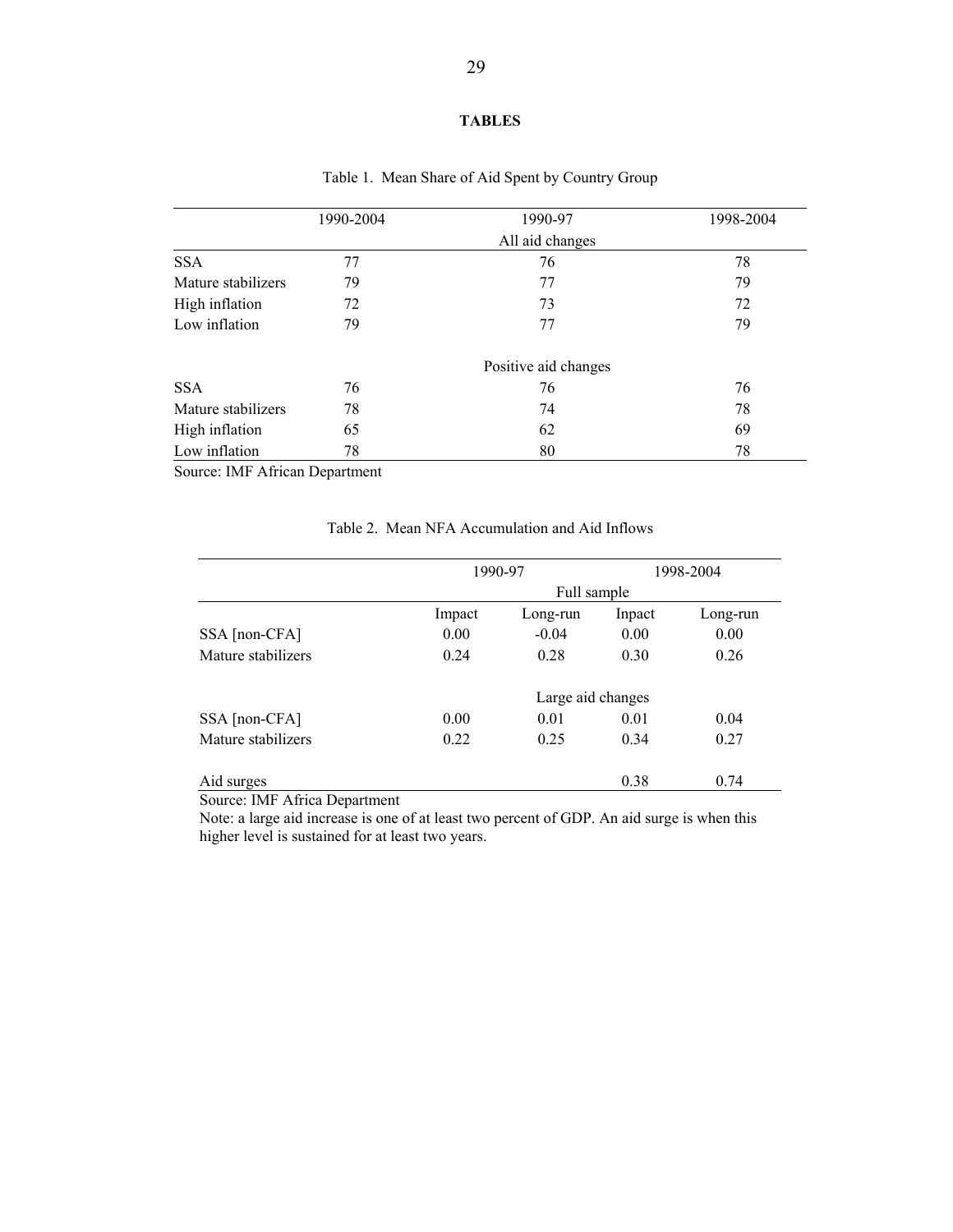**TABLES**

Table 1. Mean Share of Aid Spent by Country Group

| | 1990-2004 | 1990-97 | 1998-2004 |
|---|---|---|---|
| | | All aid changes | |
| SSA | 77 | 76 | 78 |
| Mature stabilizers | 79 | 77 | 79 |
| High inflation | 72 | 73 | 72 |
| Low inflation | 79 | 77 | 79 |
| | | Positive aid changes | |
| SSA | 76 | 76 | 76 |
| Mature stabilizers | 78 | 74 | 78 |
| High inflation | 65 | 62 | 69 |
| Low inflation | 78 | 80 | 78 |

Source: IMF African Department

Table 2. Mean NFA Accumulation and Aid Inflows

| | 1990-97 | | 1998-2004 | |
|---|---|---|---|---|
| | Full sample | | | |
| | Impact | Long-run | Inpact | Long-run |
| SSA [non-CFA] | 0.00 | -0.04 | 0.00 | 0.00 |
| Mature stabilizers | 0.24 | 0.28 | 0.30 | 0.26 |
| | Large aid changes | | | |
| SSA [non-CFA] | 0.00 | 0.01 | 0.01 | 0.04 |
| Mature stabilizers | 0.22 | 0.25 | 0.34 | 0.27 |
| Aid surges | | | 0.38 | 0.74 |

Source: IMF Africa Department

Note: a large aid increase is one of at least two percent of GDP. An aid surge is when this higher level is sustained for at least two years.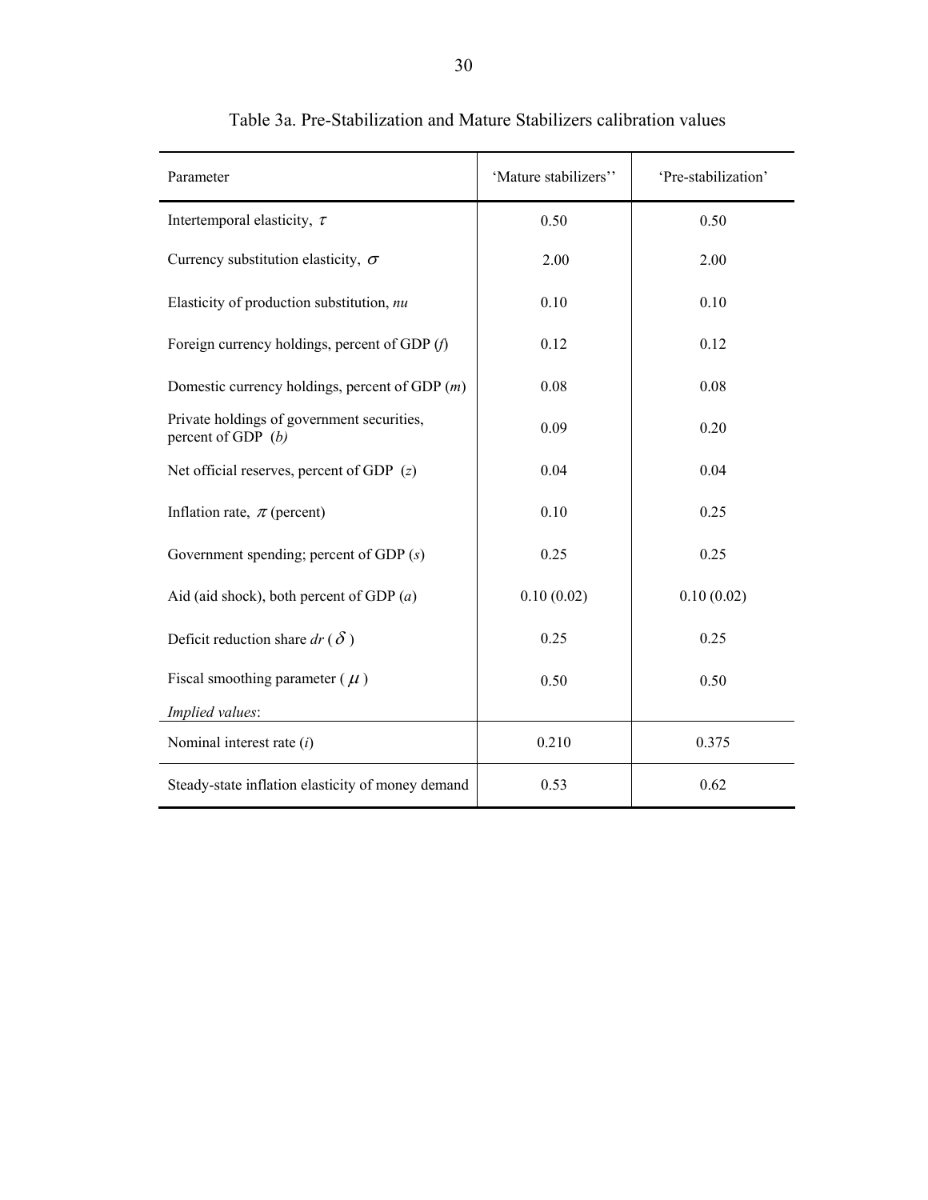Table 3a. Pre-Stabilization and Mature Stabilizers calibration values

| Parameter | 'Mature stabilizers'' | 'Pre-stabilization' |
|---|---|---|
| Intertemporal elasticity, $\tau$ | 0.50 | 0.50 |
| Currency substitution elasticity, $\sigma$ | 2.00 | 2.00 |
| Elasticity of production substitution, *nu* | 0.10 | 0.10 |
| Foreign currency holdings, percent of GDP ($f$) | 0.12 | 0.12 |
| Domestic currency holdings, percent of GDP ($m$) | 0.08 | 0.08 |
| Private holdings of government securities, percent of GDP ($b$) | 0.09 | 0.20 |
| Net official reserves, percent of GDP ($z$) | 0.04 | 0.04 |
| Inflation rate, $\pi$ (percent) | 0.10 | 0.25 |
| Government spending; percent of GDP ($s$) | 0.25 | 0.25 |
| Aid (aid shock), both percent of GDP ($a$) | 0.10 (0.02) | 0.10 (0.02) |
| Deficit reduction share *dr* ($\delta$) | 0.25 | 0.25 |
| Fiscal smoothing parameter ($\mu$) | 0.50 | 0.50 |
| *Implied values*: | | |
| Nominal interest rate ($i$) | 0.210 | 0.375 |
| Steady-state inflation elasticity of money demand | 0.53 | 0.62 |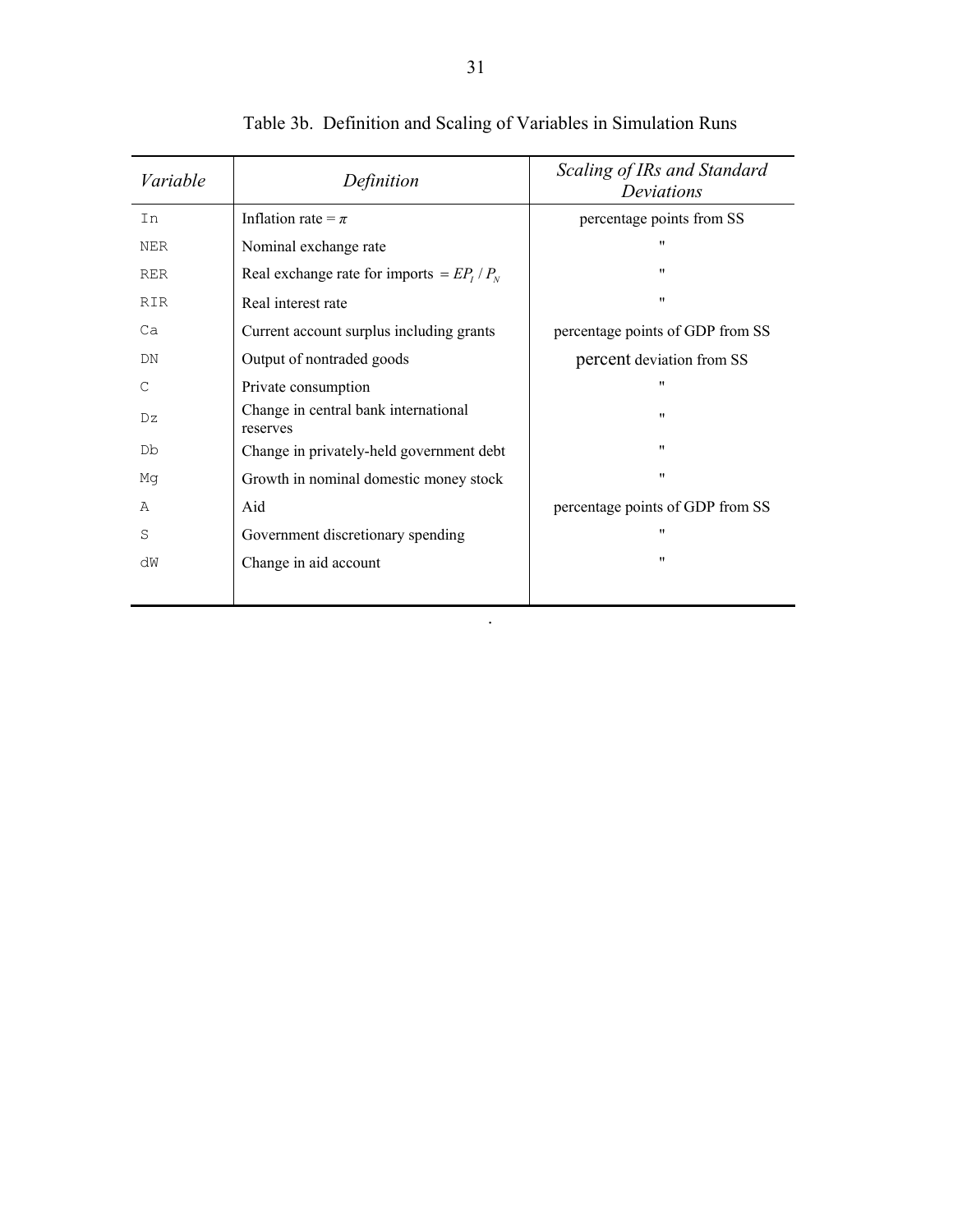Table 3b. Definition and Scaling of Variables in Simulation Runs

| *Variable* | *Definition* | *Scaling of IRs and Standard Deviations* |
|---|---|---|
| In | Inflation rate = $\pi$ | percentage points from SS |
| NER | Nominal exchange rate | " |
| RER | Real exchange rate for imports $= EP_I / P_N$ | " |
| RIR | Real interest rate | " |
| Ca | Current account surplus including grants | percentage points of GDP from SS |
| DN | Output of nontraded goods | percent deviation from SS |
| C | Private consumption | " |
| Dz | Change in central bank international reserves | " |
| Db | Change in privately-held government debt | " |
| Mg | Growth in nominal domestic money stock | " |
| A | Aid | percentage points of GDP from SS |
| S | Government discretionary spending | " |
| dW | Change in aid account | " |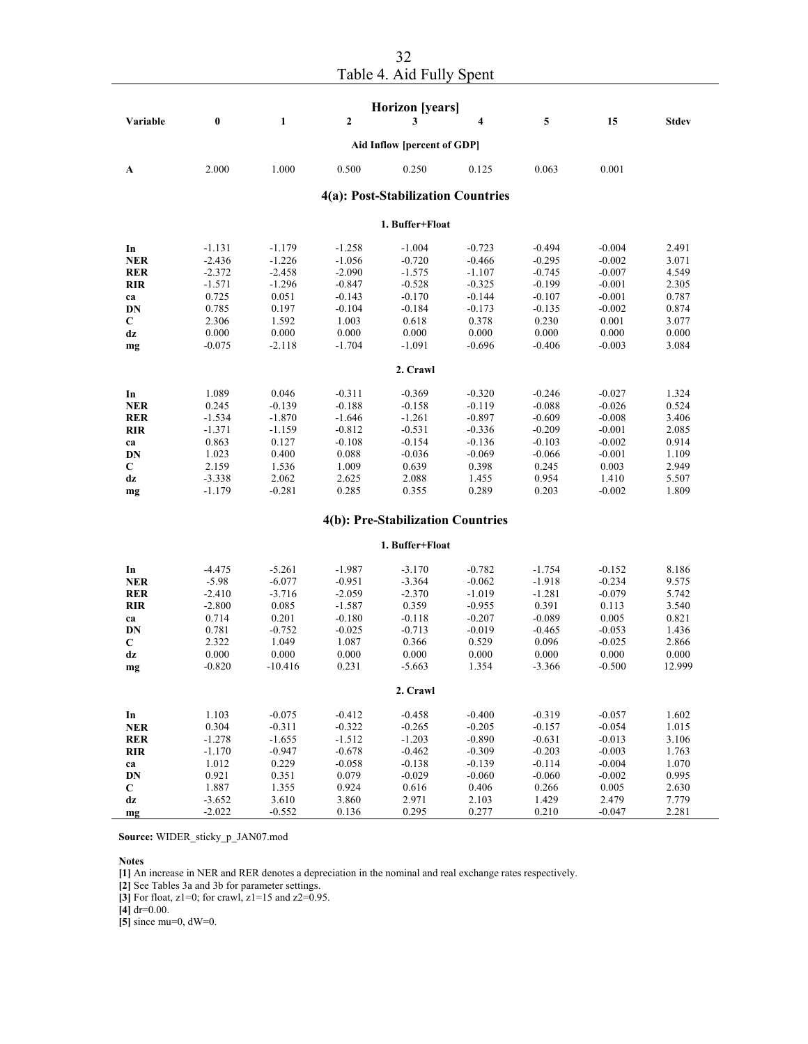Table 4. Aid Fully Spent

| Variable | 0 | 1 | 2 | 3 | 4 | 5 | 15 | Stdev |
|---|---|---|---|---|---|---|---|---|
| | | | | **Horizon [years]** | | | | |
| | | | | **Aid Inflow [percent of GDP]** | | | | |
| **A** | 2.000 | 1.000 | 0.500 | 0.250 | 0.125 | 0.063 | 0.001 | |
| | | | | **4(a): Post-Stabilization Countries** | | | | |
| | | | | **1. Buffer+Float** | | | | |
| **In** | -1.131 | -1.179 | -1.258 | -1.004 | -0.723 | -0.494 | -0.004 | 2.491 |
| **NER** | -2.436 | -1.226 | -1.056 | -0.720 | -0.466 | -0.295 | -0.002 | 3.071 |
| **RER** | -2.372 | -2.458 | -2.090 | -1.575 | -1.107 | -0.745 | -0.007 | 4.549 |
| **RIR** | -1.571 | -1.296 | -0.847 | -0.528 | -0.325 | -0.199 | -0.001 | 2.305 |
| **ca** | 0.725 | 0.051 | -0.143 | -0.170 | -0.144 | -0.107 | -0.001 | 0.787 |
| **DN** | 0.785 | 0.197 | -0.104 | -0.184 | -0.173 | -0.135 | -0.002 | 0.874 |
| **C** | 2.306 | 1.592 | 1.003 | 0.618 | 0.378 | 0.230 | 0.001 | 3.077 |
| **dz** | 0.000 | 0.000 | 0.000 | 0.000 | 0.000 | 0.000 | 0.000 | 0.000 |
| **mg** | -0.075 | -2.118 | -1.704 | -1.091 | -0.696 | -0.406 | -0.003 | 3.084 |
| | | | | **2. Crawl** | | | | |
| **In** | 1.089 | 0.046 | -0.311 | -0.369 | -0.320 | -0.246 | -0.027 | 1.324 |
| **NER** | 0.245 | -0.139 | -0.188 | -0.158 | -0.119 | -0.088 | -0.026 | 0.524 |
| **RER** | -1.534 | -1.870 | -1.646 | -1.261 | -0.897 | -0.609 | -0.008 | 3.406 |
| **RIR** | -1.371 | -1.159 | -0.812 | -0.531 | -0.336 | -0.209 | -0.001 | 2.085 |
| **ca** | 0.863 | 0.127 | -0.108 | -0.154 | -0.136 | -0.103 | -0.002 | 0.914 |
| **DN** | 1.023 | 0.400 | 0.088 | -0.036 | -0.069 | -0.066 | -0.001 | 1.109 |
| **C** | 2.159 | 1.536 | 1.009 | 0.639 | 0.398 | 0.245 | 0.003 | 2.949 |
| **dz** | -3.338 | 2.062 | 2.625 | 2.088 | 1.455 | 0.954 | 1.410 | 5.507 |
| **mg** | -1.179 | -0.281 | 0.285 | 0.355 | 0.289 | 0.203 | -0.002 | 1.809 |
| | | | | **4(b): Pre-Stabilization Countries** | | | | |
| | | | | **1. Buffer+Float** | | | | |
| **In** | -4.475 | -5.261 | -1.987 | -3.170 | -0.782 | -1.754 | -0.152 | 8.186 |
| **NER** | -5.98 | -6.077 | -0.951 | -3.364 | -0.062 | -1.918 | -0.234 | 9.575 |
| **RER** | -2.410 | -3.716 | -2.059 | -2.370 | -1.019 | -1.281 | -0.079 | 5.742 |
| **RIR** | -2.800 | 0.085 | -1.587 | 0.359 | -0.955 | 0.391 | 0.113 | 3.540 |
| **ca** | 0.714 | 0.201 | -0.180 | -0.118 | -0.207 | -0.089 | 0.005 | 0.821 |
| **DN** | 0.781 | -0.752 | -0.025 | -0.713 | -0.019 | -0.465 | -0.053 | 1.436 |
| **C** | 2.322 | 1.049 | 1.087 | 0.366 | 0.529 | 0.096 | -0.025 | 2.866 |
| **dz** | 0.000 | 0.000 | 0.000 | 0.000 | 0.000 | 0.000 | 0.000 | 0.000 |
| **mg** | -0.820 | -10.416 | 0.231 | -5.663 | 1.354 | -3.366 | -0.500 | 12.999 |
| | | | | **2. Crawl** | | | | |
| **In** | 1.103 | -0.075 | -0.412 | -0.458 | -0.400 | -0.319 | -0.057 | 1.602 |
| **NER** | 0.304 | -0.311 | -0.322 | -0.265 | -0.205 | -0.157 | -0.054 | 1.015 |
| **RER** | -1.278 | -1.655 | -1.512 | -1.203 | -0.890 | -0.631 | -0.013 | 3.106 |
| **RIR** | -1.170 | -0.947 | -0.678 | -0.462 | -0.309 | -0.203 | -0.003 | 1.763 |
| **ca** | 1.012 | 0.229 | -0.058 | -0.138 | -0.139 | -0.114 | -0.004 | 1.070 |
| **DN** | 0.921 | 0.351 | 0.079 | -0.029 | -0.060 | -0.060 | -0.002 | 0.995 |
| **C** | 1.887 | 1.355 | 0.924 | 0.616 | 0.406 | 0.266 | 0.005 | 2.630 |
| **dz** | -3.652 | 3.610 | 3.860 | 2.971 | 2.103 | 1.429 | 2.479 | 7.779 |
| **mg** | -2.022 | -0.552 | 0.136 | 0.295 | 0.277 | 0.210 | -0.047 | 2.281 |

**Source:** WIDER_sticky_p_JAN07.mod

**Notes**

**[1]** An increase in NER and RER denotes a depreciation in the nominal and real exchange rates respectively.

**[2]** See Tables 3a and 3b for parameter settings.

**[3]** For float, z1=0; for crawl, z1=15 and z2=0.95.

**[4]** dr=0.00.

**[5]** since mu=0, dW=0.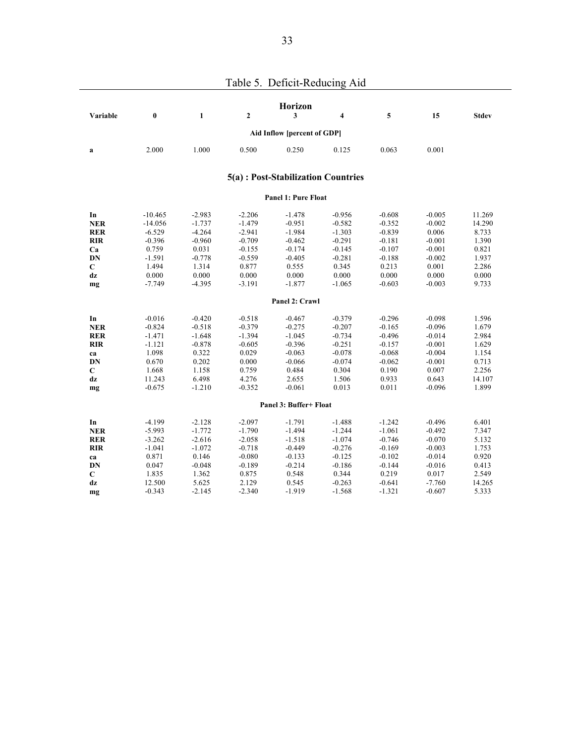# Table 5. Deficit-Reducing Aid

| Variable | 0 | 1 | 2 | 3 | 4 | 5 | 15 | Stdev |
|---|---|---|---|---|---|---|---|---|
| | | | | **Aid Inflow [percent of GDP]** | | | | |
| **a** | 2.000 | 1.000 | 0.500 | 0.250 | 0.125 | 0.063 | 0.001 | |
| | | | | **5(a) : Post-Stabilization Countries** | | | | |
| | | | | **Panel 1: Pure Float** | | | | |
| **In** | -10.465 | -2.983 | -2.206 | -1.478 | -0.956 | -0.608 | -0.005 | 11.269 |
| **NER** | -14.056 | -1.737 | -1.479 | -0.951 | -0.582 | -0.352 | -0.002 | 14.290 |
| **RER** | -6.529 | -4.264 | -2.941 | -1.984 | -1.303 | -0.839 | 0.006 | 8.733 |
| **RIR** | -0.396 | -0.960 | -0.709 | -0.462 | -0.291 | -0.181 | -0.001 | 1.390 |
| **Ca** | 0.759 | 0.031 | -0.155 | -0.174 | -0.145 | -0.107 | -0.001 | 0.821 |
| **DN** | -1.591 | -0.778 | -0.559 | -0.405 | -0.281 | -0.188 | -0.002 | 1.937 |
| **C** | 1.494 | 1.314 | 0.877 | 0.555 | 0.345 | 0.213 | 0.001 | 2.286 |
| **dz** | 0.000 | 0.000 | 0.000 | 0.000 | 0.000 | 0.000 | 0.000 | 0.000 |
| **mg** | -7.749 | -4.395 | -3.191 | -1.877 | -1.065 | -0.603 | -0.003 | 9.733 |
| | | | | **Panel 2: Crawl** | | | | |
| **In** | -0.016 | -0.420 | -0.518 | -0.467 | -0.379 | -0.296 | -0.098 | 1.596 |
| **NER** | -0.824 | -0.518 | -0.379 | -0.275 | -0.207 | -0.165 | -0.096 | 1.679 |
| **RER** | -1.471 | -1.648 | -1.394 | -1.045 | -0.734 | -0.496 | -0.014 | 2.984 |
| **RIR** | -1.121 | -0.878 | -0.605 | -0.396 | -0.251 | -0.157 | -0.001 | 1.629 |
| **ca** | 1.098 | 0.322 | 0.029 | -0.063 | -0.078 | -0.068 | -0.004 | 1.154 |
| **DN** | 0.670 | 0.202 | 0.000 | -0.066 | -0.074 | -0.062 | -0.001 | 0.713 |
| **C** | 1.668 | 1.158 | 0.759 | 0.484 | 0.304 | 0.190 | 0.007 | 2.256 |
| **dz** | 11.243 | 6.498 | 4.276 | 2.655 | 1.506 | 0.933 | 0.643 | 14.107 |
| **mg** | -0.675 | -1.210 | -0.352 | -0.061 | 0.013 | 0.011 | -0.096 | 1.899 |
| | | | | **Panel 3: Buffer+ Float** | | | | |
| **In** | -4.199 | -2.128 | -2.097 | -1.791 | -1.488 | -1.242 | -0.496 | 6.401 |
| **NER** | -5.993 | -1.772 | -1.790 | -1.494 | -1.244 | -1.061 | -0.492 | 7.347 |
| **RER** | -3.262 | -2.616 | -2.058 | -1.518 | -1.074 | -0.746 | -0.070 | 5.132 |
| **RIR** | -1.041 | -1.072 | -0.718 | -0.449 | -0.276 | -0.169 | -0.003 | 1.753 |
| **ca** | 0.871 | 0.146 | -0.080 | -0.133 | -0.125 | -0.102 | -0.014 | 0.920 |
| **DN** | 0.047 | -0.048 | -0.189 | -0.214 | -0.186 | -0.144 | -0.016 | 0.413 |
| **C** | 1.835 | 1.362 | 0.875 | 0.548 | 0.344 | 0.219 | 0.017 | 2.549 |
| **dz** | 12.500 | 5.625 | 2.129 | 0.545 | -0.263 | -0.641 | -7.760 | 14.265 |
| **mg** | -0.343 | -2.145 | -2.340 | -1.919 | -1.568 | -1.321 | -0.607 | 5.333 |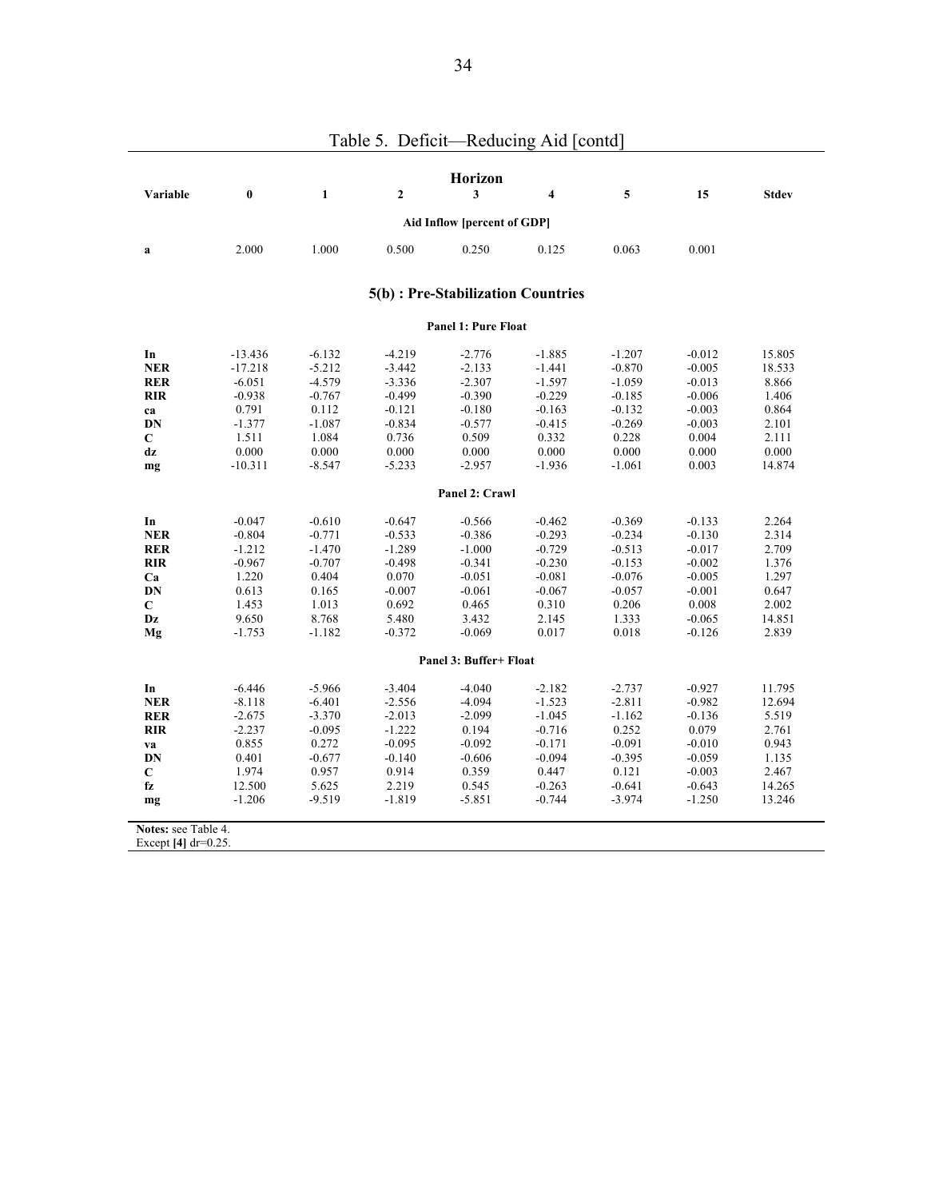## Table 5. Deficit—Reducing Aid [contd]

| Variable | 0 | 1 | 2 | 3 | 4 | 5 | 15 | Stdev |
|---|---|---|---|---|---|---|---|---|
| | | | | **Aid Inflow [percent of GDP]** | | | | |
| a | 2.000 | 1.000 | 0.500 | 0.250 | 0.125 | 0.063 | 0.001 | |
| | | | | **5(b) : Pre-Stabilization Countries** | | | | |
| | | | | **Panel 1: Pure Float** | | | | |
| **In** | -13.436 | -6.132 | -4.219 | -2.776 | -1.885 | -1.207 | -0.012 | 15.805 |
| **NER** | -17.218 | -5.212 | -3.442 | -2.133 | -1.441 | -0.870 | -0.005 | 18.533 |
| **RER** | -6.051 | -4.579 | -3.336 | -2.307 | -1.597 | -1.059 | -0.013 | 8.866 |
| **RIR** | -0.938 | -0.767 | -0.499 | -0.390 | -0.229 | -0.185 | -0.006 | 1.406 |
| **ca** | 0.791 | 0.112 | -0.121 | -0.180 | -0.163 | -0.132 | -0.003 | 0.864 |
| **DN** | -1.377 | -1.087 | -0.834 | -0.577 | -0.415 | -0.269 | -0.003 | 2.101 |
| **C** | 1.511 | 1.084 | 0.736 | 0.509 | 0.332 | 0.228 | 0.004 | 2.111 |
| **dz** | 0.000 | 0.000 | 0.000 | 0.000 | 0.000 | 0.000 | 0.000 | 0.000 |
| **mg** | -10.311 | -8.547 | -5.233 | -2.957 | -1.936 | -1.061 | 0.003 | 14.874 |
| | | | | **Panel 2: Crawl** | | | | |
| **In** | -0.047 | -0.610 | -0.647 | -0.566 | -0.462 | -0.369 | -0.133 | 2.264 |
| **NER** | -0.804 | -0.771 | -0.533 | -0.386 | -0.293 | -0.234 | -0.130 | 2.314 |
| **RER** | -1.212 | -1.470 | -1.289 | -1.000 | -0.729 | -0.513 | -0.017 | 2.709 |
| **RIR** | -0.967 | -0.707 | -0.498 | -0.341 | -0.230 | -0.153 | -0.002 | 1.376 |
| **Ca** | 1.220 | 0.404 | 0.070 | -0.051 | -0.081 | -0.076 | -0.005 | 1.297 |
| **DN** | 0.613 | 0.165 | -0.007 | -0.061 | -0.067 | -0.057 | -0.001 | 0.647 |
| **C** | 1.453 | 1.013 | 0.692 | 0.465 | 0.310 | 0.206 | 0.008 | 2.002 |
| **Dz** | 9.650 | 8.768 | 5.480 | 3.432 | 2.145 | 1.333 | -0.065 | 14.851 |
| **Mg** | -1.753 | -1.182 | -0.372 | -0.069 | 0.017 | 0.018 | -0.126 | 2.839 |
| | | | | **Panel 3: Buffer+ Float** | | | | |
| **In** | -6.446 | -5.966 | -3.404 | -4.040 | -2.182 | -2.737 | -0.927 | 11.795 |
| **NER** | -8.118 | -6.401 | -2.556 | -4.094 | -1.523 | -2.811 | -0.982 | 12.694 |
| **RER** | -2.675 | -3.370 | -2.013 | -2.099 | -1.045 | -1.162 | -0.136 | 5.519 |
| **RIR** | -2.237 | -0.095 | -1.222 | 0.194 | -0.716 | 0.252 | 0.079 | 2.761 |
| **va** | 0.855 | 0.272 | -0.095 | -0.092 | -0.171 | -0.091 | -0.010 | 0.943 |
| **DN** | 0.401 | -0.677 | -0.140 | -0.606 | -0.094 | -0.395 | -0.059 | 1.135 |
| **C** | 1.974 | 0.957 | 0.914 | 0.359 | 0.447 | 0.121 | -0.003 | 2.467 |
| **fz** | 12.500 | 5.625 | 2.219 | 0.545 | -0.263 | -0.641 | -0.643 | 14.265 |
| **mg** | -1.206 | -9.519 | -1.819 | -5.851 | -0.744 | -3.974 | -1.250 | 13.246 |

**Notes:** see Table 4.
Except **[4]** dr=0.25.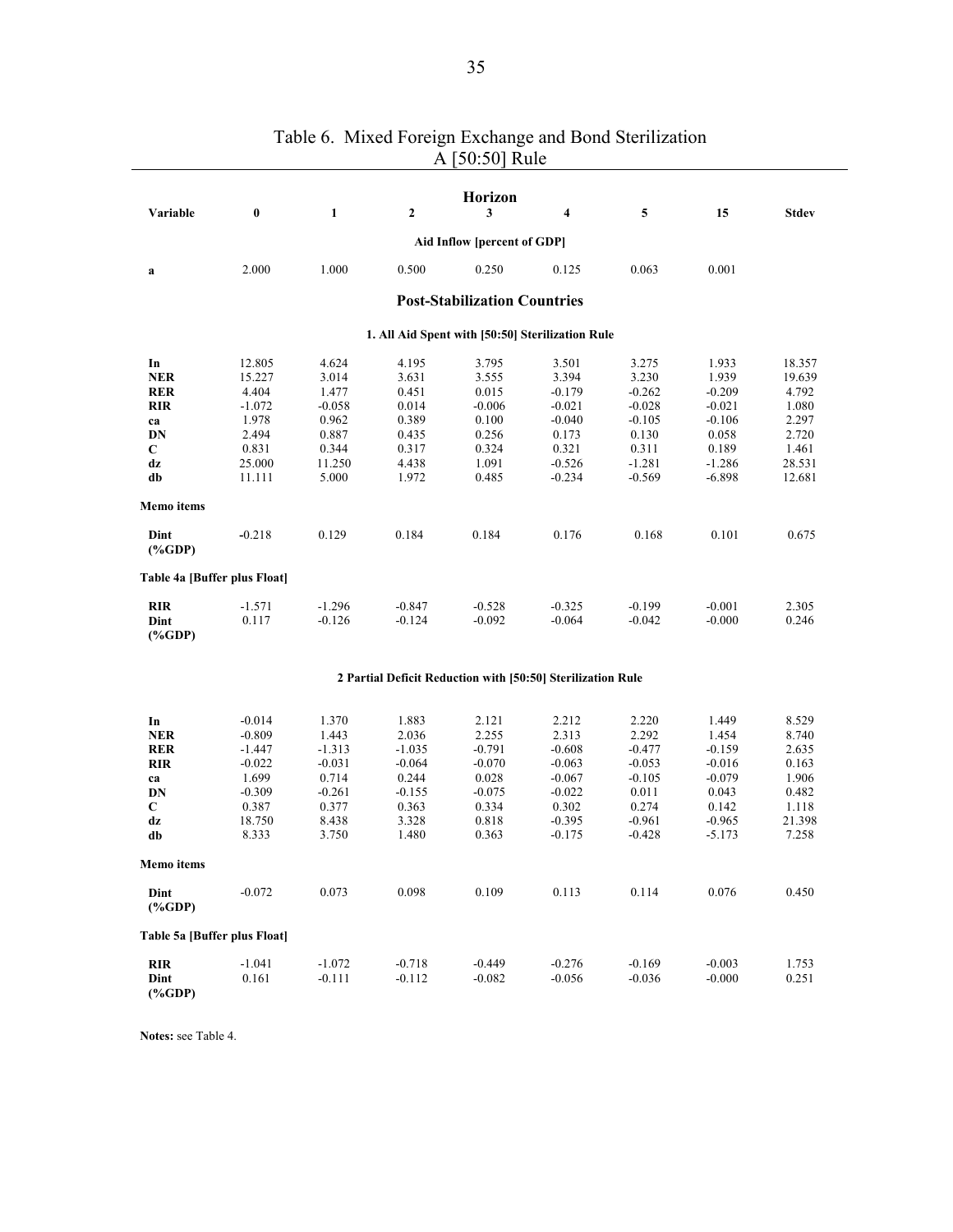# Table 6. Mixed Foreign Exchange and Bond Sterilization
## A [50:50] Rule

| Variable | Horizon 0 | 1 | 2 | 3 | 4 | 5 | 15 | Stdev |
|---|---|---|---|---|---|---|---|---|
| | | | | **Aid Inflow [percent of GDP]** | | | | |
| **a** | 2.000 | 1.000 | 0.500 | 0.250 | 0.125 | 0.063 | 0.001 | |
| | | | | **Post-Stabilization Countries** | | | | |
| | | | | **1. All Aid Spent with [50:50] Sterilization Rule** | | | | |
| **In** | 12.805 | 4.624 | 4.195 | 3.795 | 3.501 | 3.275 | 1.933 | 18.357 |
| **NER** | 15.227 | 3.014 | 3.631 | 3.555 | 3.394 | 3.230 | 1.939 | 19.639 |
| **RER** | 4.404 | 1.477 | 0.451 | 0.015 | -0.179 | -0.262 | -0.209 | 4.792 |
| **RIR** | -1.072 | -0.058 | 0.014 | -0.006 | -0.021 | -0.028 | -0.021 | 1.080 |
| **ca** | 1.978 | 0.962 | 0.389 | 0.100 | -0.040 | -0.105 | -0.106 | 2.297 |
| **DN** | 2.494 | 0.887 | 0.435 | 0.256 | 0.173 | 0.130 | 0.058 | 2.720 |
| **C** | 0.831 | 0.344 | 0.317 | 0.324 | 0.321 | 0.311 | 0.189 | 1.461 |
| **dz** | 25.000 | 11.250 | 4.438 | 1.091 | -0.526 | -1.281 | -1.286 | 28.531 |
| **db** | 11.111 | 5.000 | 1.972 | 0.485 | -0.234 | -0.569 | -6.898 | 12.681 |
| **Memo items** | | | | | | | | |
| **Dint (%GDP)** | -0.218 | 0.129 | 0.184 | 0.184 | 0.176 | 0.168 | 0.101 | 0.675 |
| **Table 4a [Buffer plus Float]** | | | | | | | | |
| **RIR** | -1.571 | -1.296 | -0.847 | -0.528 | -0.325 | -0.199 | -0.001 | 2.305 |
| **Dint (%GDP)** | 0.117 | -0.126 | -0.124 | -0.092 | -0.064 | -0.042 | -0.000 | 0.246 |
| | | | | **2 Partial Deficit Reduction with [50:50] Sterilization Rule** | | | | |
| **In** | -0.014 | 1.370 | 1.883 | 2.121 | 2.212 | 2.220 | 1.449 | 8.529 |
| **NER** | -0.809 | 1.443 | 2.036 | 2.255 | 2.313 | 2.292 | 1.454 | 8.740 |
| **RER** | -1.447 | -1.313 | -1.035 | -0.791 | -0.608 | -0.477 | -0.159 | 2.635 |
| **RIR** | -0.022 | -0.031 | -0.064 | -0.070 | -0.063 | -0.053 | -0.016 | 0.163 |
| **ca** | 1.699 | 0.714 | 0.244 | 0.028 | -0.067 | -0.105 | -0.079 | 1.906 |
| **DN** | -0.309 | -0.261 | -0.155 | -0.075 | -0.022 | 0.011 | 0.043 | 0.482 |
| **C** | 0.387 | 0.377 | 0.363 | 0.334 | 0.302 | 0.274 | 0.142 | 1.118 |
| **dz** | 18.750 | 8.438 | 3.328 | 0.818 | -0.395 | -0.961 | -0.965 | 21.398 |
| **db** | 8.333 | 3.750 | 1.480 | 0.363 | -0.175 | -0.428 | -5.173 | 7.258 |
| **Memo items** | | | | | | | | |
| **Dint (%GDP)** | -0.072 | 0.073 | 0.098 | 0.109 | 0.113 | 0.114 | 0.076 | 0.450 |
| **Table 5a [Buffer plus Float]** | | | | | | | | |
| **RIR** | -1.041 | -1.072 | -0.718 | -0.449 | -0.276 | -0.169 | -0.003 | 1.753 |
| **Dint (%GDP)** | 0.161 | -0.111 | -0.112 | -0.082 | -0.056 | -0.036 | -0.000 | 0.251 |

**Notes:** see Table 4.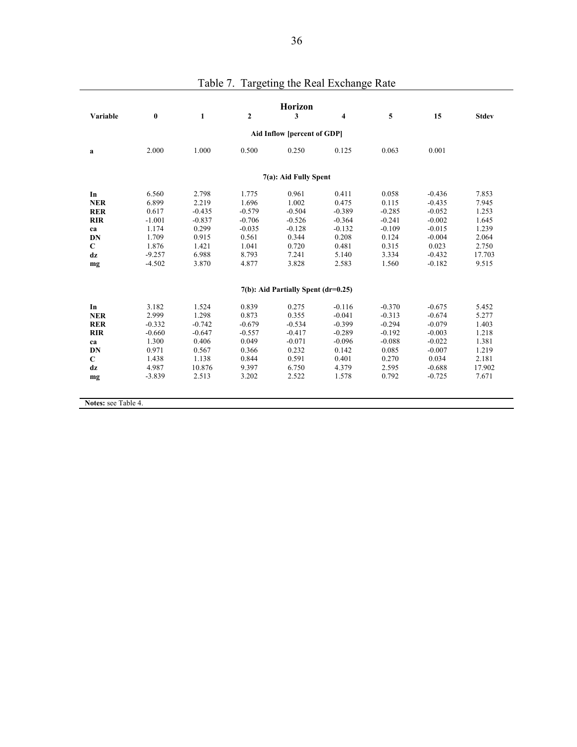# Table 7. Targeting the Real Exchange Rate

| Variable | Horizon 0 | 1 | 2 | 3 | 4 | 5 | 15 | Stdev |
|---|---|---|---|---|---|---|---|---|
| | | | | **Aid Inflow [percent of GDP]** | | | | |
| **a** | 2.000 | 1.000 | 0.500 | 0.250 | 0.125 | 0.063 | 0.001 | |
| | | | | **7(a): Aid Fully Spent** | | | | |
| **In** | 6.560 | 2.798 | 1.775 | 0.961 | 0.411 | 0.058 | -0.436 | 7.853 |
| **NER** | 6.899 | 2.219 | 1.696 | 1.002 | 0.475 | 0.115 | -0.435 | 7.945 |
| **RER** | 0.617 | -0.435 | -0.579 | -0.504 | -0.389 | -0.285 | -0.052 | 1.253 |
| **RIR** | -1.001 | -0.837 | -0.706 | -0.526 | -0.364 | -0.241 | -0.002 | 1.645 |
| **ca** | 1.174 | 0.299 | -0.035 | -0.128 | -0.132 | -0.109 | -0.015 | 1.239 |
| **DN** | 1.709 | 0.915 | 0.561 | 0.344 | 0.208 | 0.124 | -0.004 | 2.064 |
| **C** | 1.876 | 1.421 | 1.041 | 0.720 | 0.481 | 0.315 | 0.023 | 2.750 |
| **dz** | -9.257 | 6.988 | 8.793 | 7.241 | 5.140 | 3.334 | -0.432 | 17.703 |
| **mg** | -4.502 | 3.870 | 4.877 | 3.828 | 2.583 | 1.560 | -0.182 | 9.515 |
| | | | | **7(b): Aid Partially Spent (dr=0.25)** | | | | |
| **In** | 3.182 | 1.524 | 0.839 | 0.275 | -0.116 | -0.370 | -0.675 | 5.452 |
| **NER** | 2.999 | 1.298 | 0.873 | 0.355 | -0.041 | -0.313 | -0.674 | 5.277 |
| **RER** | -0.332 | -0.742 | -0.679 | -0.534 | -0.399 | -0.294 | -0.079 | 1.403 |
| **RIR** | -0.660 | -0.647 | -0.557 | -0.417 | -0.289 | -0.192 | -0.003 | 1.218 |
| **ca** | 1.300 | 0.406 | 0.049 | -0.071 | -0.096 | -0.088 | -0.022 | 1.381 |
| **DN** | 0.971 | 0.567 | 0.366 | 0.232 | 0.142 | 0.085 | -0.007 | 1.219 |
| **C** | 1.438 | 1.138 | 0.844 | 0.591 | 0.401 | 0.270 | 0.034 | 2.181 |
| **dz** | 4.987 | 10.876 | 9.397 | 6.750 | 4.379 | 2.595 | -0.688 | 17.902 |
| **mg** | -3.839 | 2.513 | 3.202 | 2.522 | 1.578 | 0.792 | -0.725 | 7.671 |

**Notes:** see Table 4.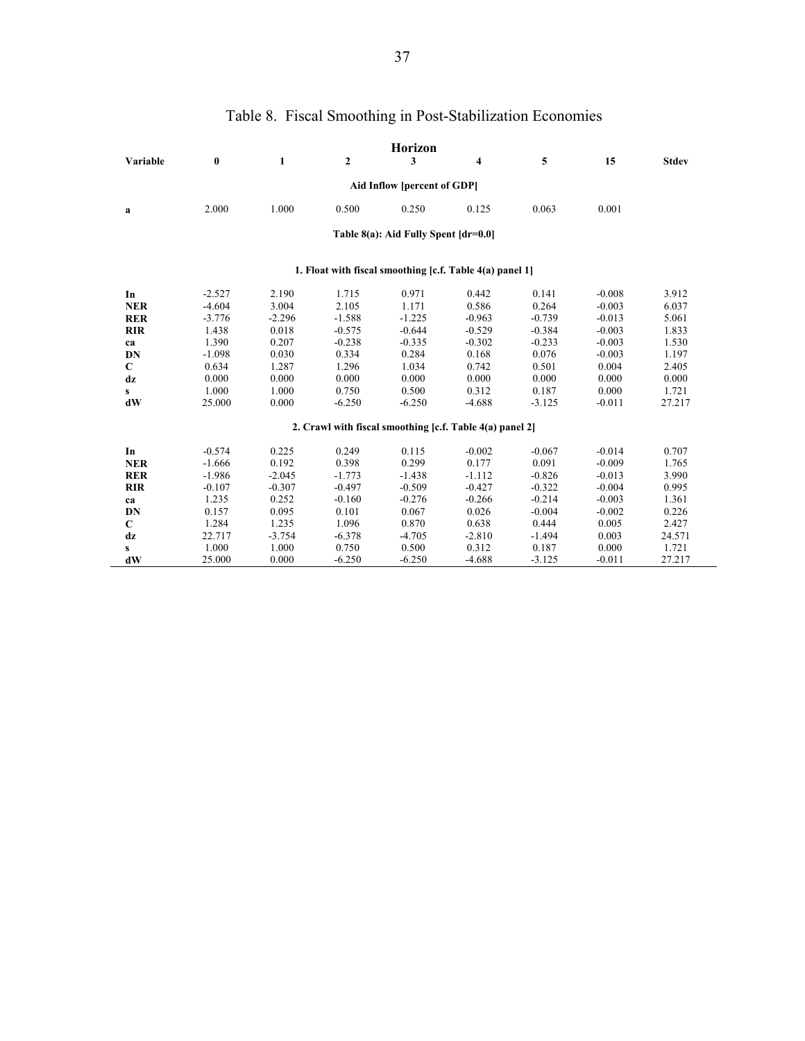# Table 8. Fiscal Smoothing in Post-Stabilization Economies

| Variable | 0 | 1 | 2 | 3 | 4 | 5 | 15 | Stdev |
|---|---|---|---|---|---|---|---|---|
| | | | | **Horizon** | | | | |
| | | | | **Aid Inflow [percent of GDP]** | | | | |
| **a** | 2.000 | 1.000 | 0.500 | 0.250 | 0.125 | 0.063 | 0.001 | |
| | | | | **Table 8(a): Aid Fully Spent [dr=0.0]** | | | | |
| | | | | **1. Float with fiscal smoothing [c.f. Table 4(a) panel 1]** | | | | |
| **In** | -2.527 | 2.190 | 1.715 | 0.971 | 0.442 | 0.141 | -0.008 | 3.912 |
| **NER** | -4.604 | 3.004 | 2.105 | 1.171 | 0.586 | 0.264 | -0.003 | 6.037 |
| **RER** | -3.776 | -2.296 | -1.588 | -1.225 | -0.963 | -0.739 | -0.013 | 5.061 |
| **RIR** | 1.438 | 0.018 | -0.575 | -0.644 | -0.529 | -0.384 | -0.003 | 1.833 |
| **ca** | 1.390 | 0.207 | -0.238 | -0.335 | -0.302 | -0.233 | -0.003 | 1.530 |
| **DN** | -1.098 | 0.030 | 0.334 | 0.284 | 0.168 | 0.076 | -0.003 | 1.197 |
| **C** | 0.634 | 1.287 | 1.296 | 1.034 | 0.742 | 0.501 | 0.004 | 2.405 |
| **dz** | 0.000 | 0.000 | 0.000 | 0.000 | 0.000 | 0.000 | 0.000 | 0.000 |
| **s** | 1.000 | 1.000 | 0.750 | 0.500 | 0.312 | 0.187 | 0.000 | 1.721 |
| **dW** | 25.000 | 0.000 | -6.250 | -6.250 | -4.688 | -3.125 | -0.011 | 27.217 |
| | | | | **2. Crawl with fiscal smoothing [c.f. Table 4(a) panel 2]** | | | | |
| **In** | -0.574 | 0.225 | 0.249 | 0.115 | -0.002 | -0.067 | -0.014 | 0.707 |
| **NER** | -1.666 | 0.192 | 0.398 | 0.299 | 0.177 | 0.091 | -0.009 | 1.765 |
| **RER** | -1.986 | -2.045 | -1.773 | -1.438 | -1.112 | -0.826 | -0.013 | 3.990 |
| **RIR** | -0.107 | -0.307 | -0.497 | -0.509 | -0.427 | -0.322 | -0.004 | 0.995 |
| **ca** | 1.235 | 0.252 | -0.160 | -0.276 | -0.266 | -0.214 | -0.003 | 1.361 |
| **DN** | 0.157 | 0.095 | 0.101 | 0.067 | 0.026 | -0.004 | -0.002 | 0.226 |
| **C** | 1.284 | 1.235 | 1.096 | 0.870 | 0.638 | 0.444 | 0.005 | 2.427 |
| **dz** | 22.717 | -3.754 | -6.378 | -4.705 | -2.810 | -1.494 | 0.003 | 24.571 |
| **s** | 1.000 | 1.000 | 0.750 | 0.500 | 0.312 | 0.187 | 0.000 | 1.721 |
| **dW** | 25.000 | 0.000 | -6.250 | -6.250 | -4.688 | -3.125 | -0.011 | 27.217 |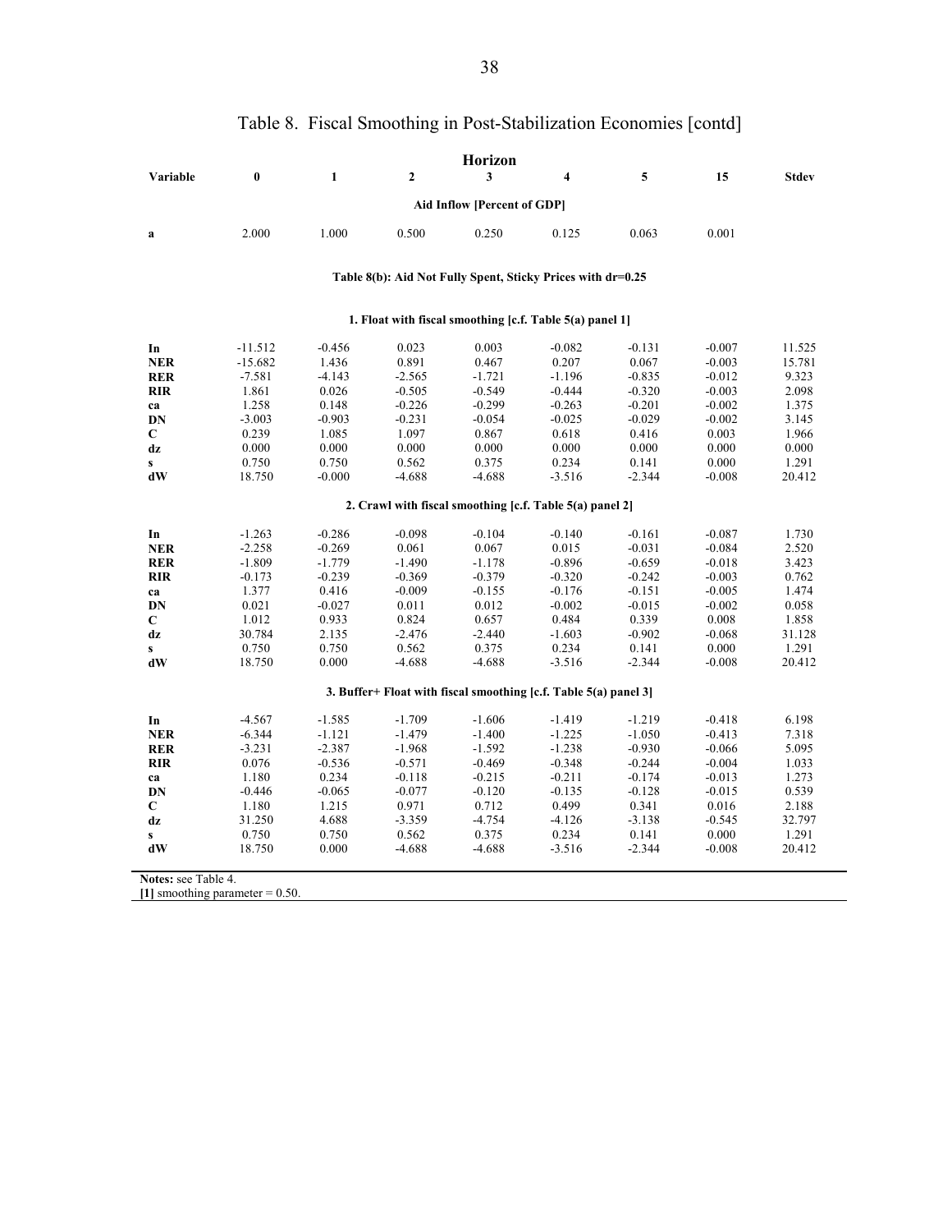# Table 8. Fiscal Smoothing in Post-Stabilization Economies [contd]

| Variable | 0 | 1 | 2 | 3 | 4 | 5 | 15 | Stdev |
|---|---|---|---|---|---|---|---|---|
| | | | | **Horizon** | | | | |
| | | | | **Aid Inflow [Percent of GDP]** | | | | |
| **a** | 2.000 | 1.000 | 0.500 | 0.250 | 0.125 | 0.063 | 0.001 | |
| | | | | **Table 8(b): Aid Not Fully Spent, Sticky Prices with dr=0.25** | | | | |
| | | | | **1. Float with fiscal smoothing [c.f. Table 5(a) panel 1]** | | | | |
| **In** | -11.512 | -0.456 | 0.023 | 0.003 | -0.082 | -0.131 | -0.007 | 11.525 |
| **NER** | -15.682 | 1.436 | 0.891 | 0.467 | 0.207 | 0.067 | -0.003 | 15.781 |
| **RER** | -7.581 | -4.143 | -2.565 | -1.721 | -1.196 | -0.835 | -0.012 | 9.323 |
| **RIR** | 1.861 | 0.026 | -0.505 | -0.549 | -0.444 | -0.320 | -0.003 | 2.098 |
| **ca** | 1.258 | 0.148 | -0.226 | -0.299 | -0.263 | -0.201 | -0.002 | 1.375 |
| **DN** | -3.003 | -0.903 | -0.231 | -0.054 | -0.025 | -0.029 | -0.002 | 3.145 |
| **C** | 0.239 | 1.085 | 1.097 | 0.867 | 0.618 | 0.416 | 0.003 | 1.966 |
| **dz** | 0.000 | 0.000 | 0.000 | 0.000 | 0.000 | 0.000 | 0.000 | 0.000 |
| **s** | 0.750 | 0.750 | 0.562 | 0.375 | 0.234 | 0.141 | 0.000 | 1.291 |
| **dW** | 18.750 | -0.000 | -4.688 | -4.688 | -3.516 | -2.344 | -0.008 | 20.412 |
| | | | | **2. Crawl with fiscal smoothing [c.f. Table 5(a) panel 2]** | | | | |
| **In** | -1.263 | -0.286 | -0.098 | -0.104 | -0.140 | -0.161 | -0.087 | 1.730 |
| **NER** | -2.258 | -0.269 | 0.061 | 0.067 | 0.015 | -0.031 | -0.084 | 2.520 |
| **RER** | -1.809 | -1.779 | -1.490 | -1.178 | -0.896 | -0.659 | -0.018 | 3.423 |
| **RIR** | -0.173 | -0.239 | -0.369 | -0.379 | -0.320 | -0.242 | -0.003 | 0.762 |
| **ca** | 1.377 | 0.416 | -0.009 | -0.155 | -0.176 | -0.151 | -0.005 | 1.474 |
| **DN** | 0.021 | -0.027 | 0.011 | 0.012 | -0.002 | -0.015 | -0.002 | 0.058 |
| **C** | 1.012 | 0.933 | 0.824 | 0.657 | 0.484 | 0.339 | 0.008 | 1.858 |
| **dz** | 30.784 | 2.135 | -2.476 | -2.440 | -1.603 | -0.902 | -0.068 | 31.128 |
| **s** | 0.750 | 0.750 | 0.562 | 0.375 | 0.234 | 0.141 | 0.000 | 1.291 |
| **dW** | 18.750 | 0.000 | -4.688 | -4.688 | -3.516 | -2.344 | -0.008 | 20.412 |
| | | | | **3. Buffer+ Float with fiscal smoothing [c.f. Table 5(a) panel 3]** | | | | |
| **In** | -4.567 | -1.585 | -1.709 | -1.606 | -1.419 | -1.219 | -0.418 | 6.198 |
| **NER** | -6.344 | -1.121 | -1.479 | -1.400 | -1.225 | -1.050 | -0.413 | 7.318 |
| **RER** | -3.231 | -2.387 | -1.968 | -1.592 | -1.238 | -0.930 | -0.066 | 5.095 |
| **RIR** | 0.076 | -0.536 | -0.571 | -0.469 | -0.348 | -0.244 | -0.004 | 1.033 |
| **ca** | 1.180 | 0.234 | -0.118 | -0.215 | -0.211 | -0.174 | -0.013 | 1.273 |
| **DN** | -0.446 | -0.065 | -0.077 | -0.120 | -0.135 | -0.128 | -0.015 | 0.539 |
| **C** | 1.180 | 1.215 | 0.971 | 0.712 | 0.499 | 0.341 | 0.016 | 2.188 |
| **dz** | 31.250 | 4.688 | -3.359 | -4.754 | -4.126 | -3.138 | -0.545 | 32.797 |
| **s** | 0.750 | 0.750 | 0.562 | 0.375 | 0.234 | 0.141 | 0.000 | 1.291 |
| **dW** | 18.750 | 0.000 | -4.688 | -4.688 | -3.516 | -2.344 | -0.008 | 20.412 |

**Notes:** see Table 4.
**[1]** smoothing parameter = 0.50.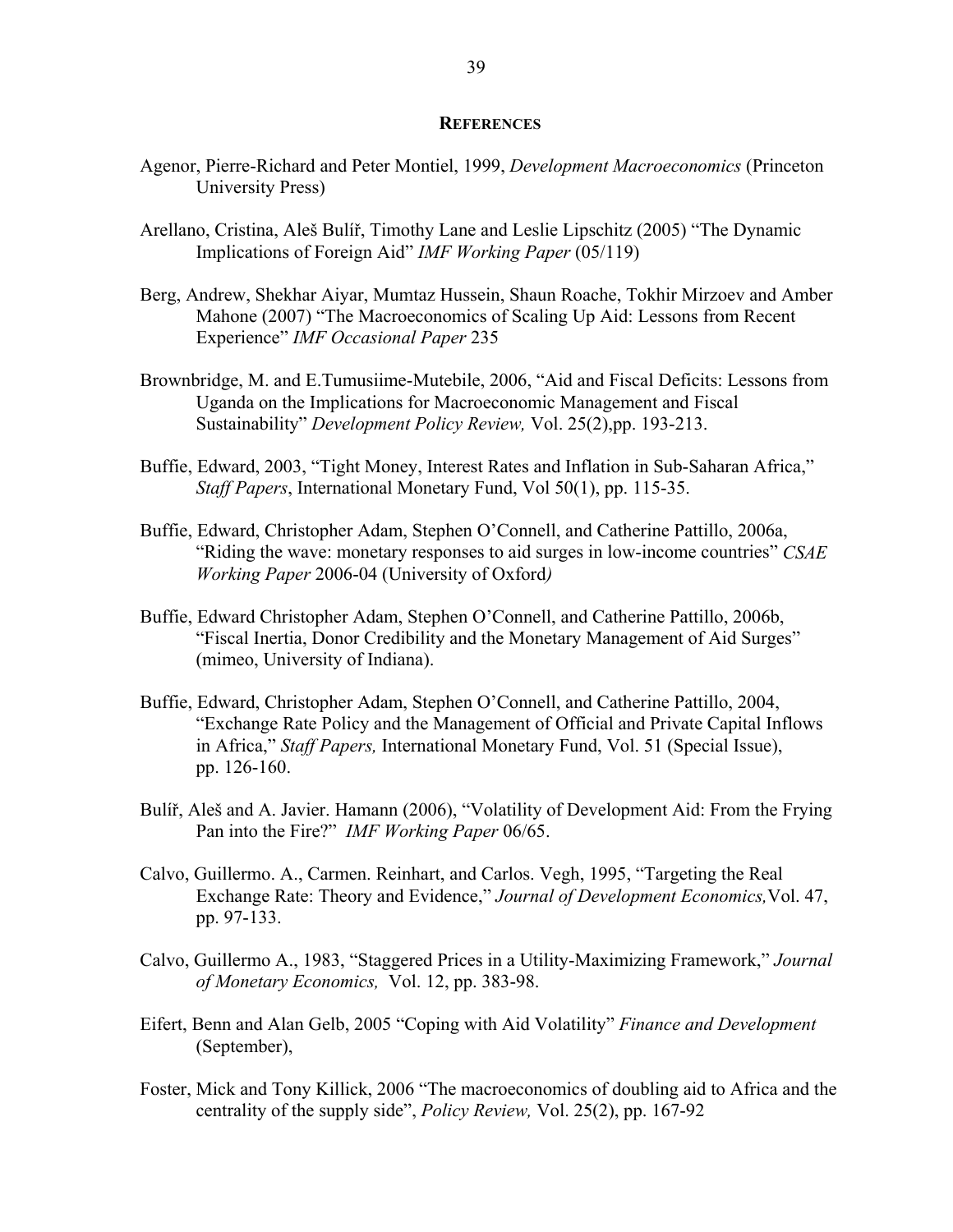## REFERENCES

Agenor, Pierre-Richard and Peter Montiel, 1999, *Development Macroeconomics* (Princeton University Press)

Arellano, Cristina, Aleš Bulíř, Timothy Lane and Leslie Lipschitz (2005) "The Dynamic Implications of Foreign Aid" *IMF Working Paper* (05/119)

Berg, Andrew, Shekhar Aiyar, Mumtaz Hussein, Shaun Roache, Tokhir Mirzoev and Amber Mahone (2007) "The Macroeconomics of Scaling Up Aid: Lessons from Recent Experience" *IMF Occasional Paper* 235

Brownbridge, M. and E.Tumusiime-Mutebile, 2006, "Aid and Fiscal Deficits: Lessons from Uganda on the Implications for Macroeconomic Management and Fiscal Sustainability" *Development Policy Review,* Vol. 25(2),pp. 193-213.

Buffie, Edward, 2003, "Tight Money, Interest Rates and Inflation in Sub-Saharan Africa," *Staff Papers*, International Monetary Fund, Vol 50(1), pp. 115-35.

Buffie, Edward, Christopher Adam, Stephen O'Connell, and Catherine Pattillo, 2006a, "Riding the wave: monetary responses to aid surges in low-income countries" *CSAE Working Paper* 2006-04 (University of Oxford*)*

Buffie, Edward Christopher Adam, Stephen O'Connell, and Catherine Pattillo, 2006b, "Fiscal Inertia, Donor Credibility and the Monetary Management of Aid Surges" (mimeo, University of Indiana).

Buffie, Edward, Christopher Adam, Stephen O'Connell, and Catherine Pattillo, 2004, "Exchange Rate Policy and the Management of Official and Private Capital Inflows in Africa," *Staff Papers,* International Monetary Fund, Vol. 51 (Special Issue), pp. 126-160.

Bulíř, Aleš and A. Javier. Hamann (2006), "Volatility of Development Aid: From the Frying Pan into the Fire?" *IMF Working Paper* 06/65.

Calvo, Guillermo. A., Carmen. Reinhart, and Carlos. Vegh, 1995, "Targeting the Real Exchange Rate: Theory and Evidence," *Journal of Development Economics,*Vol. 47, pp. 97-133.

Calvo, Guillermo A., 1983, "Staggered Prices in a Utility-Maximizing Framework," *Journal of Monetary Economics,* Vol. 12, pp. 383-98.

Eifert, Benn and Alan Gelb, 2005 "Coping with Aid Volatility" *Finance and Development* (September),

Foster, Mick and Tony Killick, 2006 "The macroeconomics of doubling aid to Africa and the centrality of the supply side", *Policy Review,* Vol. 25(2), pp. 167-92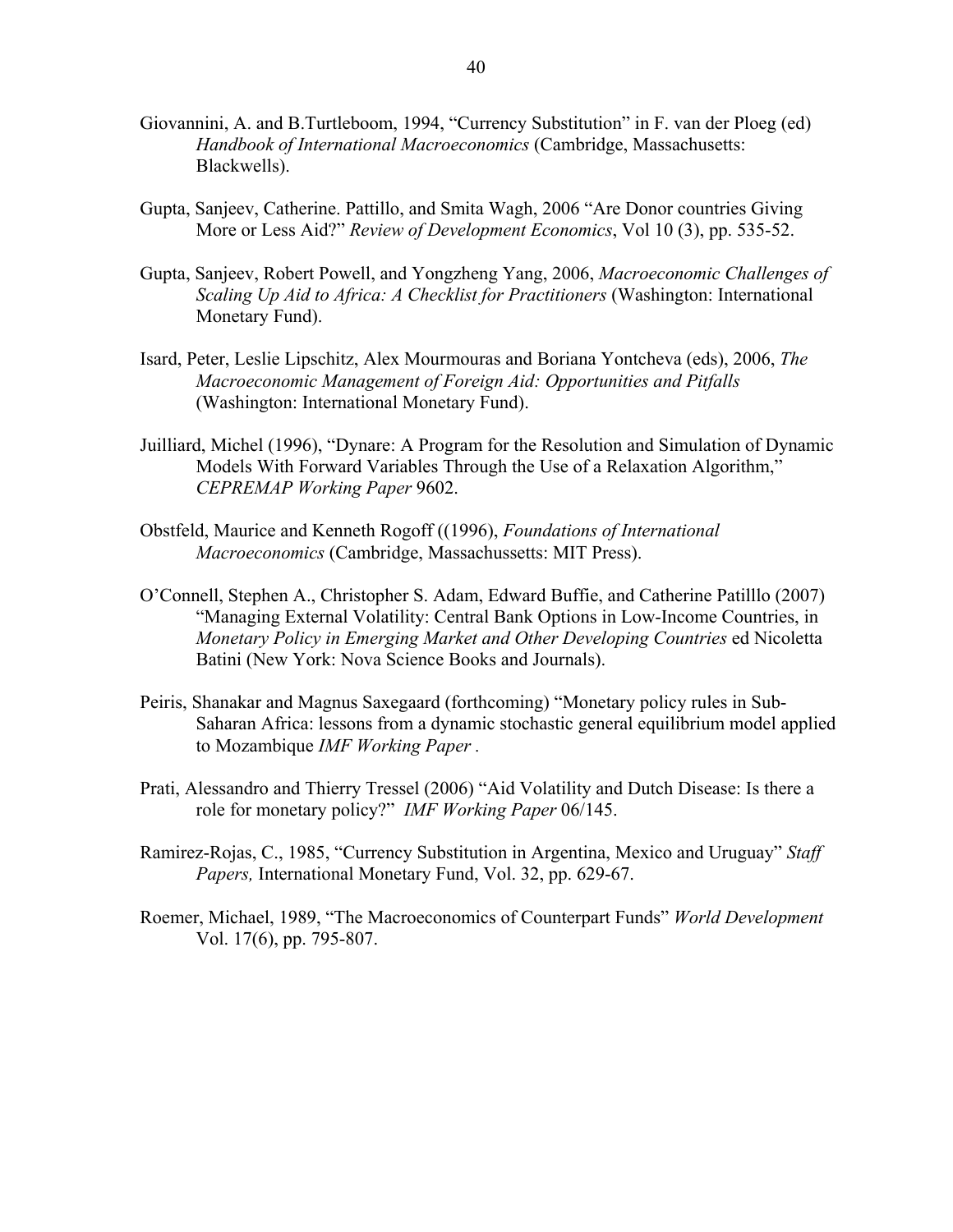Giovannini, A. and B.Turtleboom, 1994, "Currency Substitution" in F. van der Ploeg (ed) *Handbook of International Macroeconomics* (Cambridge, Massachusetts: Blackwells).

Gupta, Sanjeev, Catherine. Pattillo, and Smita Wagh, 2006 "Are Donor countries Giving More or Less Aid?" *Review of Development Economics*, Vol 10 (3), pp. 535-52.

Gupta, Sanjeev, Robert Powell, and Yongzheng Yang, 2006, *Macroeconomic Challenges of Scaling Up Aid to Africa: A Checklist for Practitioners* (Washington: International Monetary Fund).

Isard, Peter, Leslie Lipschitz, Alex Mourmouras and Boriana Yontcheva (eds), 2006, *The Macroeconomic Management of Foreign Aid: Opportunities and Pitfalls* (Washington: International Monetary Fund).

Juilliard, Michel (1996), "Dynare: A Program for the Resolution and Simulation of Dynamic Models With Forward Variables Through the Use of a Relaxation Algorithm," *CEPREMAP Working Paper* 9602.

Obstfeld, Maurice and Kenneth Rogoff ((1996), *Foundations of International Macroeconomics* (Cambridge, Massachussetts: MIT Press).

O'Connell, Stephen A., Christopher S. Adam, Edward Buffie, and Catherine Patilllo (2007) "Managing External Volatility: Central Bank Options in Low-Income Countries, in *Monetary Policy in Emerging Market and Other Developing Countries* ed Nicoletta Batini (New York: Nova Science Books and Journals).

Peiris, Shanakar and Magnus Saxegaard (forthcoming) "Monetary policy rules in Sub-Saharan Africa: lessons from a dynamic stochastic general equilibrium model applied to Mozambique *IMF Working Paper* .

Prati, Alessandro and Thierry Tressel (2006) "Aid Volatility and Dutch Disease: Is there a role for monetary policy?" *IMF Working Paper* 06/145.

Ramirez-Rojas, C., 1985, "Currency Substitution in Argentina, Mexico and Uruguay" *Staff Papers,* International Monetary Fund, Vol. 32, pp. 629-67.

Roemer, Michael, 1989, "The Macroeconomics of Counterpart Funds" *World Development* Vol. 17(6), pp. 795-807.